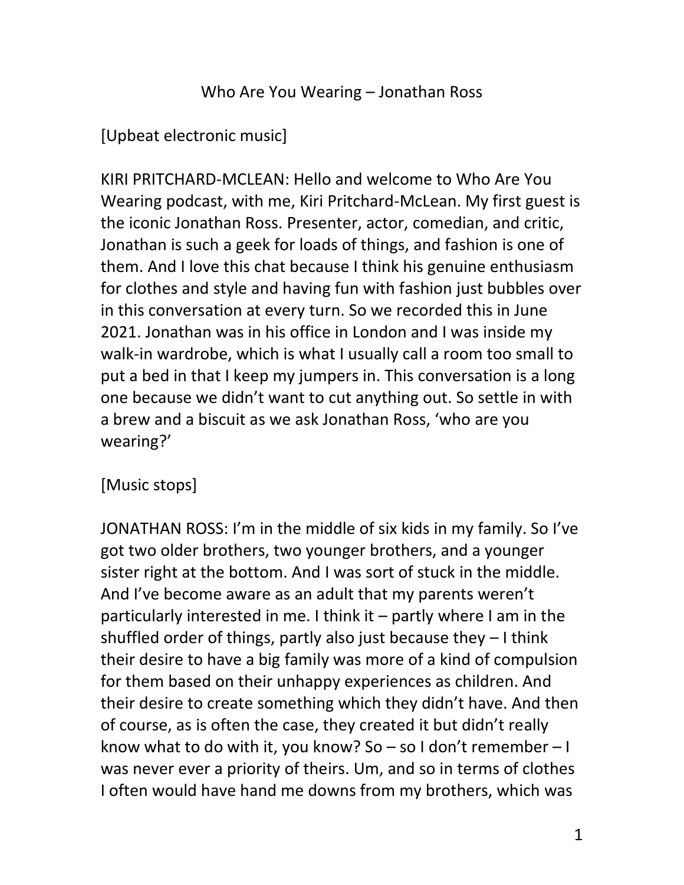# Who Are You Wearing – Jonathan Ross

[Upbeat electronic music]

KIRI PRITCHARD-MCLEAN: Hello and welcome to Who Are You Wearing podcast, with me, Kiri Pritchard-McLean. My first guest is the iconic Jonathan Ross. Presenter, actor, comedian, and critic, Jonathan is such a geek for loads of things, and fashion is one of them. And I love this chat because I think his genuine enthusiasm for clothes and style and having fun with fashion just bubbles over in this conversation at every turn. So we recorded this in June 2021. Jonathan was in his office in London and I was inside my walk-in wardrobe, which is what I usually call a room too small to put a bed in that I keep my jumpers in. This conversation is a long one because we didn't want to cut anything out. So settle in with a brew and a biscuit as we ask Jonathan Ross, 'who are you wearing?'

[Music stops]

JONATHAN ROSS: I'm in the middle of six kids in my family. So I've got two older brothers, two younger brothers, and a younger sister right at the bottom. And I was sort of stuck in the middle. And I've become aware as an adult that my parents weren't particularly interested in me. I think it – partly where I am in the shuffled order of things, partly also just because they – I think their desire to have a big family was more of a kind of compulsion for them based on their unhappy experiences as children. And their desire to create something which they didn't have. And then of course, as is often the case, they created it but didn't really know what to do with it, you know? So – so I don't remember – I was never ever a priority of theirs. Um, and so in terms of clothes I often would have hand me downs from my brothers, which was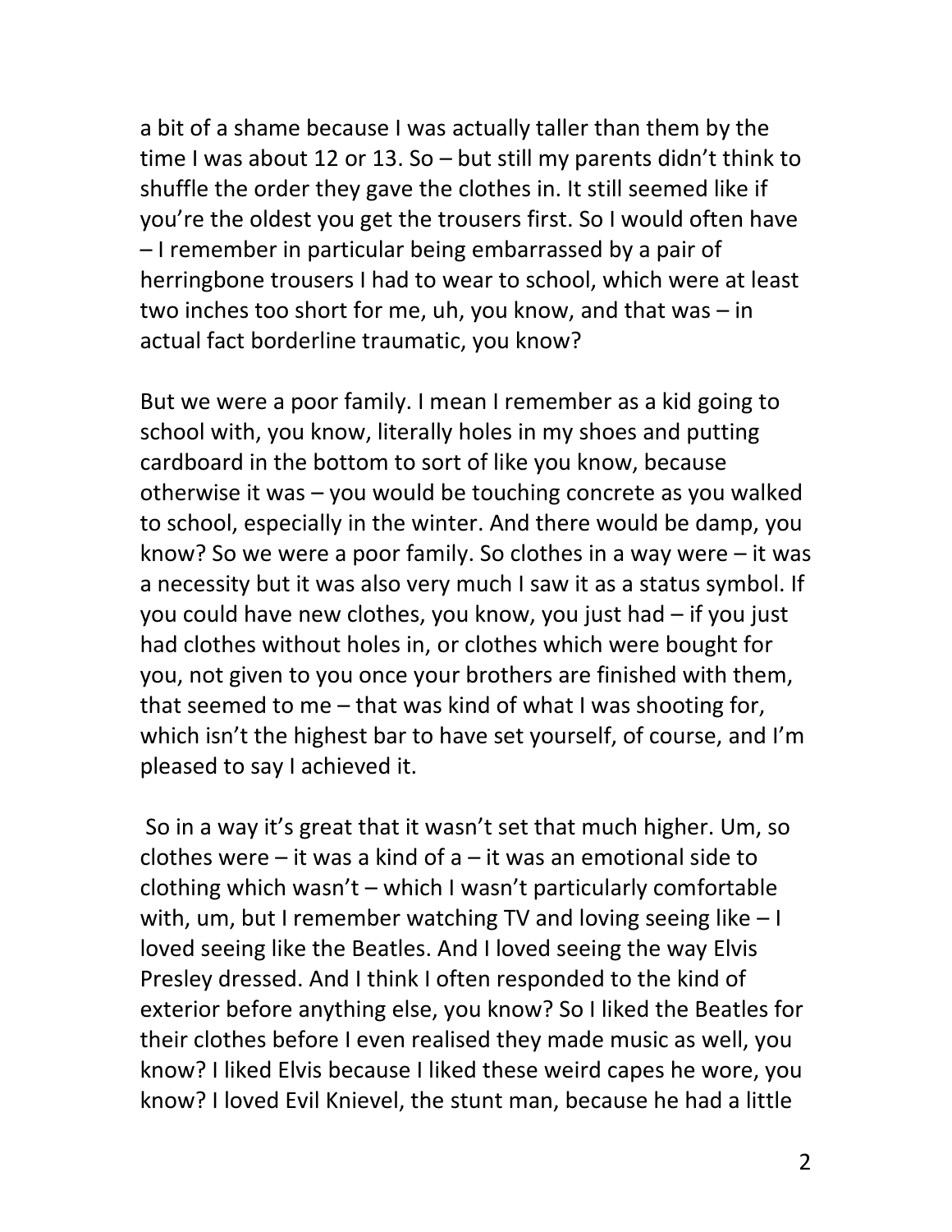a bit of a shame because I was actually taller than them by the time I was about 12 or 13. So – but still my parents didn't think to shuffle the order they gave the clothes in. It still seemed like if you're the oldest you get the trousers first. So I would often have – I remember in particular being embarrassed by a pair of herringbone trousers I had to wear to school, which were at least two inches too short for me, uh, you know, and that was – in actual fact borderline traumatic, you know?

But we were a poor family. I mean I remember as a kid going to school with, you know, literally holes in my shoes and putting cardboard in the bottom to sort of like you know, because otherwise it was – you would be touching concrete as you walked to school, especially in the winter. And there would be damp, you know? So we were a poor family. So clothes in a way were – it was a necessity but it was also very much I saw it as a status symbol. If you could have new clothes, you know, you just had – if you just had clothes without holes in, or clothes which were bought for you, not given to you once your brothers are finished with them, that seemed to me – that was kind of what I was shooting for, which isn't the highest bar to have set yourself, of course, and I'm pleased to say I achieved it.

So in a way it's great that it wasn't set that much higher. Um, so clothes were – it was a kind of a – it was an emotional side to clothing which wasn't – which I wasn't particularly comfortable with, um, but I remember watching TV and loving seeing like – I loved seeing like the Beatles. And I loved seeing the way Elvis Presley dressed. And I think I often responded to the kind of exterior before anything else, you know? So I liked the Beatles for their clothes before I even realised they made music as well, you know? I liked Elvis because I liked these weird capes he wore, you know? I loved Evil Knievel, the stunt man, because he had a little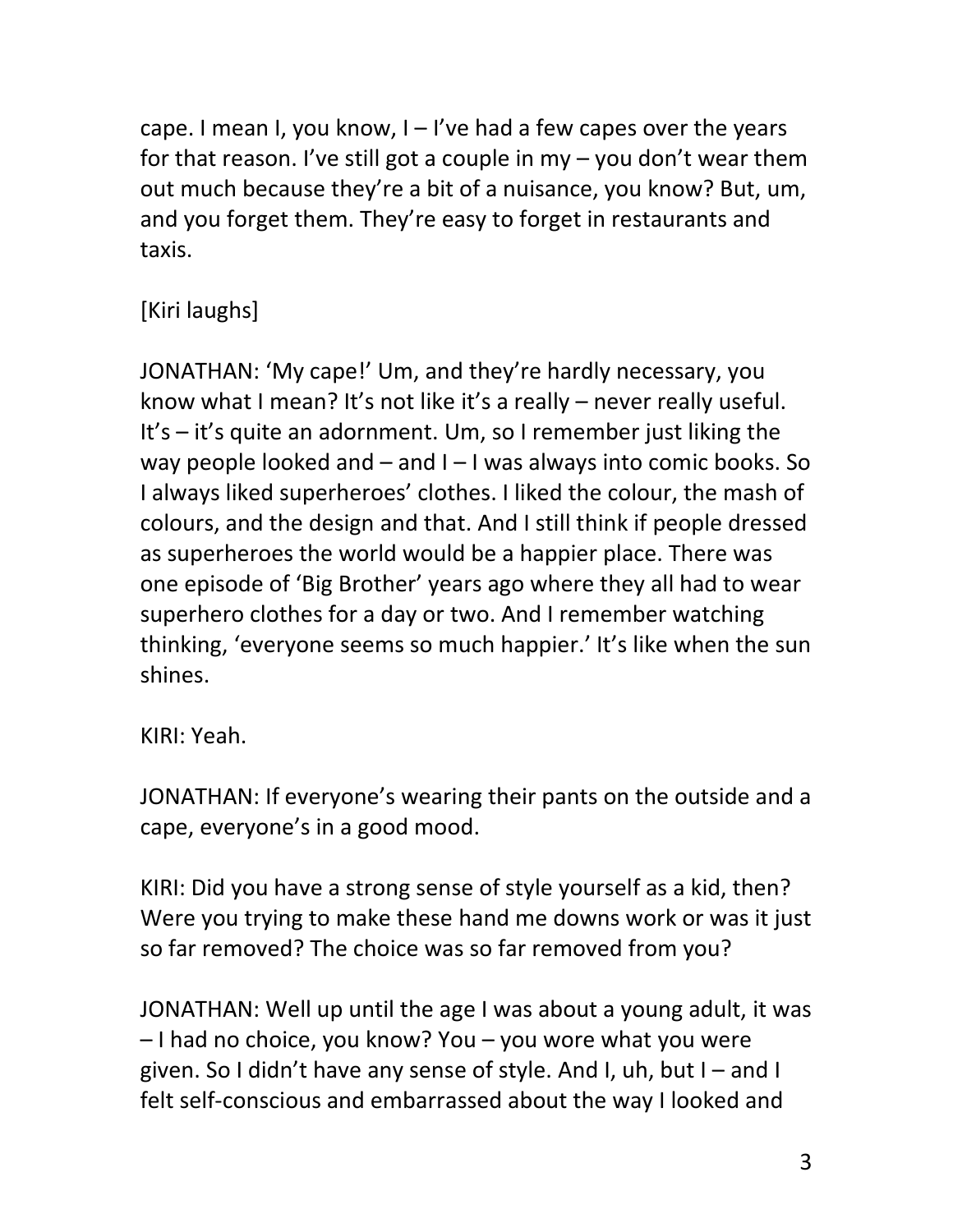cape. I mean I, you know, I – I've had a few capes over the years for that reason. I've still got a couple in my – you don't wear them out much because they're a bit of a nuisance, you know? But, um, and you forget them. They're easy to forget in restaurants and taxis.

[Kiri laughs]

JONATHAN: 'My cape!' Um, and they're hardly necessary, you know what I mean? It's not like it's a really – never really useful. It's – it's quite an adornment. Um, so I remember just liking the way people looked and – and I – I was always into comic books. So I always liked superheroes' clothes. I liked the colour, the mash of colours, and the design and that. And I still think if people dressed as superheroes the world would be a happier place. There was one episode of 'Big Brother' years ago where they all had to wear superhero clothes for a day or two. And I remember watching thinking, 'everyone seems so much happier.' It's like when the sun shines.

KIRI: Yeah.

JONATHAN: If everyone's wearing their pants on the outside and a cape, everyone's in a good mood.

KIRI: Did you have a strong sense of style yourself as a kid, then? Were you trying to make these hand me downs work or was it just so far removed? The choice was so far removed from you?

JONATHAN: Well up until the age I was about a young adult, it was – I had no choice, you know? You – you wore what you were given. So I didn't have any sense of style. And I, uh, but I – and I felt self-conscious and embarrassed about the way I looked and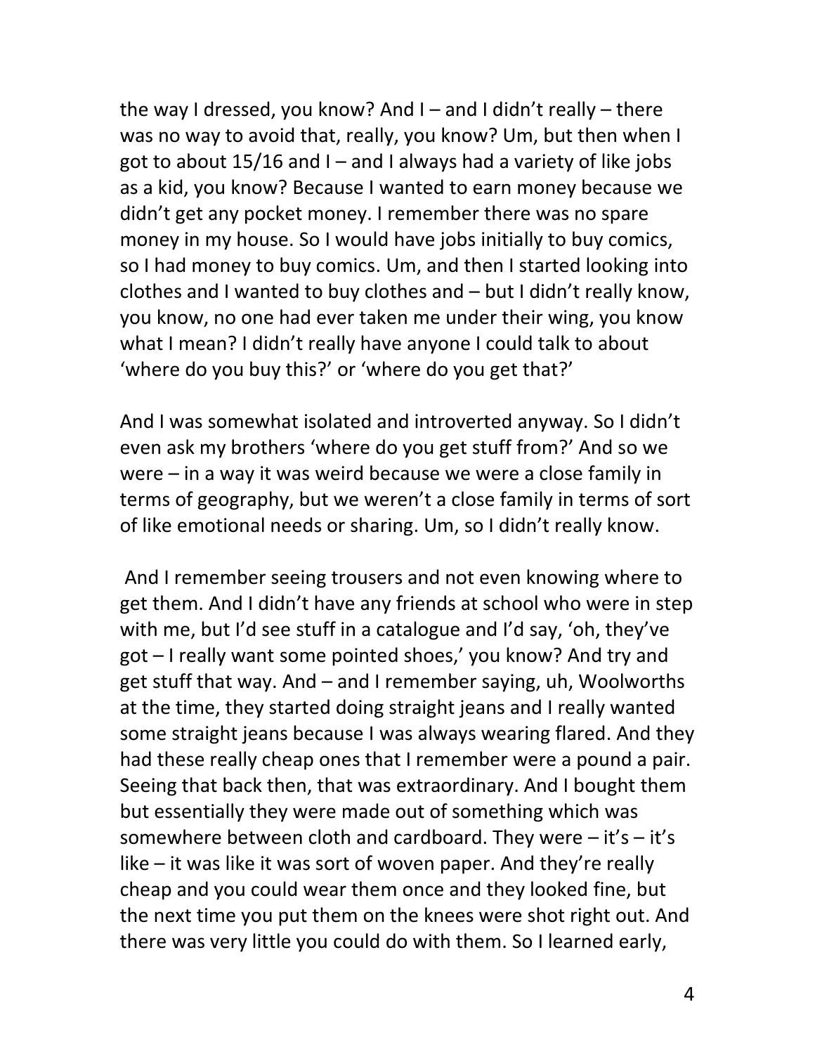the way I dressed, you know? And I – and I didn't really – there was no way to avoid that, really, you know? Um, but then when I got to about 15/16 and I – and I always had a variety of like jobs as a kid, you know? Because I wanted to earn money because we didn't get any pocket money. I remember there was no spare money in my house. So I would have jobs initially to buy comics, so I had money to buy comics. Um, and then I started looking into clothes and I wanted to buy clothes and – but I didn't really know, you know, no one had ever taken me under their wing, you know what I mean? I didn't really have anyone I could talk to about 'where do you buy this?' or 'where do you get that?'

And I was somewhat isolated and introverted anyway. So I didn't even ask my brothers 'where do you get stuff from?' And so we were – in a way it was weird because we were a close family in terms of geography, but we weren't a close family in terms of sort of like emotional needs or sharing. Um, so I didn't really know.

And I remember seeing trousers and not even knowing where to get them. And I didn't have any friends at school who were in step with me, but I'd see stuff in a catalogue and I'd say, 'oh, they've got – I really want some pointed shoes,' you know? And try and get stuff that way. And – and I remember saying, uh, Woolworths at the time, they started doing straight jeans and I really wanted some straight jeans because I was always wearing flared. And they had these really cheap ones that I remember were a pound a pair. Seeing that back then, that was extraordinary. And I bought them but essentially they were made out of something which was somewhere between cloth and cardboard. They were – it's – it's like – it was like it was sort of woven paper. And they're really cheap and you could wear them once and they looked fine, but the next time you put them on the knees were shot right out. And there was very little you could do with them. So I learned early,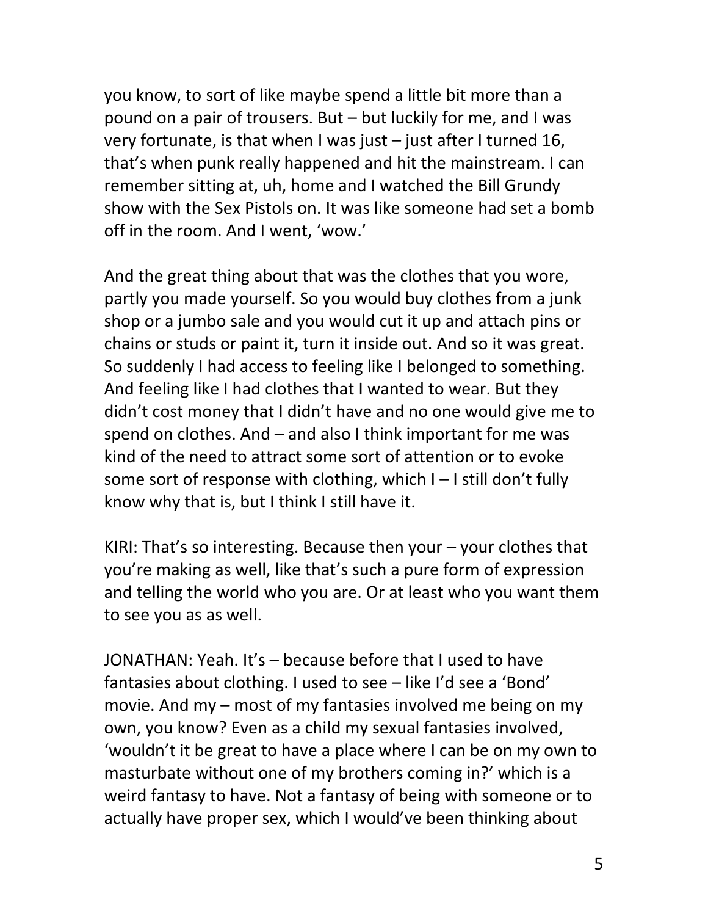you know, to sort of like maybe spend a little bit more than a pound on a pair of trousers. But – but luckily for me, and I was very fortunate, is that when I was just – just after I turned 16, that's when punk really happened and hit the mainstream. I can remember sitting at, uh, home and I watched the Bill Grundy show with the Sex Pistols on. It was like someone had set a bomb off in the room. And I went, 'wow.'

And the great thing about that was the clothes that you wore, partly you made yourself. So you would buy clothes from a junk shop or a jumbo sale and you would cut it up and attach pins or chains or studs or paint it, turn it inside out. And so it was great. So suddenly I had access to feeling like I belonged to something. And feeling like I had clothes that I wanted to wear. But they didn't cost money that I didn't have and no one would give me to spend on clothes. And – and also I think important for me was kind of the need to attract some sort of attention or to evoke some sort of response with clothing, which I – I still don't fully know why that is, but I think I still have it.

KIRI: That's so interesting. Because then your – your clothes that you're making as well, like that's such a pure form of expression and telling the world who you are. Or at least who you want them to see you as as well.

JONATHAN: Yeah. It's – because before that I used to have fantasies about clothing. I used to see – like I'd see a 'Bond' movie. And my – most of my fantasies involved me being on my own, you know? Even as a child my sexual fantasies involved, 'wouldn't it be great to have a place where I can be on my own to masturbate without one of my brothers coming in?' which is a weird fantasy to have. Not a fantasy of being with someone or to actually have proper sex, which I would've been thinking about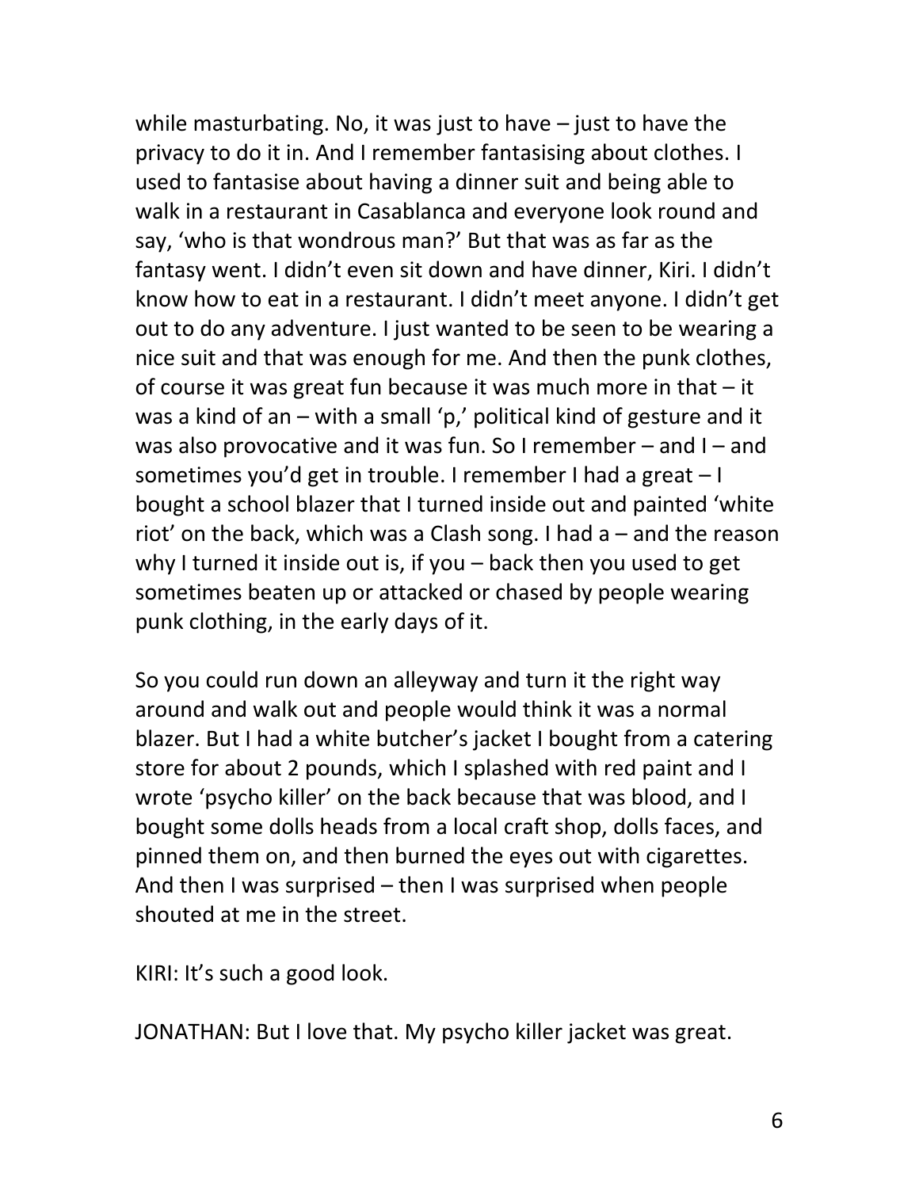while masturbating. No, it was just to have – just to have the privacy to do it in. And I remember fantasising about clothes. I used to fantasise about having a dinner suit and being able to walk in a restaurant in Casablanca and everyone look round and say, 'who is that wondrous man?' But that was as far as the fantasy went. I didn't even sit down and have dinner, Kiri. I didn't know how to eat in a restaurant. I didn't meet anyone. I didn't get out to do any adventure. I just wanted to be seen to be wearing a nice suit and that was enough for me. And then the punk clothes, of course it was great fun because it was much more in that – it was a kind of an – with a small 'p,' political kind of gesture and it was also provocative and it was fun. So I remember – and I – and sometimes you'd get in trouble. I remember I had a great – I bought a school blazer that I turned inside out and painted 'white riot' on the back, which was a Clash song. I had a – and the reason why I turned it inside out is, if you – back then you used to get sometimes beaten up or attacked or chased by people wearing punk clothing, in the early days of it.

So you could run down an alleyway and turn it the right way around and walk out and people would think it was a normal blazer. But I had a white butcher's jacket I bought from a catering store for about 2 pounds, which I splashed with red paint and I wrote 'psycho killer' on the back because that was blood, and I bought some dolls heads from a local craft shop, dolls faces, and pinned them on, and then burned the eyes out with cigarettes. And then I was surprised – then I was surprised when people shouted at me in the street.

KIRI: It's such a good look.

JONATHAN: But I love that. My psycho killer jacket was great.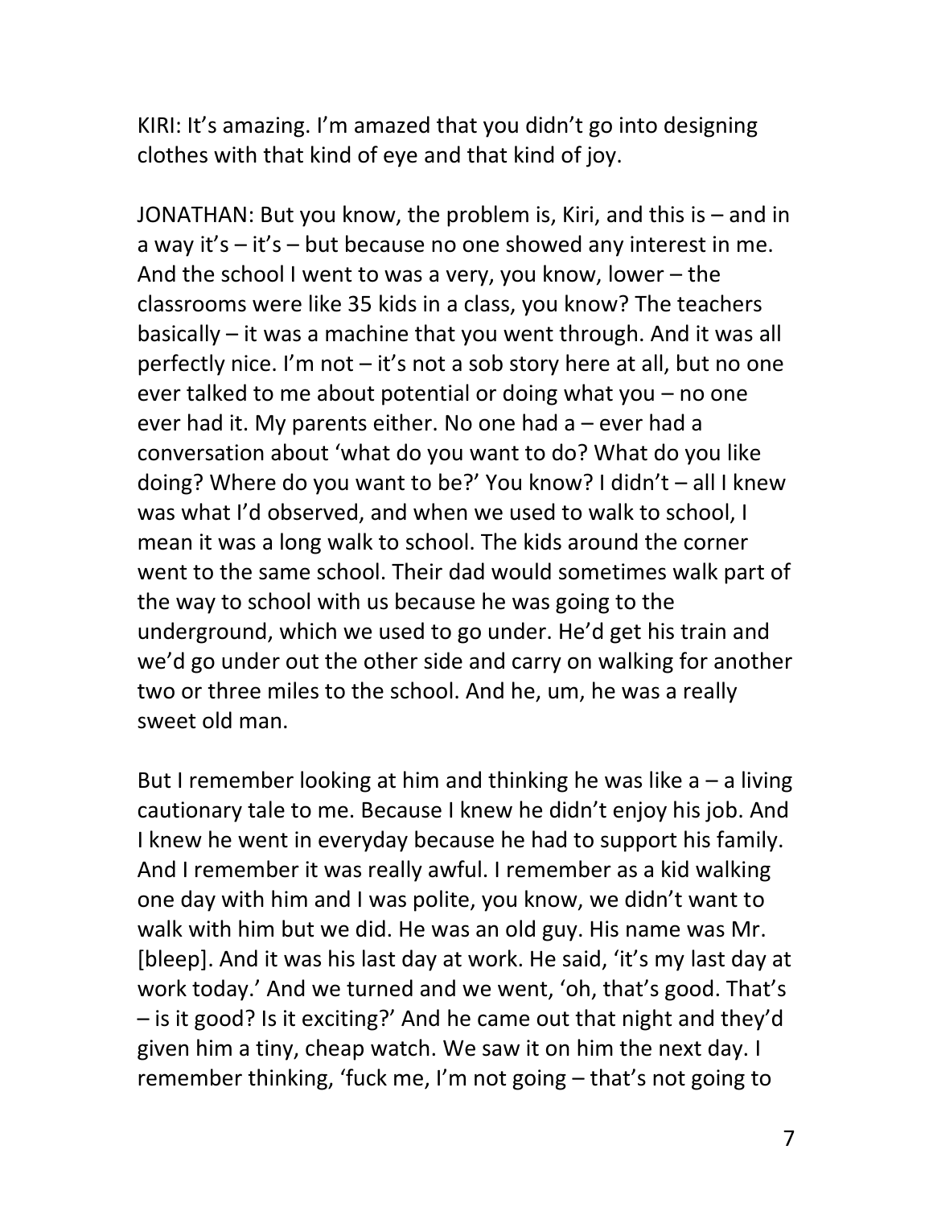KIRI: It's amazing. I'm amazed that you didn't go into designing clothes with that kind of eye and that kind of joy.

JONATHAN: But you know, the problem is, Kiri, and this is – and in a way it's – it's – but because no one showed any interest in me. And the school I went to was a very, you know, lower – the classrooms were like 35 kids in a class, you know? The teachers basically – it was a machine that you went through. And it was all perfectly nice. I'm not – it's not a sob story here at all, but no one ever talked to me about potential or doing what you – no one ever had it. My parents either. No one had a – ever had a conversation about 'what do you want to do? What do you like doing? Where do you want to be?' You know? I didn't – all I knew was what I'd observed, and when we used to walk to school, I mean it was a long walk to school. The kids around the corner went to the same school. Their dad would sometimes walk part of the way to school with us because he was going to the underground, which we used to go under. He'd get his train and we'd go under out the other side and carry on walking for another two or three miles to the school. And he, um, he was a really sweet old man.

But I remember looking at him and thinking he was like a – a living cautionary tale to me. Because I knew he didn't enjoy his job. And I knew he went in everyday because he had to support his family. And I remember it was really awful. I remember as a kid walking one day with him and I was polite, you know, we didn't want to walk with him but we did. He was an old guy. His name was Mr. [bleep]. And it was his last day at work. He said, 'it's my last day at work today.' And we turned and we went, 'oh, that's good. That's – is it good? Is it exciting?' And he came out that night and they'd given him a tiny, cheap watch. We saw it on him the next day. I remember thinking, 'fuck me, I'm not going – that's not going to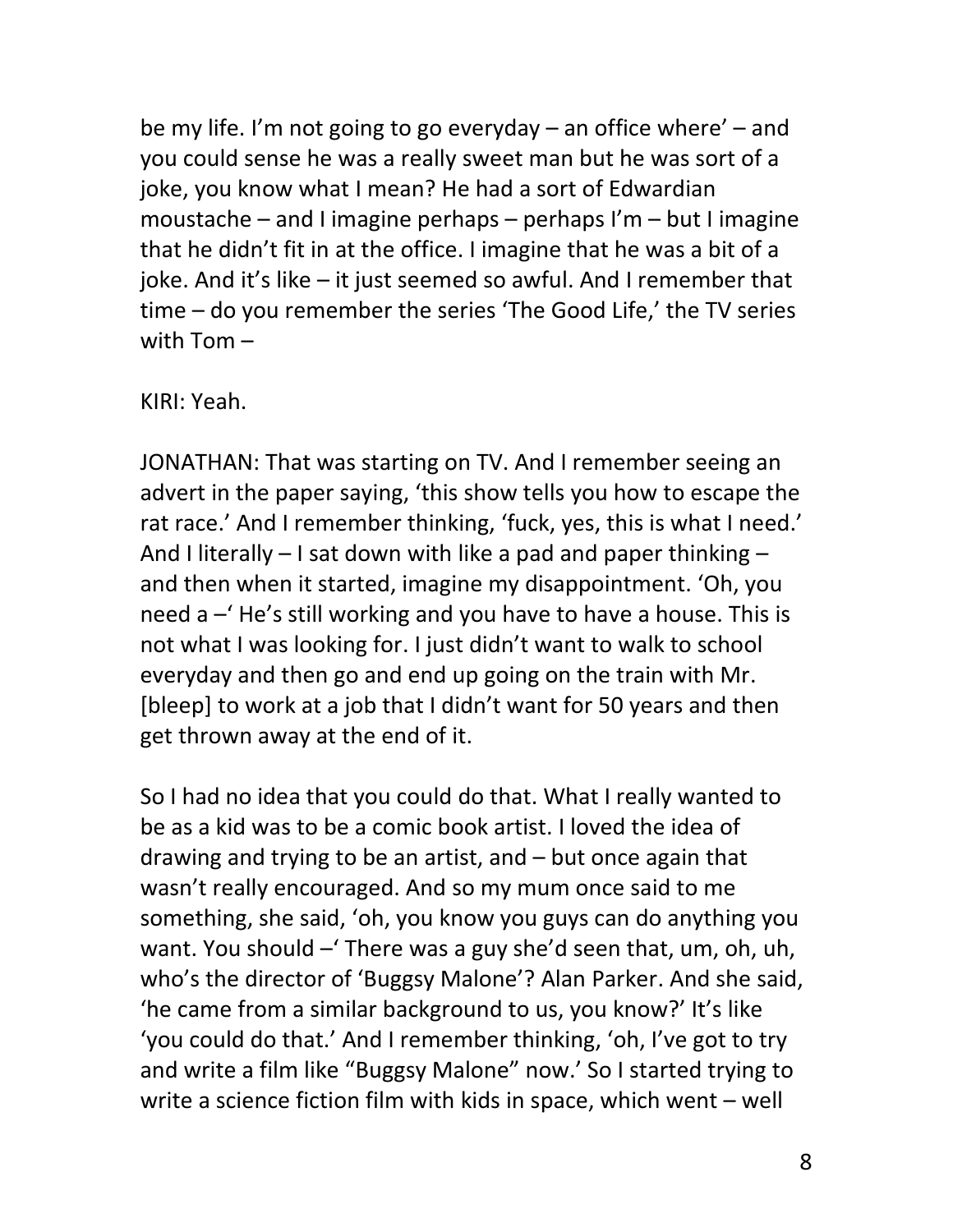be my life. I'm not going to go everyday – an office where' – and you could sense he was a really sweet man but he was sort of a joke, you know what I mean? He had a sort of Edwardian moustache – and I imagine perhaps – perhaps I'm – but I imagine that he didn't fit in at the office. I imagine that he was a bit of a joke. And it's like – it just seemed so awful. And I remember that time – do you remember the series 'The Good Life,' the TV series with Tom –

KIRI: Yeah.

JONATHAN: That was starting on TV. And I remember seeing an advert in the paper saying, 'this show tells you how to escape the rat race.' And I remember thinking, 'fuck, yes, this is what I need.' And I literally – I sat down with like a pad and paper thinking – and then when it started, imagine my disappointment. 'Oh, you need a –' He's still working and you have to have a house. This is not what I was looking for. I just didn't want to walk to school everyday and then go and end up going on the train with Mr. [bleep] to work at a job that I didn't want for 50 years and then get thrown away at the end of it.

So I had no idea that you could do that. What I really wanted to be as a kid was to be a comic book artist. I loved the idea of drawing and trying to be an artist, and – but once again that wasn't really encouraged. And so my mum once said to me something, she said, 'oh, you know you guys can do anything you want. You should –' There was a guy she'd seen that, um, oh, uh, who's the director of 'Buggsy Malone'? Alan Parker. And she said, 'he came from a similar background to us, you know?' It's like 'you could do that.' And I remember thinking, 'oh, I've got to try and write a film like "Buggsy Malone" now.' So I started trying to write a science fiction film with kids in space, which went – well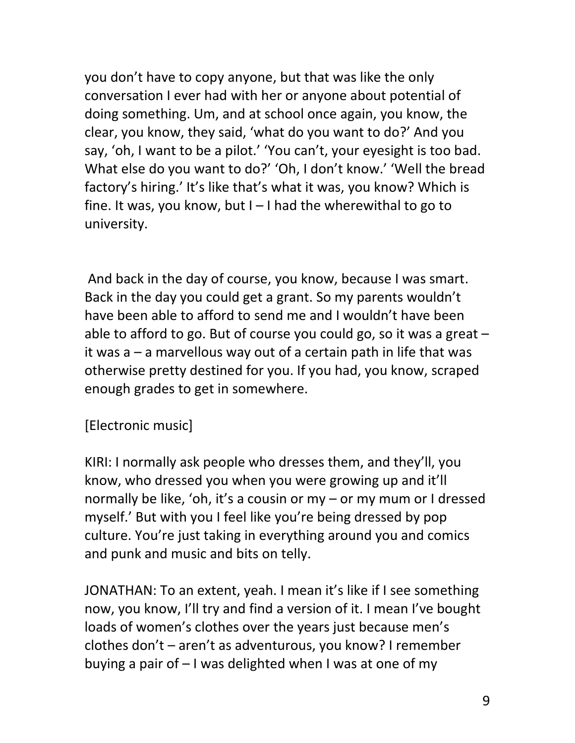you don’t have to copy anyone, but that was like the only conversation I ever had with her or anyone about potential of doing something. Um, and at school once again, you know, the clear, you know, they said, ‘what do you want to do?’ And you say, ‘oh, I want to be a pilot.’ ‘You can’t, your eyesight is too bad. What else do you want to do?’ ‘Oh, I don’t know.’ ‘Well the bread factory’s hiring.’ It’s like that’s what it was, you know? Which is fine. It was, you know, but I – I had the wherewithal to go to university.

And back in the day of course, you know, because I was smart. Back in the day you could get a grant. So my parents wouldn’t have been able to afford to send me and I wouldn’t have been able to afford to go. But of course you could go, so it was a great – it was a – a marvellous way out of a certain path in life that was otherwise pretty destined for you. If you had, you know, scraped enough grades to get in somewhere.

[Electronic music]

KIRI: I normally ask people who dresses them, and they’ll, you know, who dressed you when you were growing up and it’ll normally be like, ‘oh, it’s a cousin or my – or my mum or I dressed myself.’ But with you I feel like you’re being dressed by pop culture. You’re just taking in everything around you and comics and punk and music and bits on telly.

JONATHAN: To an extent, yeah. I mean it’s like if I see something now, you know, I’ll try and find a version of it. I mean I’ve bought loads of women’s clothes over the years just because men’s clothes don’t – aren’t as adventurous, you know? I remember buying a pair of – I was delighted when I was at one of my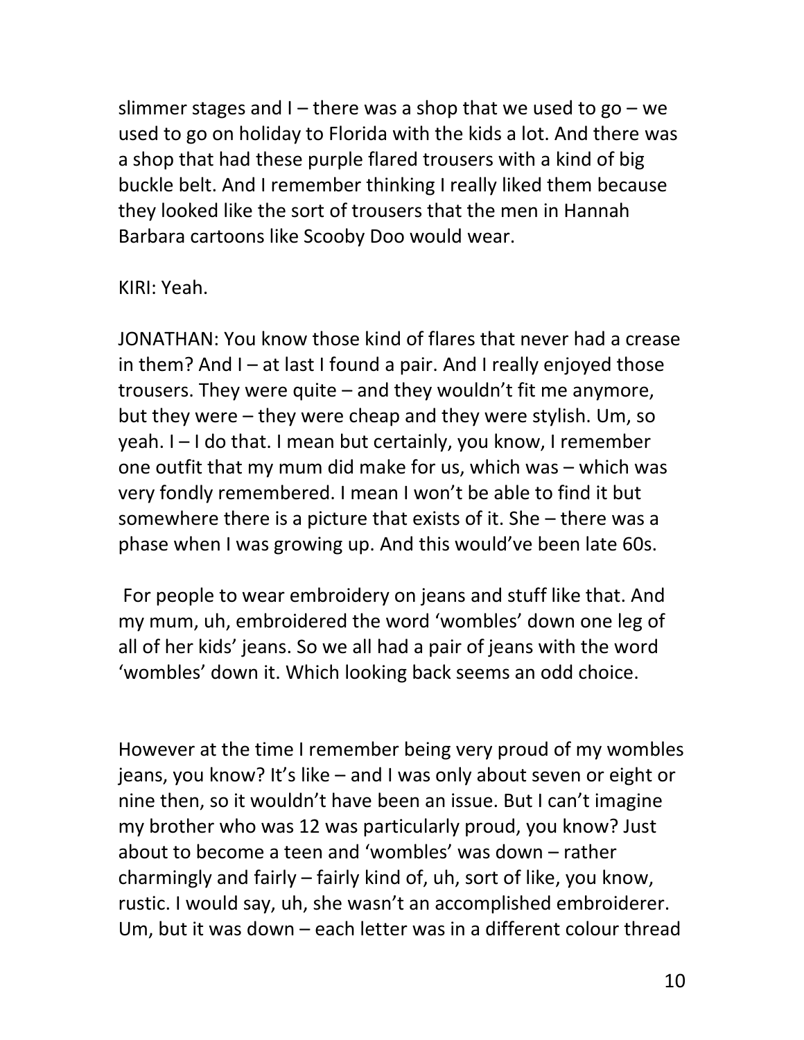slimmer stages and I – there was a shop that we used to go – we used to go on holiday to Florida with the kids a lot. And there was a shop that had these purple flared trousers with a kind of big buckle belt. And I remember thinking I really liked them because they looked like the sort of trousers that the men in Hannah Barbara cartoons like Scooby Doo would wear.

KIRI: Yeah.

JONATHAN: You know those kind of flares that never had a crease in them? And I – at last I found a pair. And I really enjoyed those trousers. They were quite – and they wouldn't fit me anymore, but they were – they were cheap and they were stylish. Um, so yeah. I – I do that. I mean but certainly, you know, I remember one outfit that my mum did make for us, which was – which was very fondly remembered. I mean I won't be able to find it but somewhere there is a picture that exists of it. She – there was a phase when I was growing up. And this would've been late 60s.

For people to wear embroidery on jeans and stuff like that. And my mum, uh, embroidered the word 'wombles' down one leg of all of her kids' jeans. So we all had a pair of jeans with the word 'wombles' down it. Which looking back seems an odd choice.

However at the time I remember being very proud of my wombles jeans, you know? It's like – and I was only about seven or eight or nine then, so it wouldn't have been an issue. But I can't imagine my brother who was 12 was particularly proud, you know? Just about to become a teen and 'wombles' was down – rather charmingly and fairly – fairly kind of, uh, sort of like, you know, rustic. I would say, uh, she wasn't an accomplished embroiderer. Um, but it was down – each letter was in a different colour thread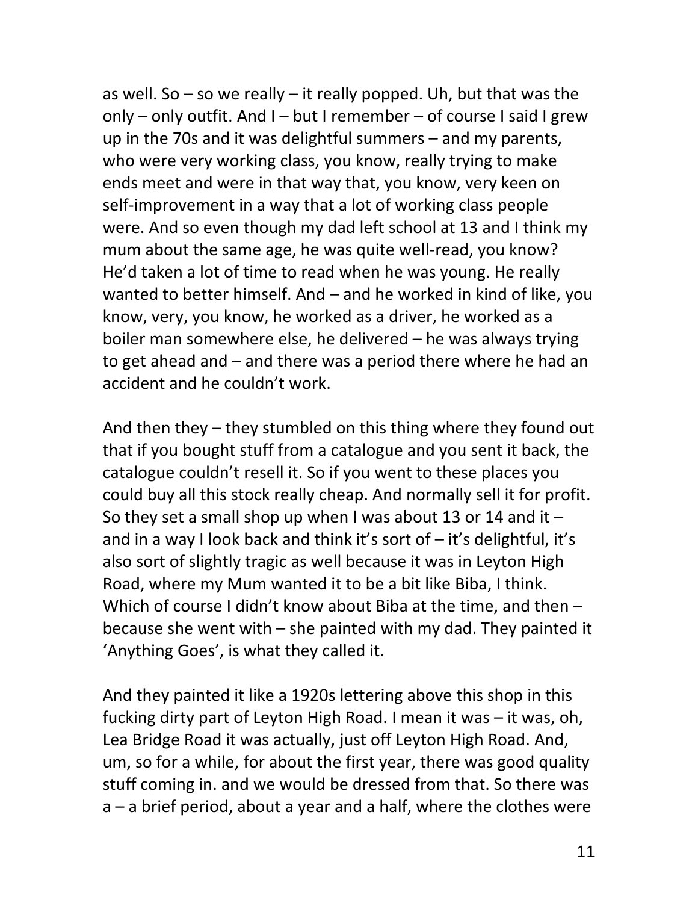as well. So – so we really – it really popped. Uh, but that was the only – only outfit. And I – but I remember – of course I said I grew up in the 70s and it was delightful summers – and my parents, who were very working class, you know, really trying to make ends meet and were in that way that, you know, very keen on self-improvement in a way that a lot of working class people were. And so even though my dad left school at 13 and I think my mum about the same age, he was quite well-read, you know? He'd taken a lot of time to read when he was young. He really wanted to better himself. And – and he worked in kind of like, you know, very, you know, he worked as a driver, he worked as a boiler man somewhere else, he delivered – he was always trying to get ahead and – and there was a period there where he had an accident and he couldn't work.

And then they – they stumbled on this thing where they found out that if you bought stuff from a catalogue and you sent it back, the catalogue couldn't resell it. So if you went to these places you could buy all this stock really cheap. And normally sell it for profit. So they set a small shop up when I was about 13 or 14 and it – and in a way I look back and think it's sort of – it's delightful, it's also sort of slightly tragic as well because it was in Leyton High Road, where my Mum wanted it to be a bit like Biba, I think. Which of course I didn't know about Biba at the time, and then – because she went with – she painted with my dad. They painted it 'Anything Goes', is what they called it.

And they painted it like a 1920s lettering above this shop in this fucking dirty part of Leyton High Road. I mean it was – it was, oh, Lea Bridge Road it was actually, just off Leyton High Road. And, um, so for a while, for about the first year, there was good quality stuff coming in. and we would be dressed from that. So there was a – a brief period, about a year and a half, where the clothes were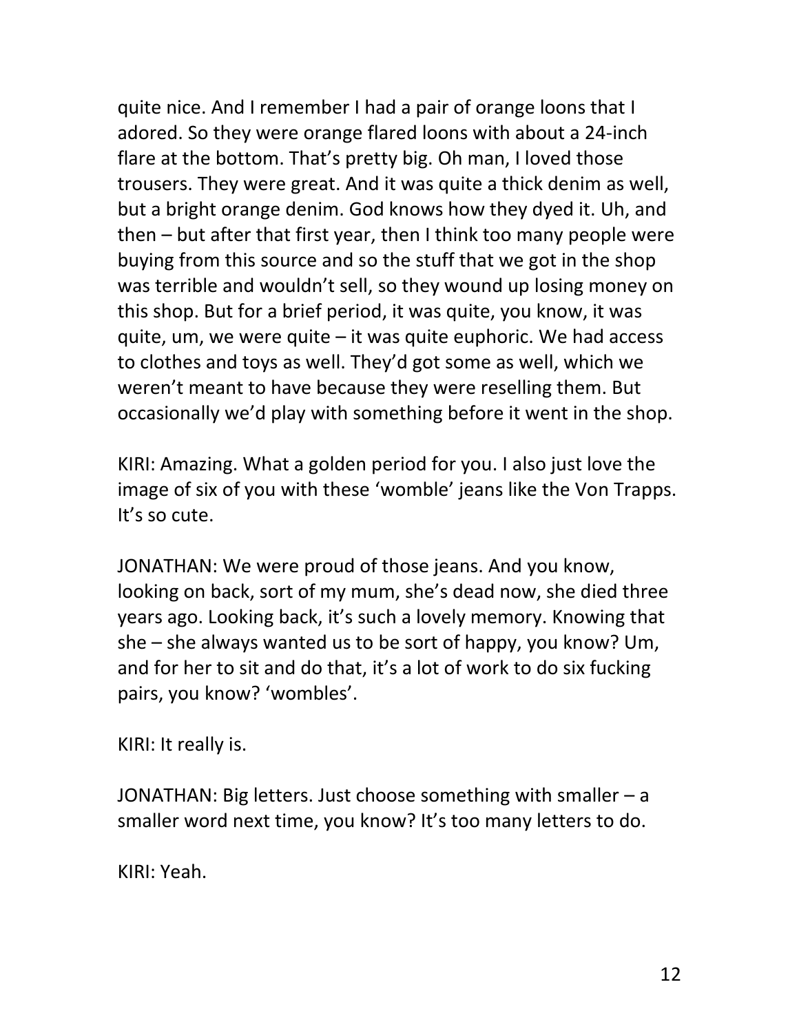quite nice. And I remember I had a pair of orange loons that I adored. So they were orange flared loons with about a 24-inch flare at the bottom. That's pretty big. Oh man, I loved those trousers. They were great. And it was quite a thick denim as well, but a bright orange denim. God knows how they dyed it. Uh, and then – but after that first year, then I think too many people were buying from this source and so the stuff that we got in the shop was terrible and wouldn't sell, so they wound up losing money on this shop. But for a brief period, it was quite, you know, it was quite, um, we were quite – it was quite euphoric. We had access to clothes and toys as well. They'd got some as well, which we weren't meant to have because they were reselling them. But occasionally we'd play with something before it went in the shop.

KIRI: Amazing. What a golden period for you. I also just love the image of six of you with these 'womble' jeans like the Von Trapps. It's so cute.

JONATHAN: We were proud of those jeans. And you know, looking on back, sort of my mum, she's dead now, she died three years ago. Looking back, it's such a lovely memory. Knowing that she – she always wanted us to be sort of happy, you know? Um, and for her to sit and do that, it's a lot of work to do six fucking pairs, you know? 'wombles'.

KIRI: It really is.

JONATHAN: Big letters. Just choose something with smaller – a smaller word next time, you know? It's too many letters to do.

KIRI: Yeah.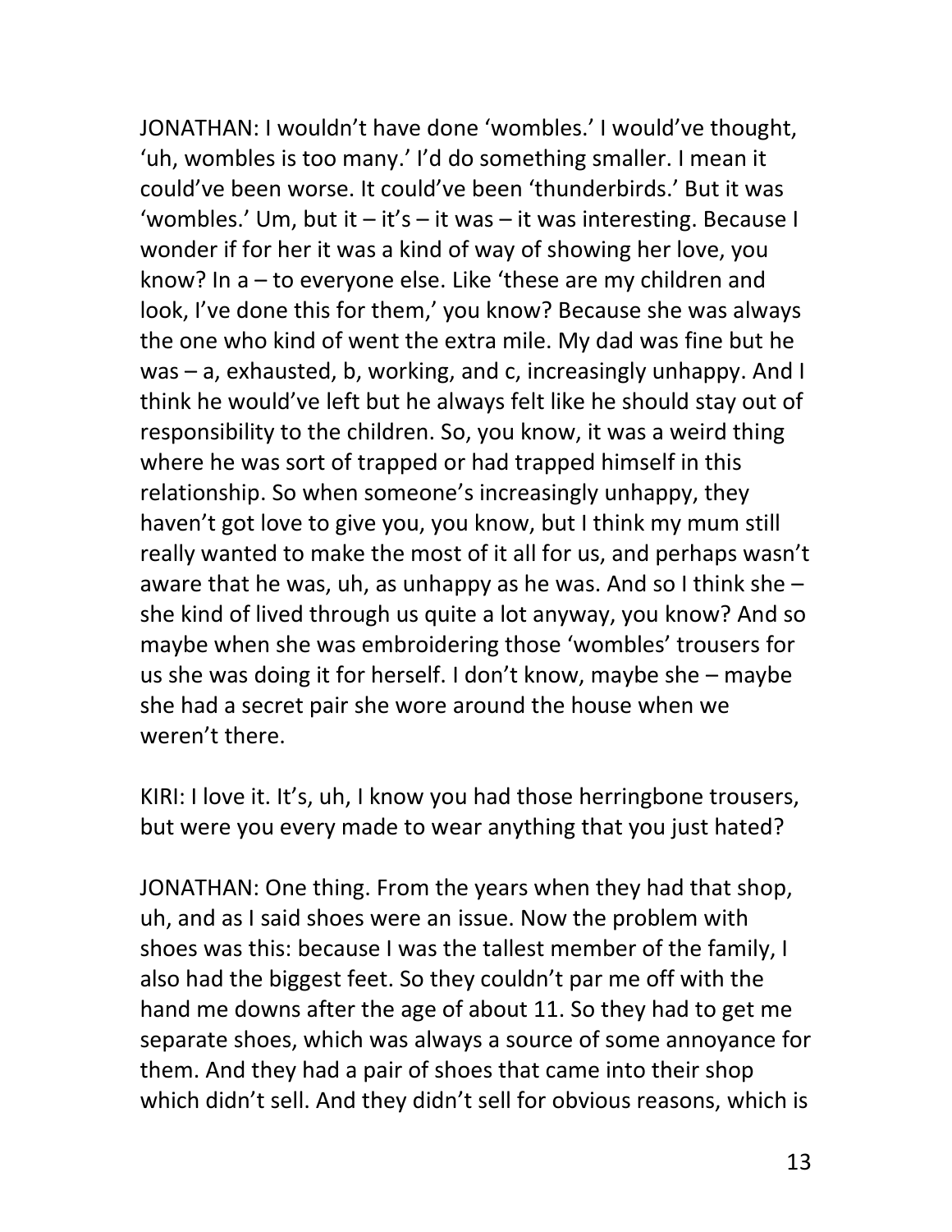JONATHAN: I wouldn't have done 'wombles.' I would've thought, 'uh, wombles is too many.' I'd do something smaller. I mean it could've been worse. It could've been 'thunderbirds.' But it was 'wombles.' Um, but it – it's – it was – it was interesting. Because I wonder if for her it was a kind of way of showing her love, you know? In a – to everyone else. Like 'these are my children and look, I've done this for them,' you know? Because she was always the one who kind of went the extra mile. My dad was fine but he was – a, exhausted, b, working, and c, increasingly unhappy. And I think he would've left but he always felt like he should stay out of responsibility to the children. So, you know, it was a weird thing where he was sort of trapped or had trapped himself in this relationship. So when someone's increasingly unhappy, they haven't got love to give you, you know, but I think my mum still really wanted to make the most of it all for us, and perhaps wasn't aware that he was, uh, as unhappy as he was. And so I think she – she kind of lived through us quite a lot anyway, you know? And so maybe when she was embroidering those 'wombles' trousers for us she was doing it for herself. I don't know, maybe she – maybe she had a secret pair she wore around the house when we weren't there.

KIRI: I love it. It's, uh, I know you had those herringbone trousers, but were you every made to wear anything that you just hated?

JONATHAN: One thing. From the years when they had that shop, uh, and as I said shoes were an issue. Now the problem with shoes was this: because I was the tallest member of the family, I also had the biggest feet. So they couldn't par me off with the hand me downs after the age of about 11. So they had to get me separate shoes, which was always a source of some annoyance for them. And they had a pair of shoes that came into their shop which didn't sell. And they didn't sell for obvious reasons, which is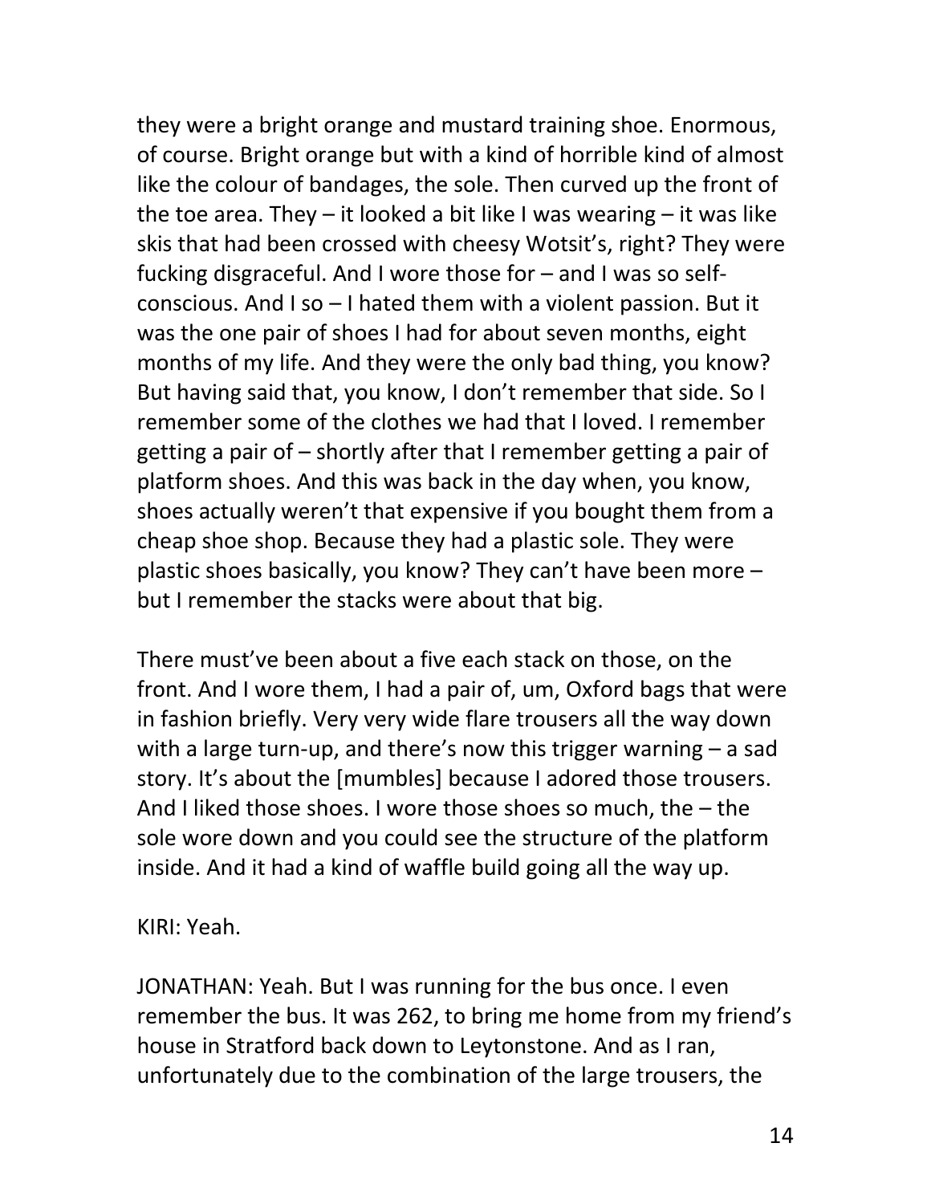they were a bright orange and mustard training shoe. Enormous, of course. Bright orange but with a kind of horrible kind of almost like the colour of bandages, the sole. Then curved up the front of the toe area. They – it looked a bit like I was wearing – it was like skis that had been crossed with cheesy Wotsit's, right? They were fucking disgraceful. And I wore those for – and I was so self-conscious. And I so – I hated them with a violent passion. But it was the one pair of shoes I had for about seven months, eight months of my life. And they were the only bad thing, you know? But having said that, you know, I don't remember that side. So I remember some of the clothes we had that I loved. I remember getting a pair of – shortly after that I remember getting a pair of platform shoes. And this was back in the day when, you know, shoes actually weren't that expensive if you bought them from a cheap shoe shop. Because they had a plastic sole. They were plastic shoes basically, you know? They can't have been more – but I remember the stacks were about that big.

There must've been about a five each stack on those, on the front. And I wore them, I had a pair of, um, Oxford bags that were in fashion briefly. Very very wide flare trousers all the way down with a large turn-up, and there's now this trigger warning – a sad story. It's about the [mumbles] because I adored those trousers. And I liked those shoes. I wore those shoes so much, the – the sole wore down and you could see the structure of the platform inside. And it had a kind of waffle build going all the way up.

KIRI: Yeah.

JONATHAN: Yeah. But I was running for the bus once. I even remember the bus. It was 262, to bring me home from my friend's house in Stratford back down to Leytonstone. And as I ran, unfortunately due to the combination of the large trousers, the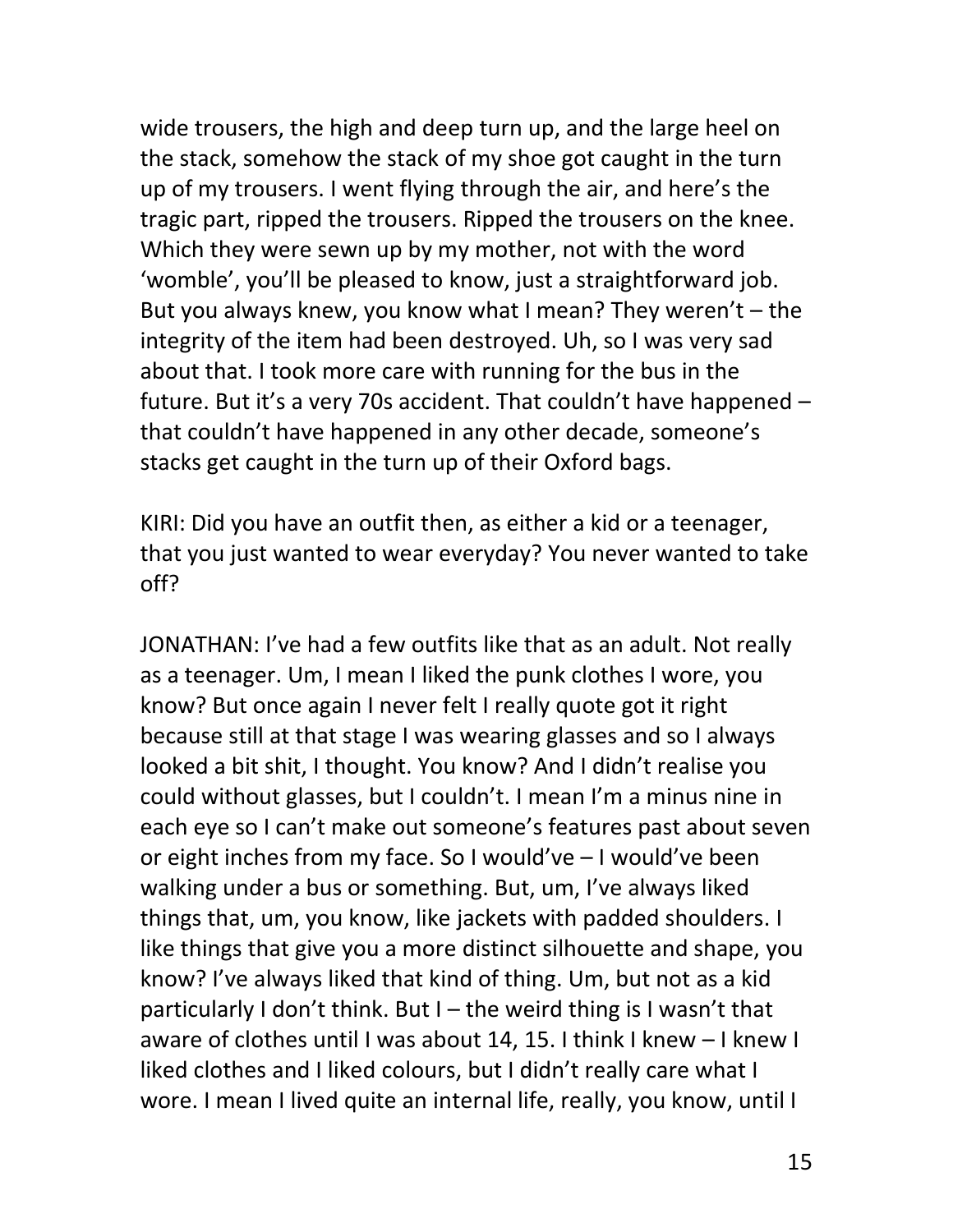wide trousers, the high and deep turn up, and the large heel on the stack, somehow the stack of my shoe got caught in the turn up of my trousers. I went flying through the air, and here's the tragic part, ripped the trousers. Ripped the trousers on the knee. Which they were sewn up by my mother, not with the word 'womble', you'll be pleased to know, just a straightforward job. But you always knew, you know what I mean? They weren't – the integrity of the item had been destroyed. Uh, so I was very sad about that. I took more care with running for the bus in the future. But it's a very 70s accident. That couldn't have happened – that couldn't have happened in any other decade, someone's stacks get caught in the turn up of their Oxford bags.

KIRI: Did you have an outfit then, as either a kid or a teenager, that you just wanted to wear everyday? You never wanted to take off?

JONATHAN: I've had a few outfits like that as an adult. Not really as a teenager. Um, I mean I liked the punk clothes I wore, you know? But once again I never felt I really quote got it right because still at that stage I was wearing glasses and so I always looked a bit shit, I thought. You know? And I didn't realise you could without glasses, but I couldn't. I mean I'm a minus nine in each eye so I can't make out someone's features past about seven or eight inches from my face. So I would've – I would've been walking under a bus or something. But, um, I've always liked things that, um, you know, like jackets with padded shoulders. I like things that give you a more distinct silhouette and shape, you know? I've always liked that kind of thing. Um, but not as a kid particularly I don't think. But I – the weird thing is I wasn't that aware of clothes until I was about 14, 15. I think I knew – I knew I liked clothes and I liked colours, but I didn't really care what I wore. I mean I lived quite an internal life, really, you know, until I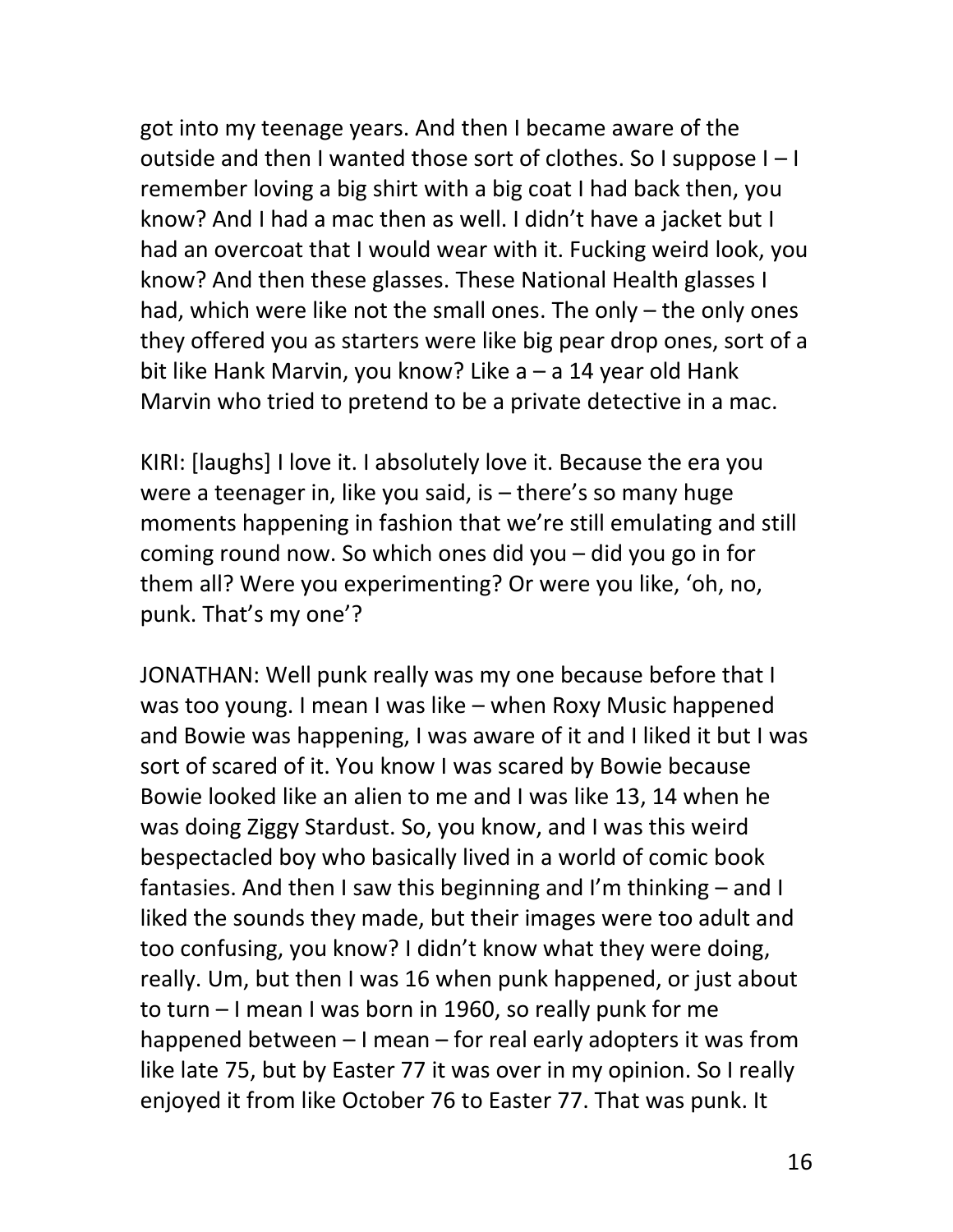got into my teenage years. And then I became aware of the outside and then I wanted those sort of clothes. So I suppose I – I remember loving a big shirt with a big coat I had back then, you know? And I had a mac then as well. I didn't have a jacket but I had an overcoat that I would wear with it. Fucking weird look, you know? And then these glasses. These National Health glasses I had, which were like not the small ones. The only – the only ones they offered you as starters were like big pear drop ones, sort of a bit like Hank Marvin, you know? Like a – a 14 year old Hank Marvin who tried to pretend to be a private detective in a mac.

KIRI: [laughs] I love it. I absolutely love it. Because the era you were a teenager in, like you said, is – there's so many huge moments happening in fashion that we're still emulating and still coming round now. So which ones did you – did you go in for them all? Were you experimenting? Or were you like, 'oh, no, punk. That's my one'?

JONATHAN: Well punk really was my one because before that I was too young. I mean I was like – when Roxy Music happened and Bowie was happening, I was aware of it and I liked it but I was sort of scared of it. You know I was scared by Bowie because Bowie looked like an alien to me and I was like 13, 14 when he was doing Ziggy Stardust. So, you know, and I was this weird bespectacled boy who basically lived in a world of comic book fantasies. And then I saw this beginning and I'm thinking – and I liked the sounds they made, but their images were too adult and too confusing, you know? I didn't know what they were doing, really. Um, but then I was 16 when punk happened, or just about to turn – I mean I was born in 1960, so really punk for me happened between – I mean – for real early adopters it was from like late 75, but by Easter 77 it was over in my opinion. So I really enjoyed it from like October 76 to Easter 77. That was punk. It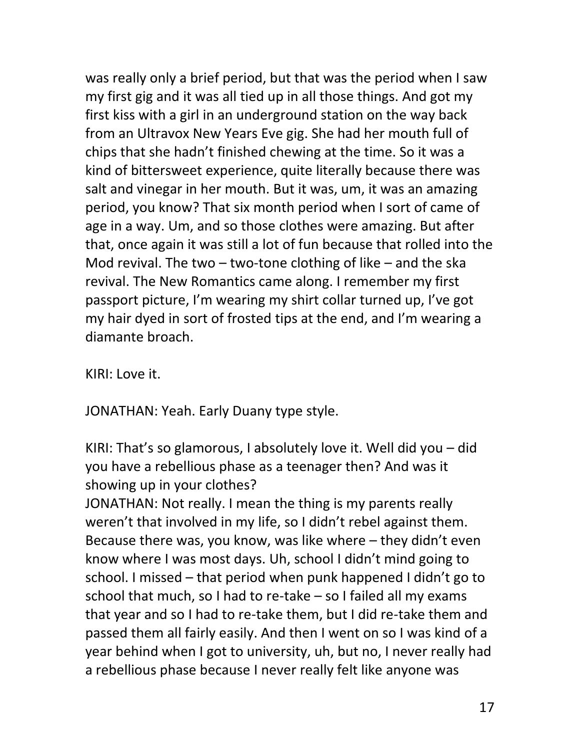was really only a brief period, but that was the period when I saw my first gig and it was all tied up in all those things. And got my first kiss with a girl in an underground station on the way back from an Ultravox New Years Eve gig. She had her mouth full of chips that she hadn't finished chewing at the time. So it was a kind of bittersweet experience, quite literally because there was salt and vinegar in her mouth. But it was, um, it was an amazing period, you know? That six month period when I sort of came of age in a way. Um, and so those clothes were amazing. But after that, once again it was still a lot of fun because that rolled into the Mod revival. The two – two-tone clothing of like – and the ska revival. The New Romantics came along. I remember my first passport picture, I'm wearing my shirt collar turned up, I've got my hair dyed in sort of frosted tips at the end, and I'm wearing a diamante broach.

KIRI: Love it.

JONATHAN: Yeah. Early Duany type style.

KIRI: That's so glamorous, I absolutely love it. Well did you – did you have a rebellious phase as a teenager then? And was it showing up in your clothes?

JONATHAN: Not really. I mean the thing is my parents really weren't that involved in my life, so I didn't rebel against them. Because there was, you know, was like where – they didn't even know where I was most days. Uh, school I didn't mind going to school. I missed – that period when punk happened I didn't go to school that much, so I had to re-take – so I failed all my exams that year and so I had to re-take them, but I did re-take them and passed them all fairly easily. And then I went on so I was kind of a year behind when I got to university, uh, but no, I never really had a rebellious phase because I never really felt like anyone was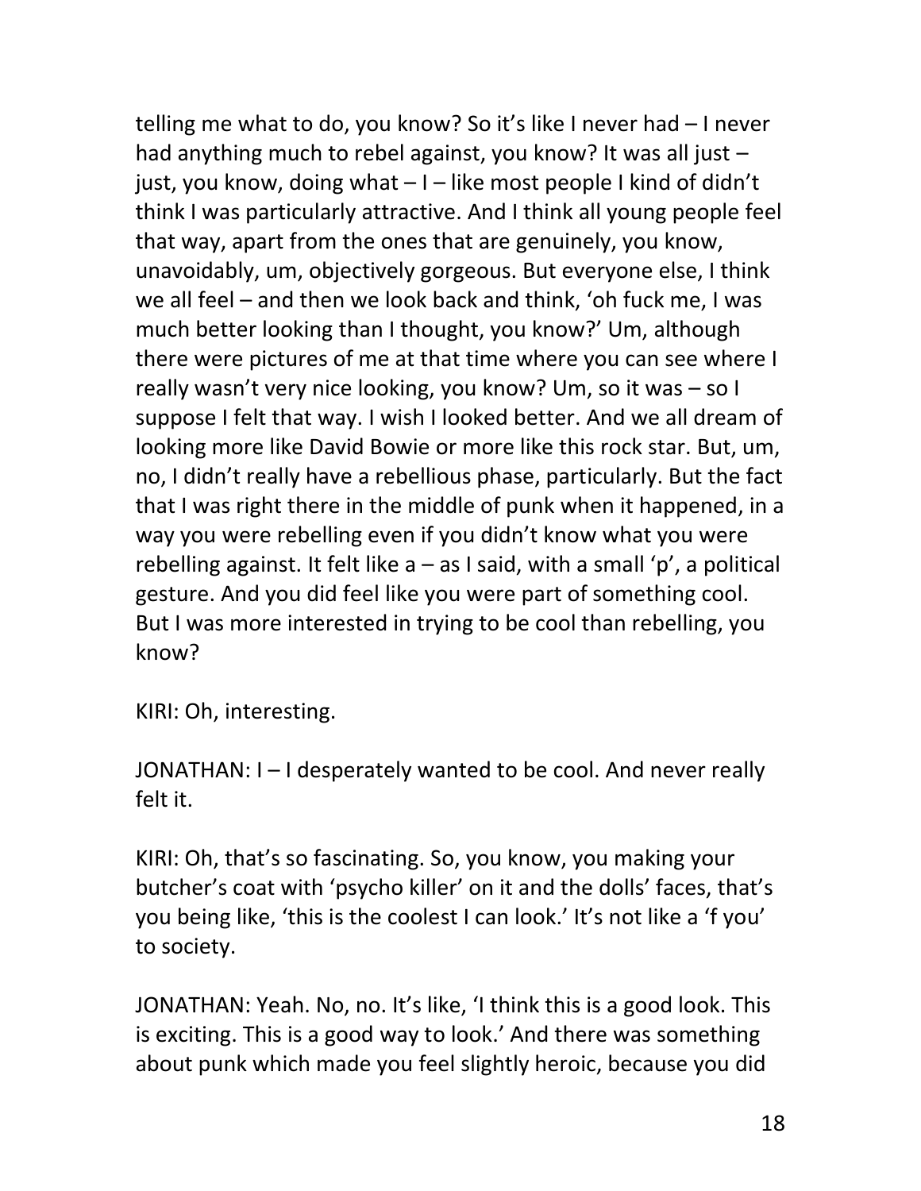telling me what to do, you know? So it's like I never had – I never had anything much to rebel against, you know? It was all just – just, you know, doing what – I – like most people I kind of didn't think I was particularly attractive. And I think all young people feel that way, apart from the ones that are genuinely, you know, unavoidably, um, objectively gorgeous. But everyone else, I think we all feel – and then we look back and think, 'oh fuck me, I was much better looking than I thought, you know?' Um, although there were pictures of me at that time where you can see where I really wasn't very nice looking, you know? Um, so it was – so I suppose I felt that way. I wish I looked better. And we all dream of looking more like David Bowie or more like this rock star. But, um, no, I didn't really have a rebellious phase, particularly. But the fact that I was right there in the middle of punk when it happened, in a way you were rebelling even if you didn't know what you were rebelling against. It felt like a – as I said, with a small 'p', a political gesture. And you did feel like you were part of something cool. But I was more interested in trying to be cool than rebelling, you know?

KIRI: Oh, interesting.

JONATHAN: I – I desperately wanted to be cool. And never really felt it.

KIRI: Oh, that's so fascinating. So, you know, you making your butcher's coat with 'psycho killer' on it and the dolls' faces, that's you being like, 'this is the coolest I can look.' It's not like a 'f you' to society.

JONATHAN: Yeah. No, no. It's like, 'I think this is a good look. This is exciting. This is a good way to look.' And there was something about punk which made you feel slightly heroic, because you did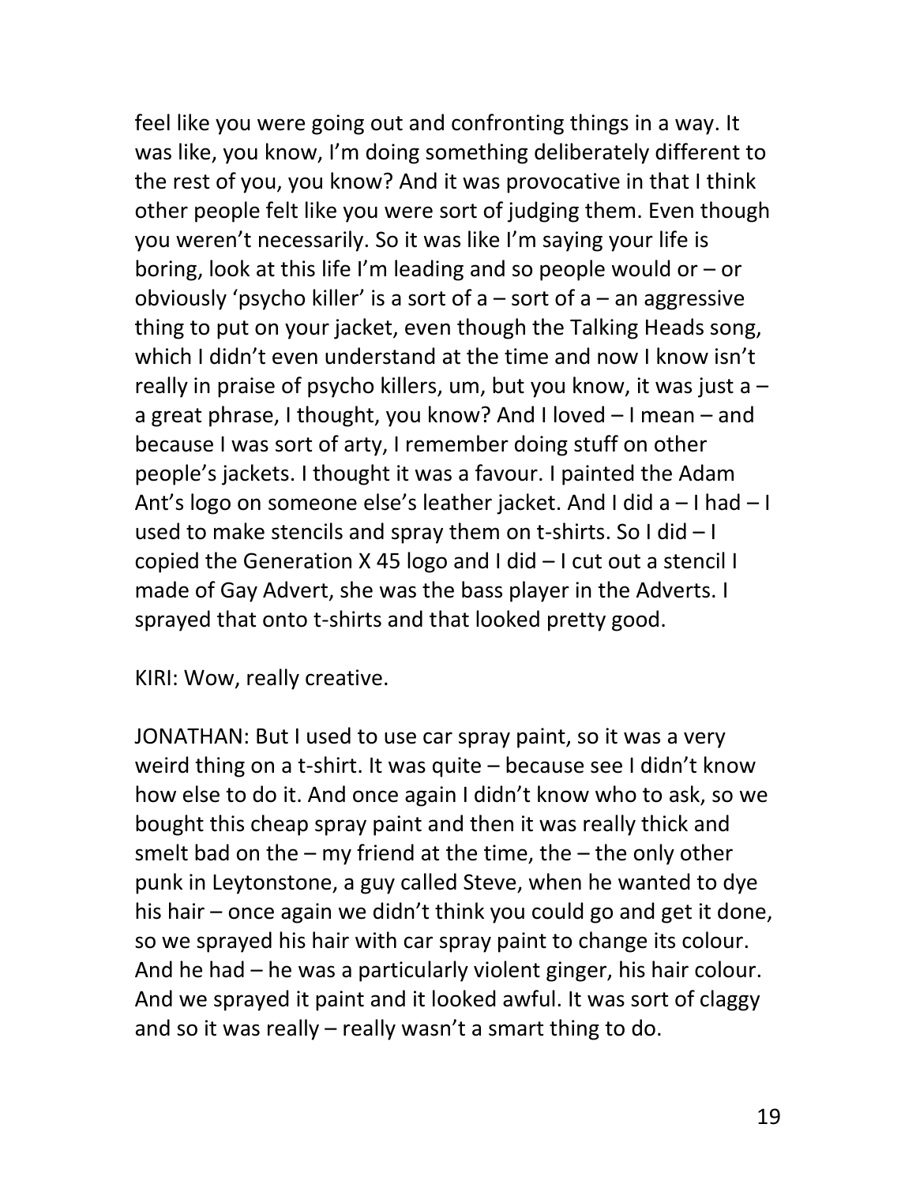feel like you were going out and confronting things in a way. It was like, you know, I'm doing something deliberately different to the rest of you, you know? And it was provocative in that I think other people felt like you were sort of judging them. Even though you weren't necessarily. So it was like I'm saying your life is boring, look at this life I'm leading and so people would or – or obviously 'psycho killer' is a sort of a – sort of a – an aggressive thing to put on your jacket, even though the Talking Heads song, which I didn't even understand at the time and now I know isn't really in praise of psycho killers, um, but you know, it was just a – a great phrase, I thought, you know? And I loved – I mean – and because I was sort of arty, I remember doing stuff on other people's jackets. I thought it was a favour. I painted the Adam Ant's logo on someone else's leather jacket. And I did a – I had – I used to make stencils and spray them on t-shirts. So I did – I copied the Generation X 45 logo and I did – I cut out a stencil I made of Gay Advert, she was the bass player in the Adverts. I sprayed that onto t-shirts and that looked pretty good.

KIRI: Wow, really creative.

JONATHAN: But I used to use car spray paint, so it was a very weird thing on a t-shirt. It was quite – because see I didn't know how else to do it. And once again I didn't know who to ask, so we bought this cheap spray paint and then it was really thick and smelt bad on the – my friend at the time, the – the only other punk in Leytonstone, a guy called Steve, when he wanted to dye his hair – once again we didn't think you could go and get it done, so we sprayed his hair with car spray paint to change its colour. And he had – he was a particularly violent ginger, his hair colour. And we sprayed it paint and it looked awful. It was sort of claggy and so it was really – really wasn't a smart thing to do.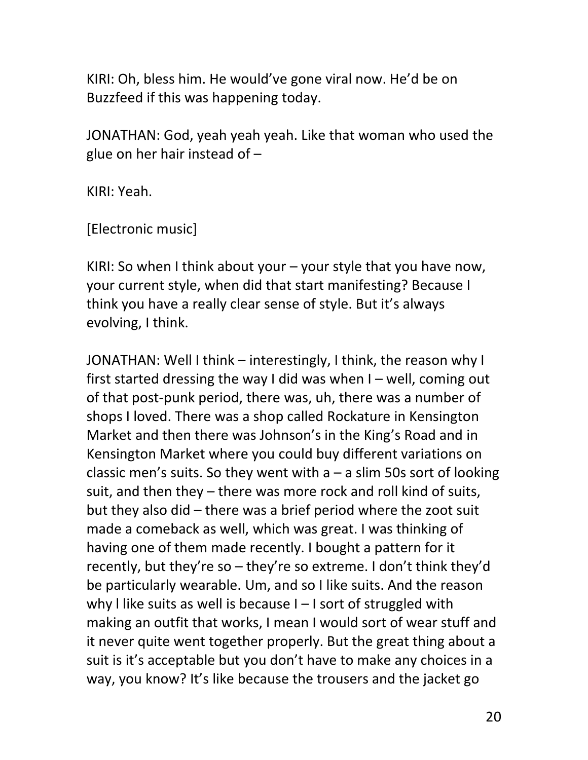KIRI: Oh, bless him. He would've gone viral now. He'd be on Buzzfeed if this was happening today.

JONATHAN: God, yeah yeah yeah. Like that woman who used the glue on her hair instead of –

KIRI: Yeah.

[Electronic music]

KIRI: So when I think about your – your style that you have now, your current style, when did that start manifesting? Because I think you have a really clear sense of style. But it's always evolving, I think.

JONATHAN: Well I think – interestingly, I think, the reason why I first started dressing the way I did was when I – well, coming out of that post-punk period, there was, uh, there was a number of shops I loved. There was a shop called Rockature in Kensington Market and then there was Johnson's in the King's Road and in Kensington Market where you could buy different variations on classic men's suits. So they went with a – a slim 50s sort of looking suit, and then they – there was more rock and roll kind of suits, but they also did – there was a brief period where the zoot suit made a comeback as well, which was great. I was thinking of having one of them made recently. I bought a pattern for it recently, but they're so – they're so extreme. I don't think they'd be particularly wearable. Um, and so I like suits. And the reason why l like suits as well is because I – I sort of struggled with making an outfit that works, I mean I would sort of wear stuff and it never quite went together properly. But the great thing about a suit is it's acceptable but you don't have to make any choices in a way, you know? It's like because the trousers and the jacket go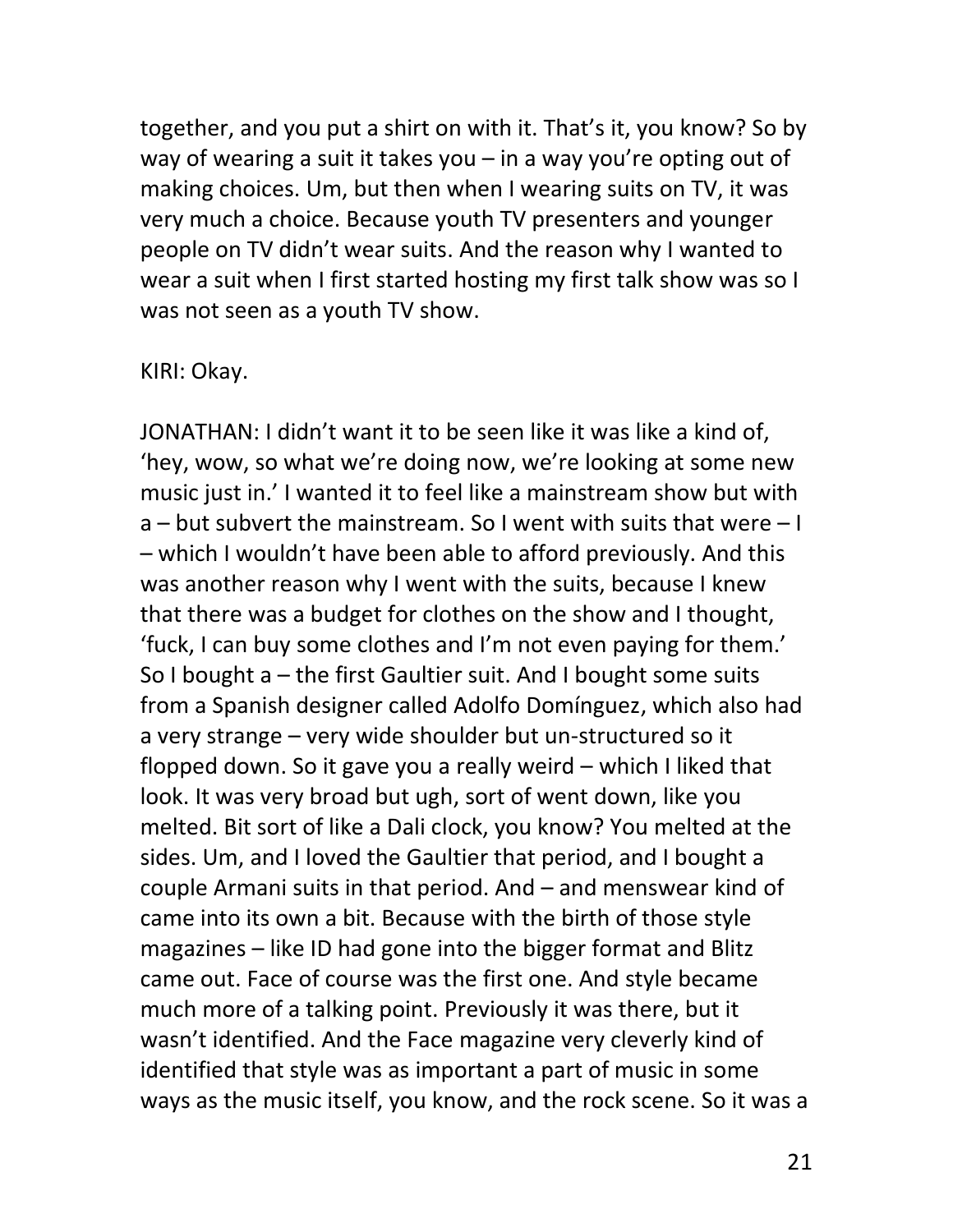together, and you put a shirt on with it. That's it, you know? So by way of wearing a suit it takes you – in a way you're opting out of making choices. Um, but then when I wearing suits on TV, it was very much a choice. Because youth TV presenters and younger people on TV didn't wear suits. And the reason why I wanted to wear a suit when I first started hosting my first talk show was so I was not seen as a youth TV show.

KIRI: Okay.

JONATHAN: I didn't want it to be seen like it was like a kind of, 'hey, wow, so what we're doing now, we're looking at some new music just in.' I wanted it to feel like a mainstream show but with a – but subvert the mainstream. So I went with suits that were – I – which I wouldn't have been able to afford previously. And this was another reason why I went with the suits, because I knew that there was a budget for clothes on the show and I thought, 'fuck, I can buy some clothes and I'm not even paying for them.' So I bought a – the first Gaultier suit. And I bought some suits from a Spanish designer called Adolfo Domínguez, which also had a very strange – very wide shoulder but un-structured so it flopped down. So it gave you a really weird – which I liked that look. It was very broad but ugh, sort of went down, like you melted. Bit sort of like a Dali clock, you know? You melted at the sides. Um, and I loved the Gaultier that period, and I bought a couple Armani suits in that period. And – and menswear kind of came into its own a bit. Because with the birth of those style magazines – like ID had gone into the bigger format and Blitz came out. Face of course was the first one. And style became much more of a talking point. Previously it was there, but it wasn't identified. And the Face magazine very cleverly kind of identified that style was as important a part of music in some ways as the music itself, you know, and the rock scene. So it was a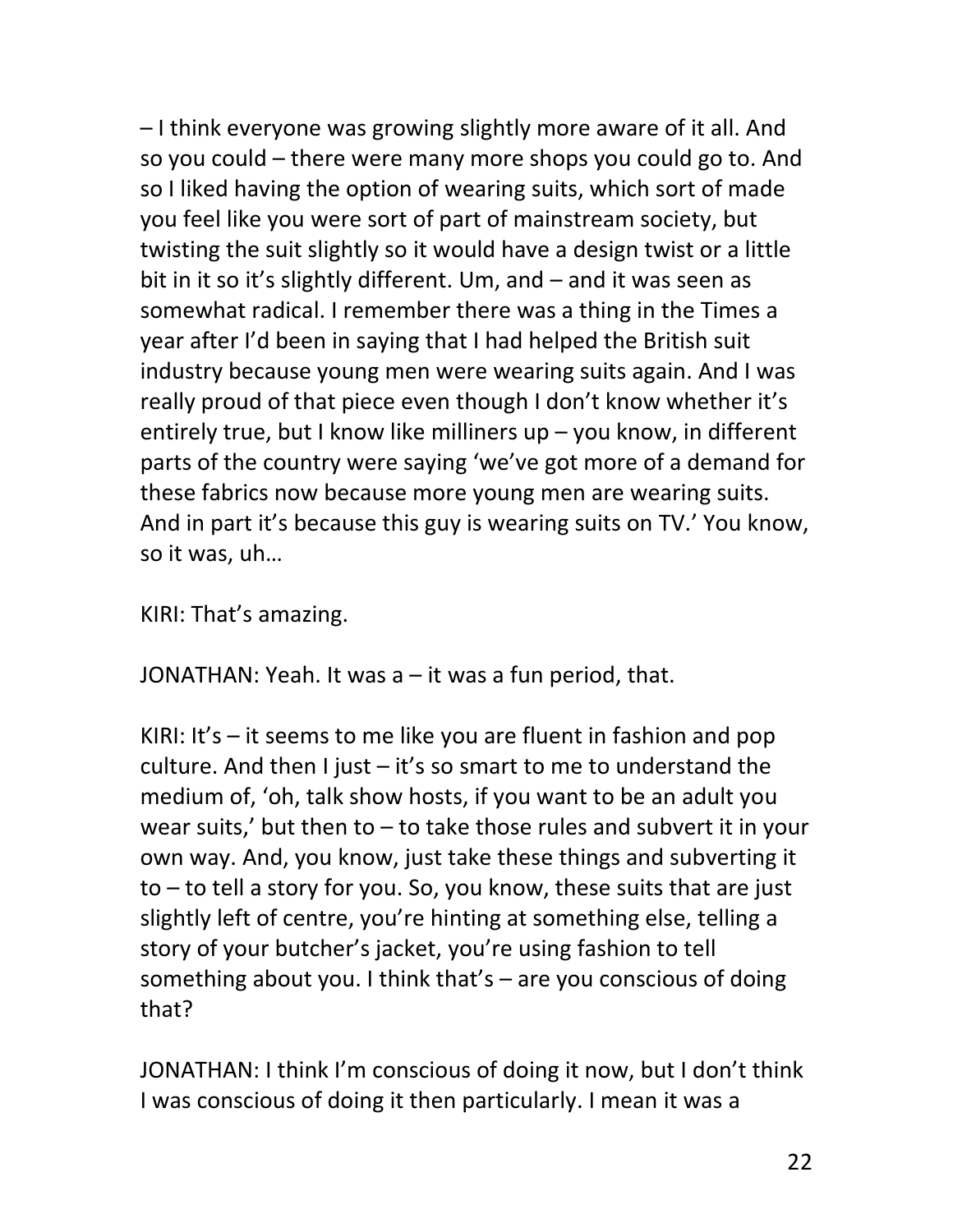– I think everyone was growing slightly more aware of it all. And so you could – there were many more shops you could go to. And so I liked having the option of wearing suits, which sort of made you feel like you were sort of part of mainstream society, but twisting the suit slightly so it would have a design twist or a little bit in it so it's slightly different. Um, and – and it was seen as somewhat radical. I remember there was a thing in the Times a year after I'd been in saying that I had helped the British suit industry because young men were wearing suits again. And I was really proud of that piece even though I don't know whether it's entirely true, but I know like milliners up – you know, in different parts of the country were saying 'we've got more of a demand for these fabrics now because more young men are wearing suits. And in part it's because this guy is wearing suits on TV.' You know, so it was, uh…

KIRI: That's amazing.

JONATHAN: Yeah. It was a – it was a fun period, that.

KIRI: It's – it seems to me like you are fluent in fashion and pop culture. And then I just – it's so smart to me to understand the medium of, 'oh, talk show hosts, if you want to be an adult you wear suits,' but then to – to take those rules and subvert it in your own way. And, you know, just take these things and subverting it to – to tell a story for you. So, you know, these suits that are just slightly left of centre, you're hinting at something else, telling a story of your butcher's jacket, you're using fashion to tell something about you. I think that's – are you conscious of doing that?

JONATHAN: I think I'm conscious of doing it now, but I don't think I was conscious of doing it then particularly. I mean it was a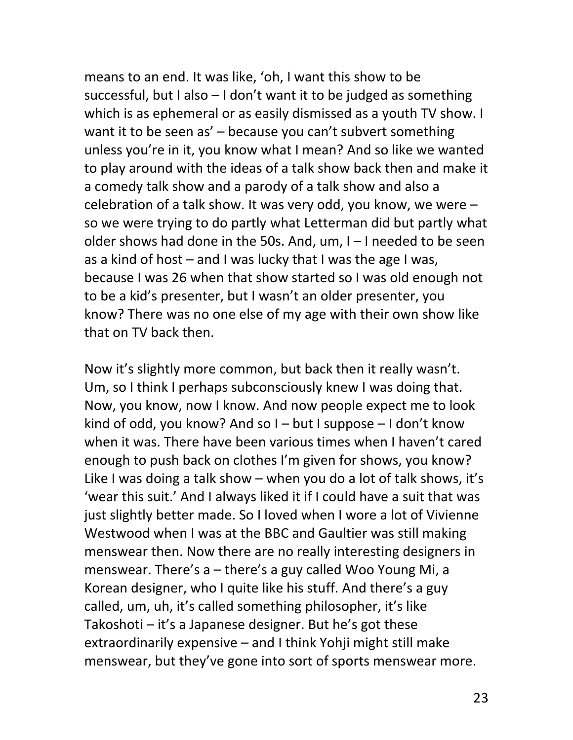means to an end. It was like, 'oh, I want this show to be successful, but I also – I don't want it to be judged as something which is as ephemeral or as easily dismissed as a youth TV show. I want it to be seen as' – because you can't subvert something unless you're in it, you know what I mean? And so like we wanted to play around with the ideas of a talk show back then and make it a comedy talk show and a parody of a talk show and also a celebration of a talk show. It was very odd, you know, we were – so we were trying to do partly what Letterman did but partly what older shows had done in the 50s. And, um, I – I needed to be seen as a kind of host – and I was lucky that I was the age I was, because I was 26 when that show started so I was old enough not to be a kid's presenter, but I wasn't an older presenter, you know? There was no one else of my age with their own show like that on TV back then.

Now it's slightly more common, but back then it really wasn't. Um, so I think I perhaps subconsciously knew I was doing that. Now, you know, now I know. And now people expect me to look kind of odd, you know? And so I – but I suppose – I don't know when it was. There have been various times when I haven't cared enough to push back on clothes I'm given for shows, you know? Like I was doing a talk show – when you do a lot of talk shows, it's 'wear this suit.' And I always liked it if I could have a suit that was just slightly better made. So I loved when I wore a lot of Vivienne Westwood when I was at the BBC and Gaultier was still making menswear then. Now there are no really interesting designers in menswear. There's a – there's a guy called Woo Young Mi, a Korean designer, who I quite like his stuff. And there's a guy called, um, uh, it's called something philosopher, it's like Takoshoti – it's a Japanese designer. But he's got these extraordinarily expensive – and I think Yohji might still make menswear, but they've gone into sort of sports menswear more.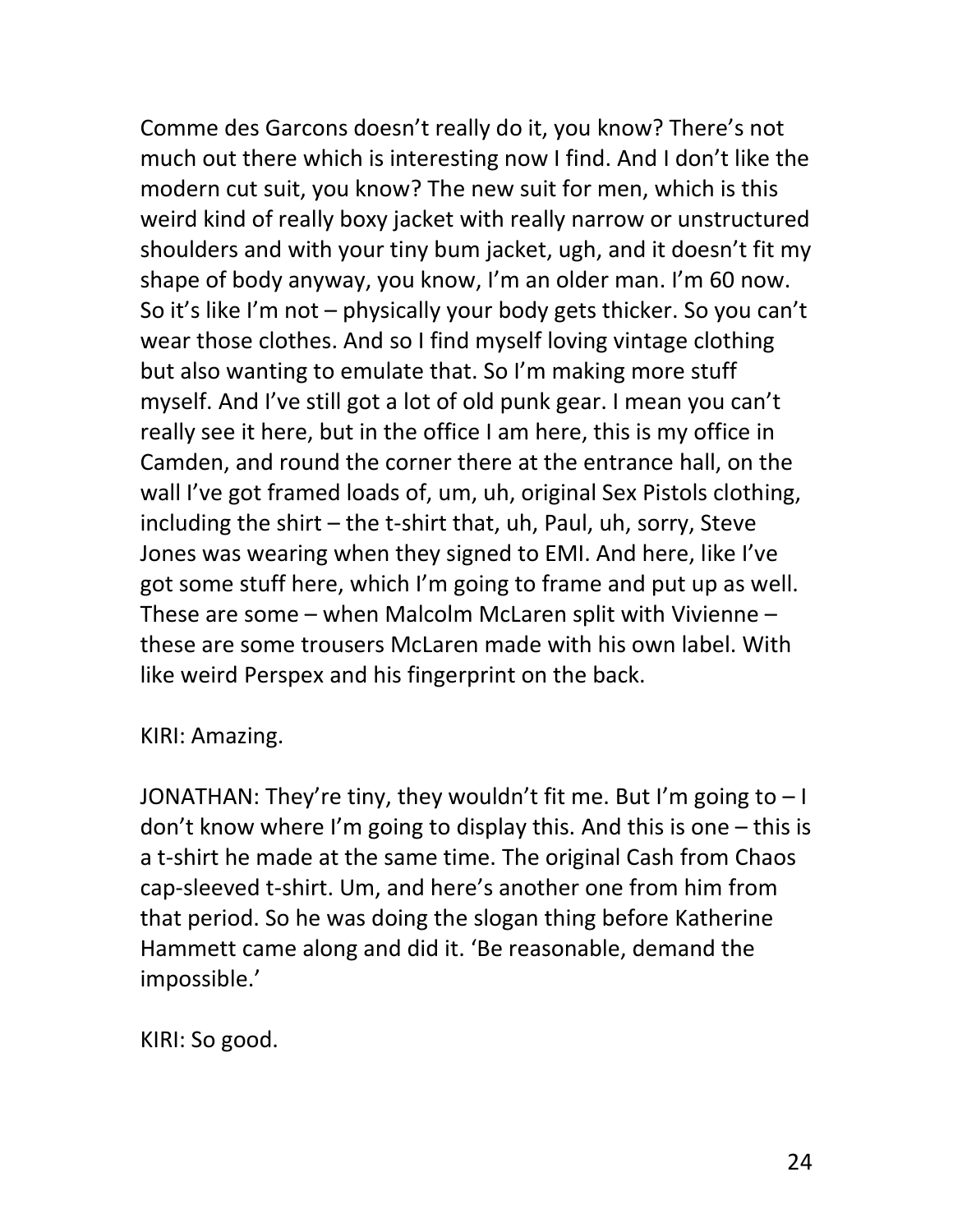Comme des Garcons doesn't really do it, you know? There's not much out there which is interesting now I find. And I don't like the modern cut suit, you know? The new suit for men, which is this weird kind of really boxy jacket with really narrow or unstructured shoulders and with your tiny bum jacket, ugh, and it doesn't fit my shape of body anyway, you know, I'm an older man. I'm 60 now. So it's like I'm not – physically your body gets thicker. So you can't wear those clothes. And so I find myself loving vintage clothing but also wanting to emulate that. So I'm making more stuff myself. And I've still got a lot of old punk gear. I mean you can't really see it here, but in the office I am here, this is my office in Camden, and round the corner there at the entrance hall, on the wall I've got framed loads of, um, uh, original Sex Pistols clothing, including the shirt – the t-shirt that, uh, Paul, uh, sorry, Steve Jones was wearing when they signed to EMI. And here, like I've got some stuff here, which I'm going to frame and put up as well. These are some – when Malcolm McLaren split with Vivienne – these are some trousers McLaren made with his own label. With like weird Perspex and his fingerprint on the back.

KIRI: Amazing.

JONATHAN: They're tiny, they wouldn't fit me. But I'm going to – I don't know where I'm going to display this. And this is one – this is a t-shirt he made at the same time. The original Cash from Chaos cap-sleeved t-shirt. Um, and here's another one from him from that period. So he was doing the slogan thing before Katherine Hammett came along and did it. 'Be reasonable, demand the impossible.'

KIRI: So good.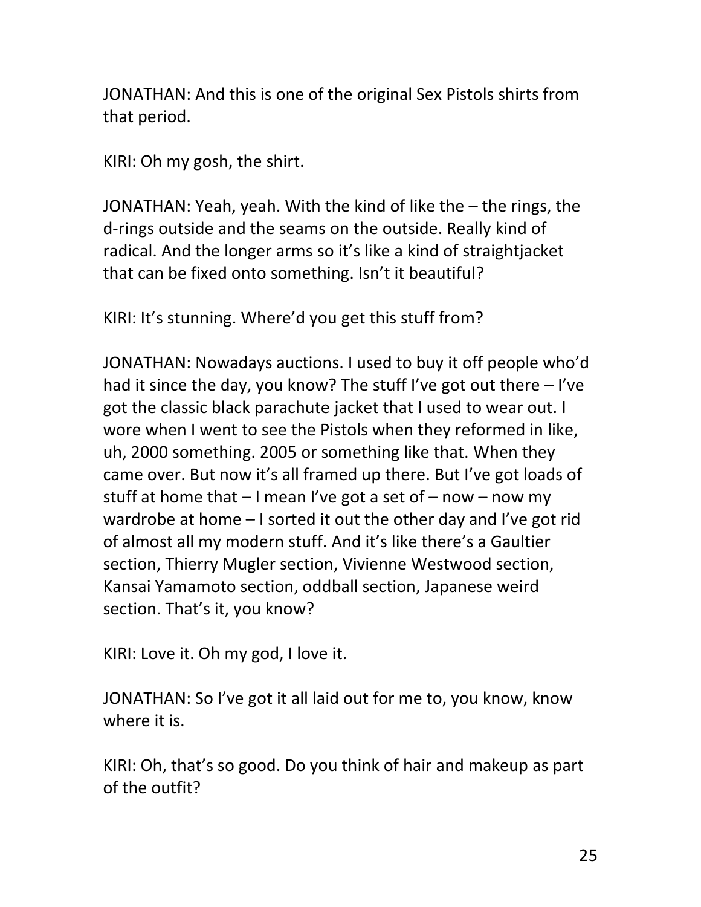JONATHAN: And this is one of the original Sex Pistols shirts from that period.

KIRI: Oh my gosh, the shirt.

JONATHAN: Yeah, yeah. With the kind of like the – the rings, the d-rings outside and the seams on the outside. Really kind of radical. And the longer arms so it's like a kind of straightjacket that can be fixed onto something. Isn't it beautiful?

KIRI: It's stunning. Where'd you get this stuff from?

JONATHAN: Nowadays auctions. I used to buy it off people who'd had it since the day, you know? The stuff I've got out there – I've got the classic black parachute jacket that I used to wear out. I wore when I went to see the Pistols when they reformed in like, uh, 2000 something. 2005 or something like that. When they came over. But now it's all framed up there. But I've got loads of stuff at home that – I mean I've got a set of – now – now my wardrobe at home – I sorted it out the other day and I've got rid of almost all my modern stuff. And it's like there's a Gaultier section, Thierry Mugler section, Vivienne Westwood section, Kansai Yamamoto section, oddball section, Japanese weird section. That's it, you know?

KIRI: Love it. Oh my god, I love it.

JONATHAN: So I've got it all laid out for me to, you know, know where it is.

KIRI: Oh, that's so good. Do you think of hair and makeup as part of the outfit?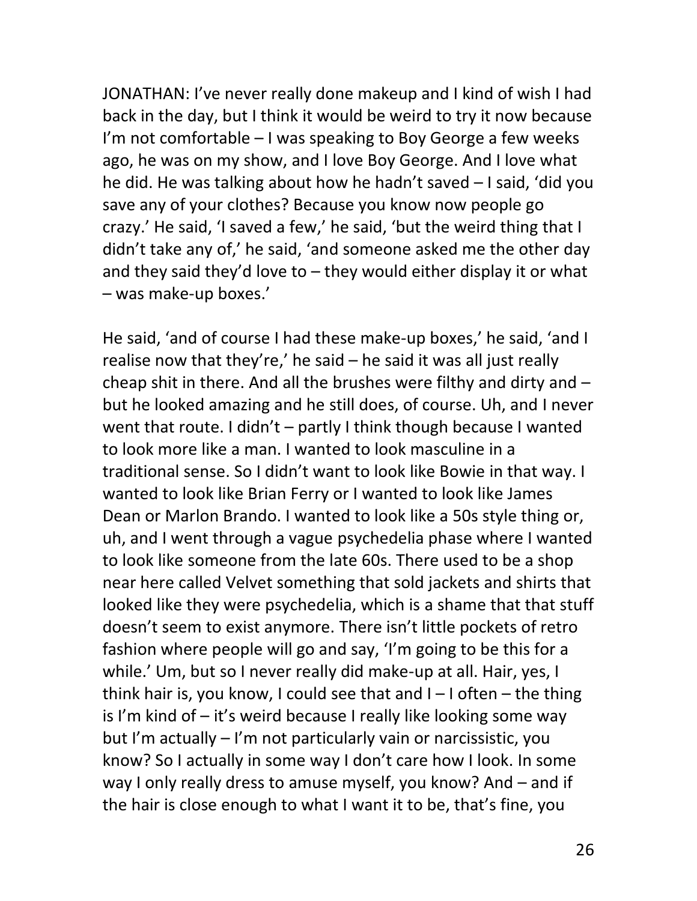JONATHAN: I've never really done makeup and I kind of wish I had back in the day, but I think it would be weird to try it now because I'm not comfortable – I was speaking to Boy George a few weeks ago, he was on my show, and I love Boy George. And I love what he did. He was talking about how he hadn't saved – I said, 'did you save any of your clothes? Because you know now people go crazy.' He said, 'I saved a few,' he said, 'but the weird thing that I didn't take any of,' he said, 'and someone asked me the other day and they said they'd love to – they would either display it or what – was make-up boxes.'

He said, 'and of course I had these make-up boxes,' he said, 'and I realise now that they're,' he said – he said it was all just really cheap shit in there. And all the brushes were filthy and dirty and – but he looked amazing and he still does, of course. Uh, and I never went that route. I didn't – partly I think though because I wanted to look more like a man. I wanted to look masculine in a traditional sense. So I didn't want to look like Bowie in that way. I wanted to look like Brian Ferry or I wanted to look like James Dean or Marlon Brando. I wanted to look like a 50s style thing or, uh, and I went through a vague psychedelia phase where I wanted to look like someone from the late 60s. There used to be a shop near here called Velvet something that sold jackets and shirts that looked like they were psychedelia, which is a shame that that stuff doesn't seem to exist anymore. There isn't little pockets of retro fashion where people will go and say, 'I'm going to be this for a while.' Um, but so I never really did make-up at all. Hair, yes, I think hair is, you know, I could see that and I – I often – the thing is I'm kind of – it's weird because I really like looking some way but I'm actually – I'm not particularly vain or narcissistic, you know? So I actually in some way I don't care how I look. In some way I only really dress to amuse myself, you know? And – and if the hair is close enough to what I want it to be, that's fine, you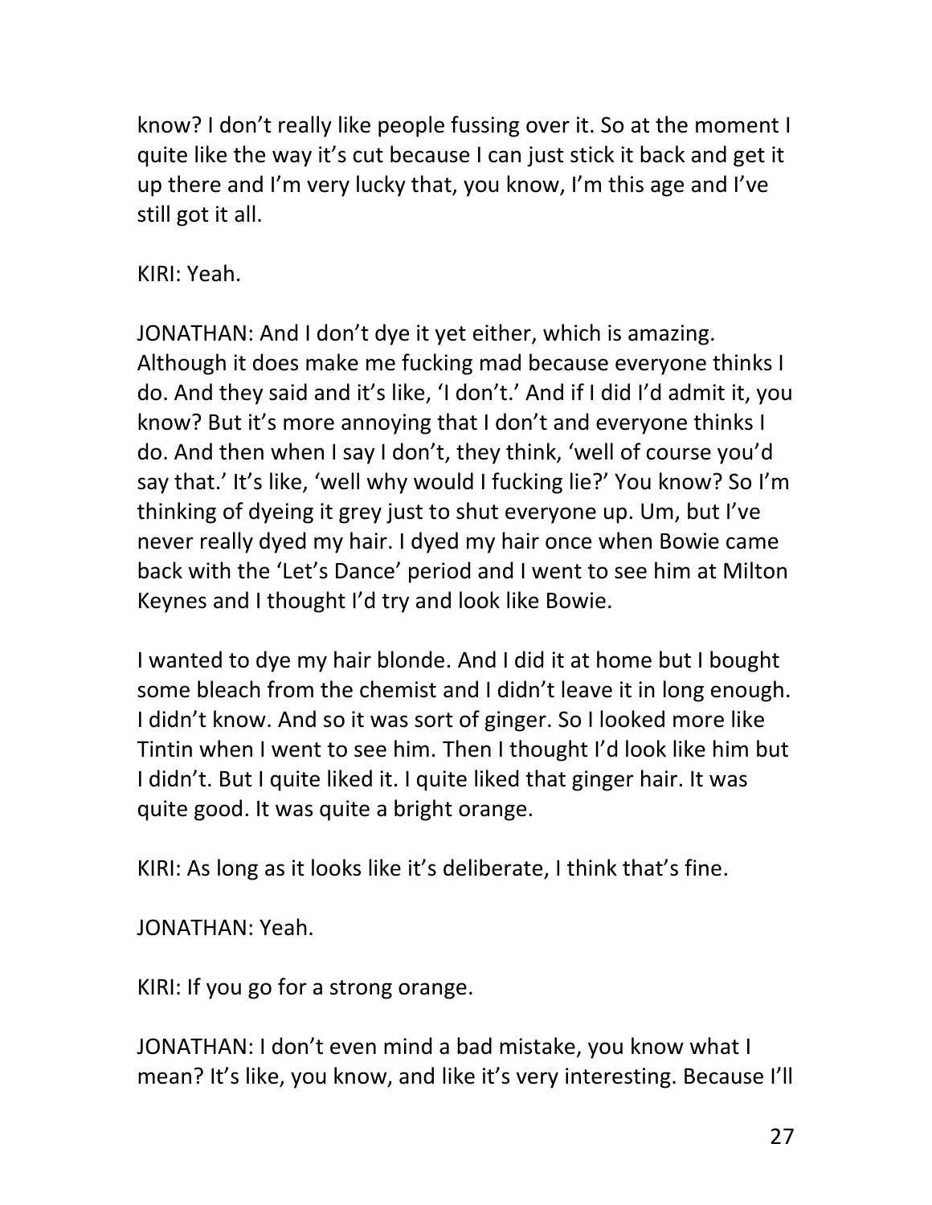know? I don't really like people fussing over it. So at the moment I quite like the way it's cut because I can just stick it back and get it up there and I'm very lucky that, you know, I'm this age and I've still got it all.

KIRI: Yeah.

JONATHAN: And I don't dye it yet either, which is amazing. Although it does make me fucking mad because everyone thinks I do. And they said and it's like, 'I don't.' And if I did I'd admit it, you know? But it's more annoying that I don't and everyone thinks I do. And then when I say I don't, they think, 'well of course you'd say that.' It's like, 'well why would I fucking lie?' You know? So I'm thinking of dyeing it grey just to shut everyone up. Um, but I've never really dyed my hair. I dyed my hair once when Bowie came back with the 'Let's Dance' period and I went to see him at Milton Keynes and I thought I'd try and look like Bowie.

I wanted to dye my hair blonde. And I did it at home but I bought some bleach from the chemist and I didn't leave it in long enough. I didn't know. And so it was sort of ginger. So I looked more like Tintin when I went to see him. Then I thought I'd look like him but I didn't. But I quite liked it. I quite liked that ginger hair. It was quite good. It was quite a bright orange.

KIRI: As long as it looks like it's deliberate, I think that's fine.

JONATHAN: Yeah.

KIRI: If you go for a strong orange.

JONATHAN: I don't even mind a bad mistake, you know what I mean? It's like, you know, and like it's very interesting. Because I'll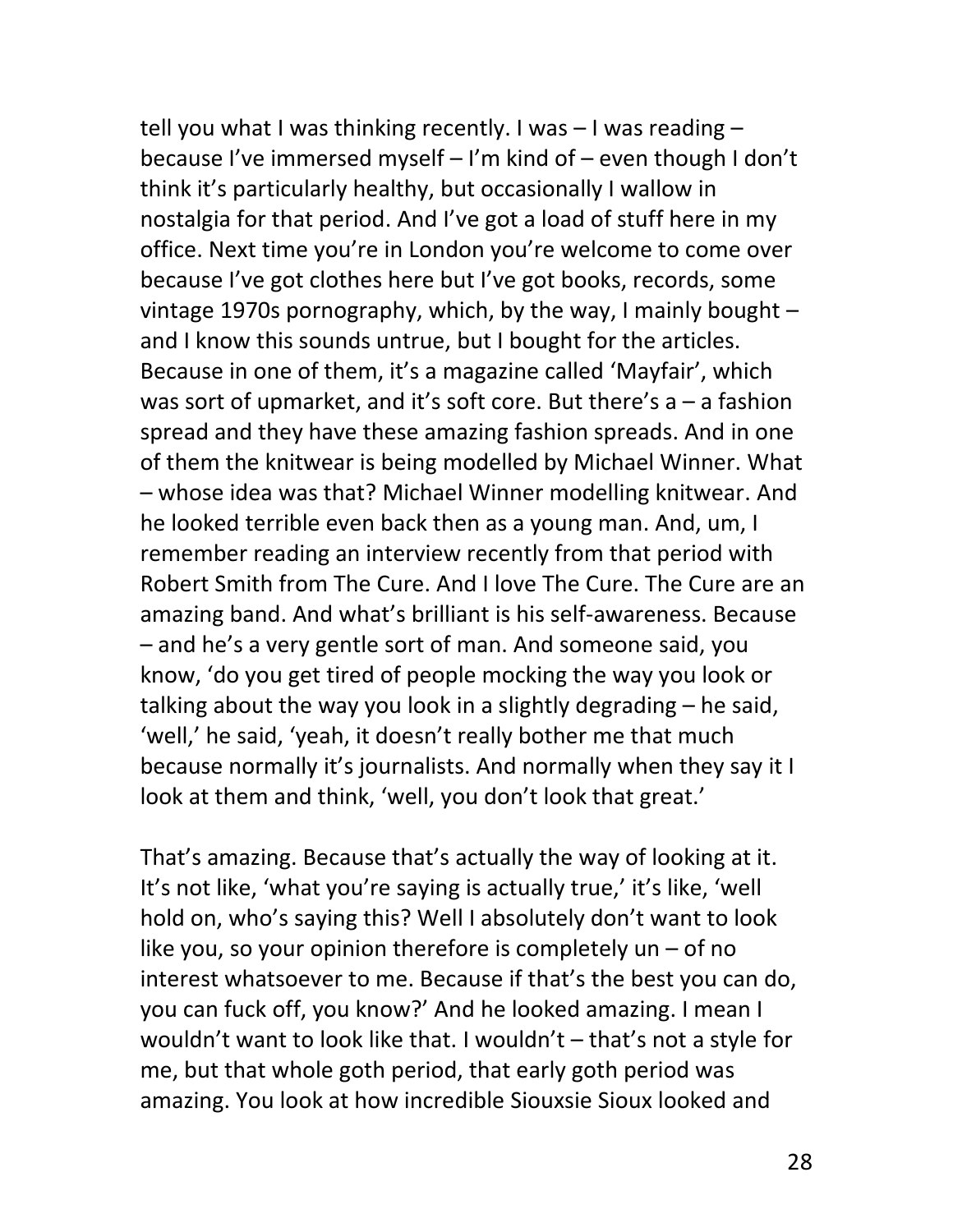tell you what I was thinking recently. I was – I was reading – because I've immersed myself – I'm kind of – even though I don't think it's particularly healthy, but occasionally I wallow in nostalgia for that period. And I've got a load of stuff here in my office. Next time you're in London you're welcome to come over because I've got clothes here but I've got books, records, some vintage 1970s pornography, which, by the way, I mainly bought – and I know this sounds untrue, but I bought for the articles. Because in one of them, it's a magazine called 'Mayfair', which was sort of upmarket, and it's soft core. But there's a – a fashion spread and they have these amazing fashion spreads. And in one of them the knitwear is being modelled by Michael Winner. What – whose idea was that? Michael Winner modelling knitwear. And he looked terrible even back then as a young man. And, um, I remember reading an interview recently from that period with Robert Smith from The Cure. And I love The Cure. The Cure are an amazing band. And what's brilliant is his self-awareness. Because – and he's a very gentle sort of man. And someone said, you know, 'do you get tired of people mocking the way you look or talking about the way you look in a slightly degrading – he said, 'well,' he said, 'yeah, it doesn't really bother me that much because normally it's journalists. And normally when they say it I look at them and think, 'well, you don't look that great.'

That's amazing. Because that's actually the way of looking at it. It's not like, 'what you're saying is actually true,' it's like, 'well hold on, who's saying this? Well I absolutely don't want to look like you, so your opinion therefore is completely un – of no interest whatsoever to me. Because if that's the best you can do, you can fuck off, you know?' And he looked amazing. I mean I wouldn't want to look like that. I wouldn't – that's not a style for me, but that whole goth period, that early goth period was amazing. You look at how incredible Siouxsie Sioux looked and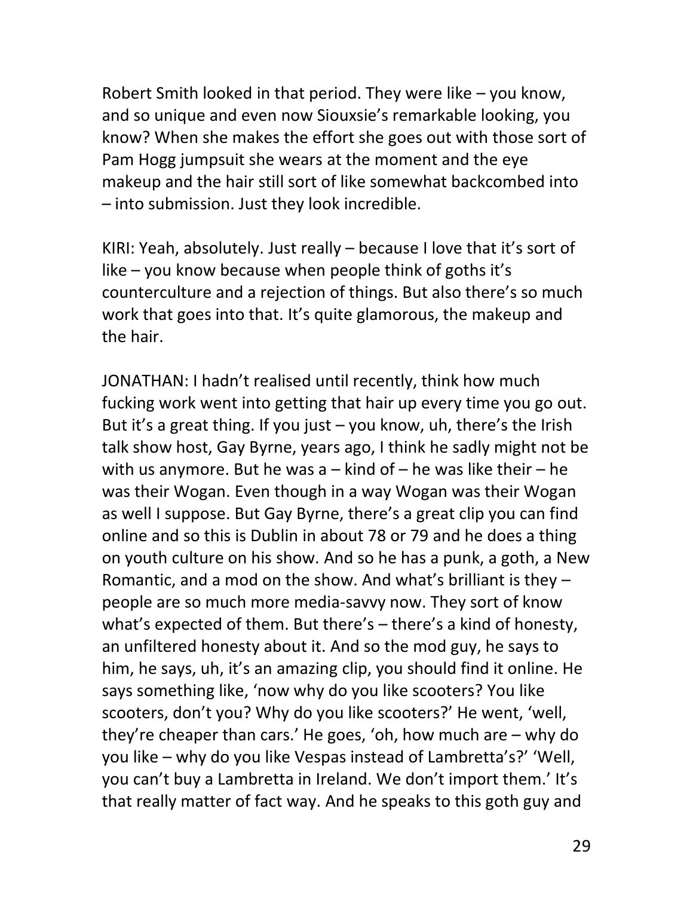Robert Smith looked in that period. They were like – you know, and so unique and even now Siouxsie's remarkable looking, you know? When she makes the effort she goes out with those sort of Pam Hogg jumpsuit she wears at the moment and the eye makeup and the hair still sort of like somewhat backcombed into – into submission. Just they look incredible.

KIRI: Yeah, absolutely. Just really – because I love that it's sort of like – you know because when people think of goths it's counterculture and a rejection of things. But also there's so much work that goes into that. It's quite glamorous, the makeup and the hair.

JONATHAN: I hadn't realised until recently, think how much fucking work went into getting that hair up every time you go out. But it's a great thing. If you just – you know, uh, there's the Irish talk show host, Gay Byrne, years ago, I think he sadly might not be with us anymore. But he was a – kind of – he was like their – he was their Wogan. Even though in a way Wogan was their Wogan as well I suppose. But Gay Byrne, there's a great clip you can find online and so this is Dublin in about 78 or 79 and he does a thing on youth culture on his show. And so he has a punk, a goth, a New Romantic, and a mod on the show. And what's brilliant is they – people are so much more media-savvy now. They sort of know what's expected of them. But there's – there's a kind of honesty, an unfiltered honesty about it. And so the mod guy, he says to him, he says, uh, it's an amazing clip, you should find it online. He says something like, 'now why do you like scooters? You like scooters, don't you? Why do you like scooters?' He went, 'well, they're cheaper than cars.' He goes, 'oh, how much are – why do you like – why do you like Vespas instead of Lambretta's?' 'Well, you can't buy a Lambretta in Ireland. We don't import them.' It's that really matter of fact way. And he speaks to this goth guy and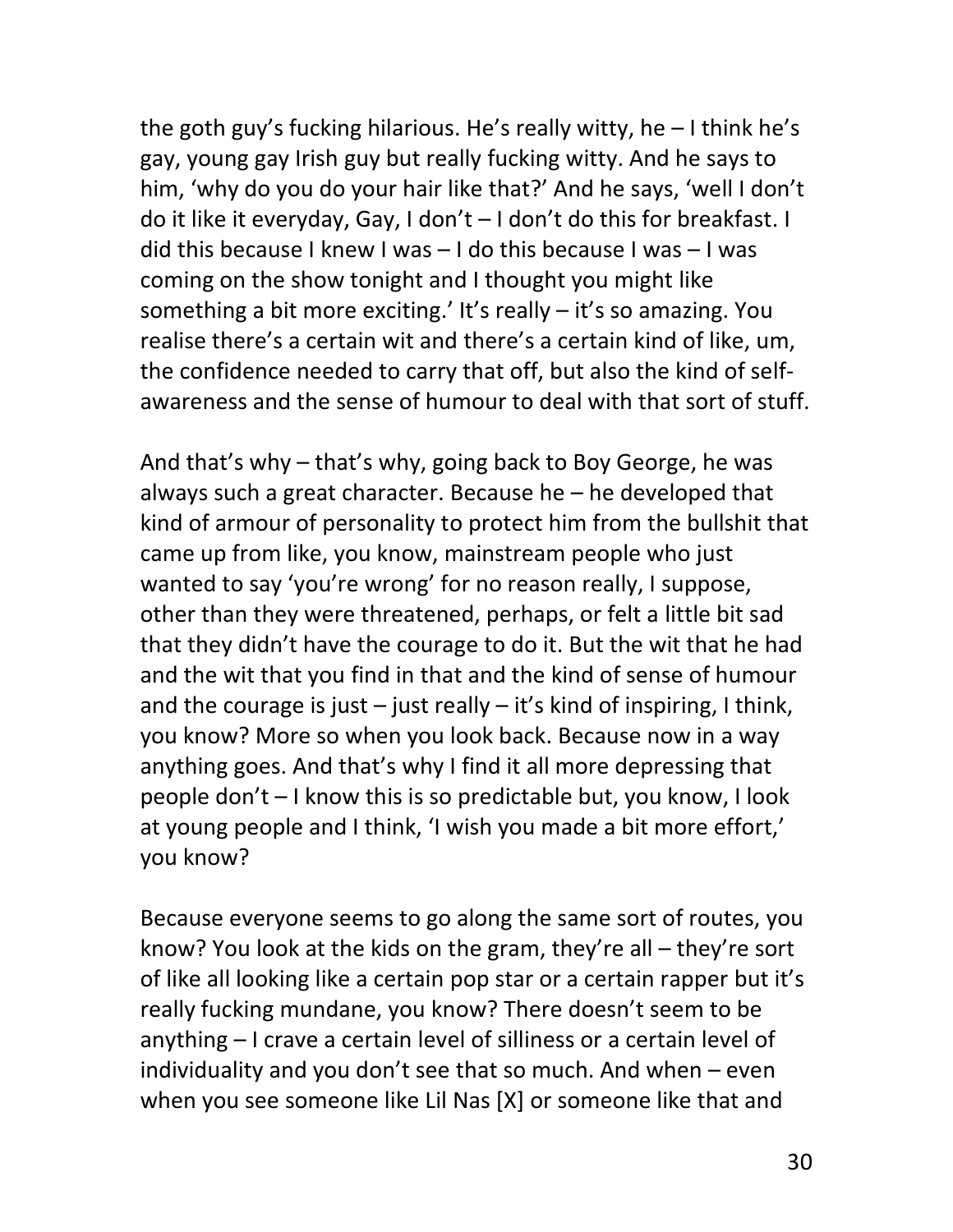the goth guy's fucking hilarious. He's really witty, he – I think he's gay, young gay Irish guy but really fucking witty. And he says to him, 'why do you do your hair like that?' And he says, 'well I don't do it like it everyday, Gay, I don't – I don't do this for breakfast. I did this because I knew I was – I do this because I was – I was coming on the show tonight and I thought you might like something a bit more exciting.' It's really – it's so amazing. You realise there's a certain wit and there's a certain kind of like, um, the confidence needed to carry that off, but also the kind of self-awareness and the sense of humour to deal with that sort of stuff.

And that's why – that's why, going back to Boy George, he was always such a great character. Because he – he developed that kind of armour of personality to protect him from the bullshit that came up from like, you know, mainstream people who just wanted to say 'you're wrong' for no reason really, I suppose, other than they were threatened, perhaps, or felt a little bit sad that they didn't have the courage to do it. But the wit that he had and the wit that you find in that and the kind of sense of humour and the courage is just – just really – it's kind of inspiring, I think, you know? More so when you look back. Because now in a way anything goes. And that's why I find it all more depressing that people don't – I know this is so predictable but, you know, I look at young people and I think, 'I wish you made a bit more effort,' you know?

Because everyone seems to go along the same sort of routes, you know? You look at the kids on the gram, they're all – they're sort of like all looking like a certain pop star or a certain rapper but it's really fucking mundane, you know? There doesn't seem to be anything – I crave a certain level of silliness or a certain level of individuality and you don't see that so much. And when – even when you see someone like Lil Nas [X] or someone like that and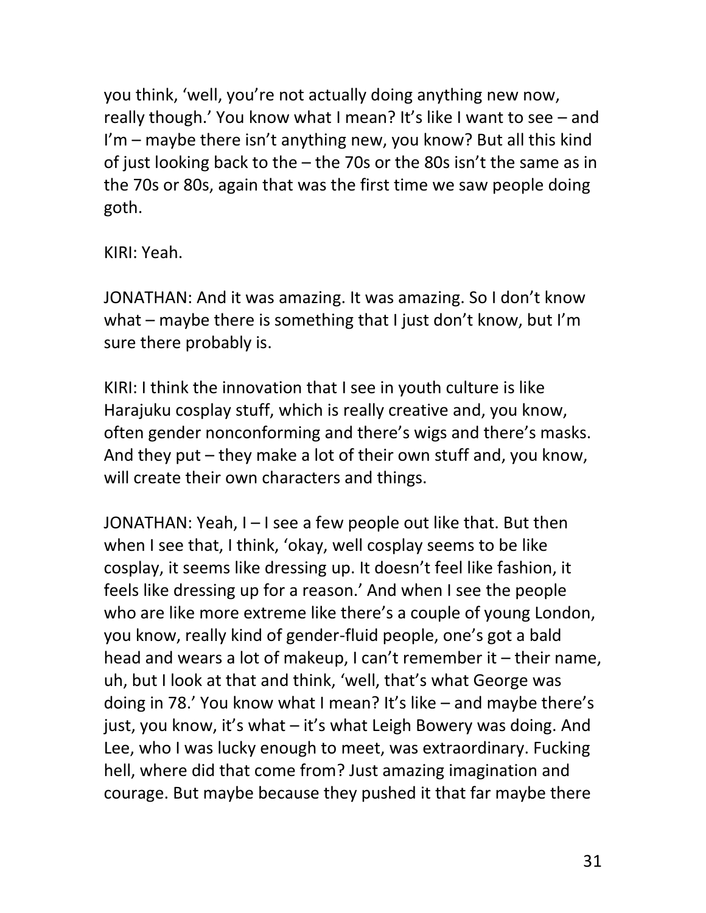you think, 'well, you're not actually doing anything new now, really though.' You know what I mean? It's like I want to see – and I'm – maybe there isn't anything new, you know? But all this kind of just looking back to the – the 70s or the 80s isn't the same as in the 70s or 80s, again that was the first time we saw people doing goth.

KIRI: Yeah.

JONATHAN: And it was amazing. It was amazing. So I don't know what – maybe there is something that I just don't know, but I'm sure there probably is.

KIRI: I think the innovation that I see in youth culture is like Harajuku cosplay stuff, which is really creative and, you know, often gender nonconforming and there's wigs and there's masks. And they put – they make a lot of their own stuff and, you know, will create their own characters and things.

JONATHAN: Yeah, I – I see a few people out like that. But then when I see that, I think, 'okay, well cosplay seems to be like cosplay, it seems like dressing up. It doesn't feel like fashion, it feels like dressing up for a reason.' And when I see the people who are like more extreme like there's a couple of young London, you know, really kind of gender-fluid people, one's got a bald head and wears a lot of makeup, I can't remember it – their name, uh, but I look at that and think, 'well, that's what George was doing in 78.' You know what I mean? It's like – and maybe there's just, you know, it's what – it's what Leigh Bowery was doing. And Lee, who I was lucky enough to meet, was extraordinary. Fucking hell, where did that come from? Just amazing imagination and courage. But maybe because they pushed it that far maybe there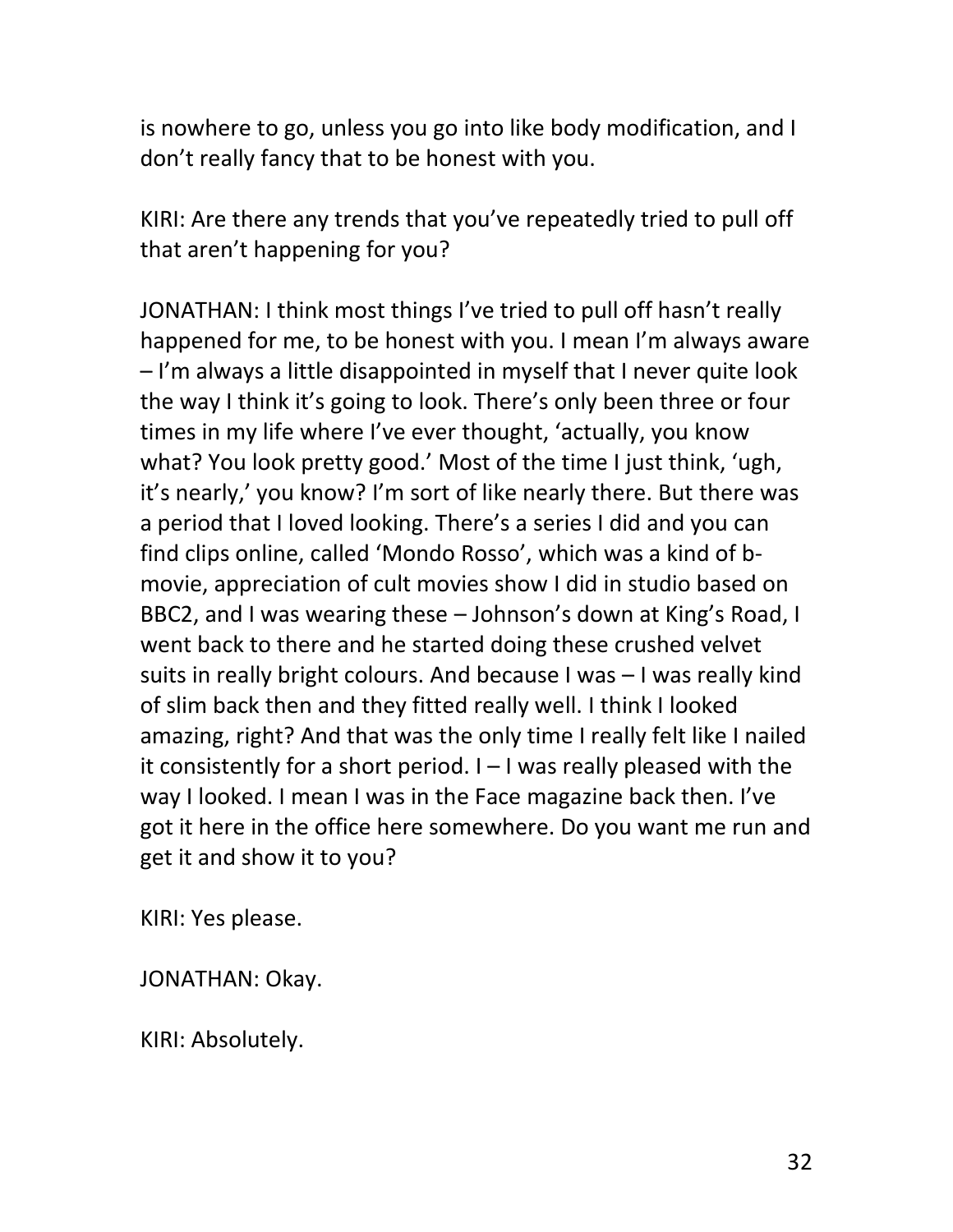is nowhere to go, unless you go into like body modification, and I don't really fancy that to be honest with you.

KIRI: Are there any trends that you've repeatedly tried to pull off that aren't happening for you?

JONATHAN: I think most things I've tried to pull off hasn't really happened for me, to be honest with you. I mean I'm always aware – I'm always a little disappointed in myself that I never quite look the way I think it's going to look. There's only been three or four times in my life where I've ever thought, 'actually, you know what? You look pretty good.' Most of the time I just think, 'ugh, it's nearly,' you know? I'm sort of like nearly there. But there was a period that I loved looking. There's a series I did and you can find clips online, called 'Mondo Rosso', which was a kind of b-movie, appreciation of cult movies show I did in studio based on BBC2, and I was wearing these – Johnson's down at King's Road, I went back to there and he started doing these crushed velvet suits in really bright colours. And because I was – I was really kind of slim back then and they fitted really well. I think I looked amazing, right? And that was the only time I really felt like I nailed it consistently for a short period. I – I was really pleased with the way I looked. I mean I was in the Face magazine back then. I've got it here in the office here somewhere. Do you want me run and get it and show it to you?

KIRI: Yes please.

JONATHAN: Okay.

KIRI: Absolutely.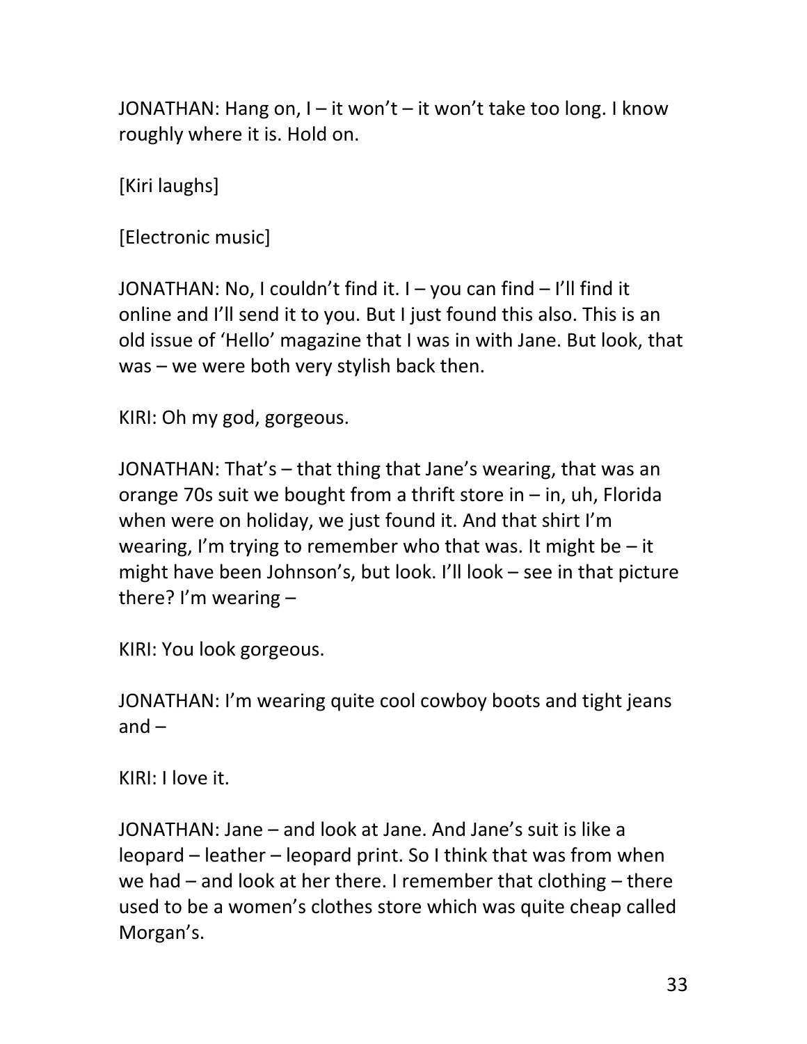JONATHAN: Hang on, I – it won't – it won't take too long. I know roughly where it is. Hold on.

[Kiri laughs]

[Electronic music]

JONATHAN: No, I couldn't find it. I – you can find – I'll find it online and I'll send it to you. But I just found this also. This is an old issue of 'Hello' magazine that I was in with Jane. But look, that was – we were both very stylish back then.

KIRI: Oh my god, gorgeous.

JONATHAN: That's – that thing that Jane's wearing, that was an orange 70s suit we bought from a thrift store in – in, uh, Florida when were on holiday, we just found it. And that shirt I'm wearing, I'm trying to remember who that was. It might be – it might have been Johnson's, but look. I'll look – see in that picture there? I'm wearing –

KIRI: You look gorgeous.

JONATHAN: I'm wearing quite cool cowboy boots and tight jeans and –

KIRI: I love it.

JONATHAN: Jane – and look at Jane. And Jane's suit is like a leopard – leather – leopard print. So I think that was from when we had – and look at her there. I remember that clothing – there used to be a women's clothes store which was quite cheap called Morgan's.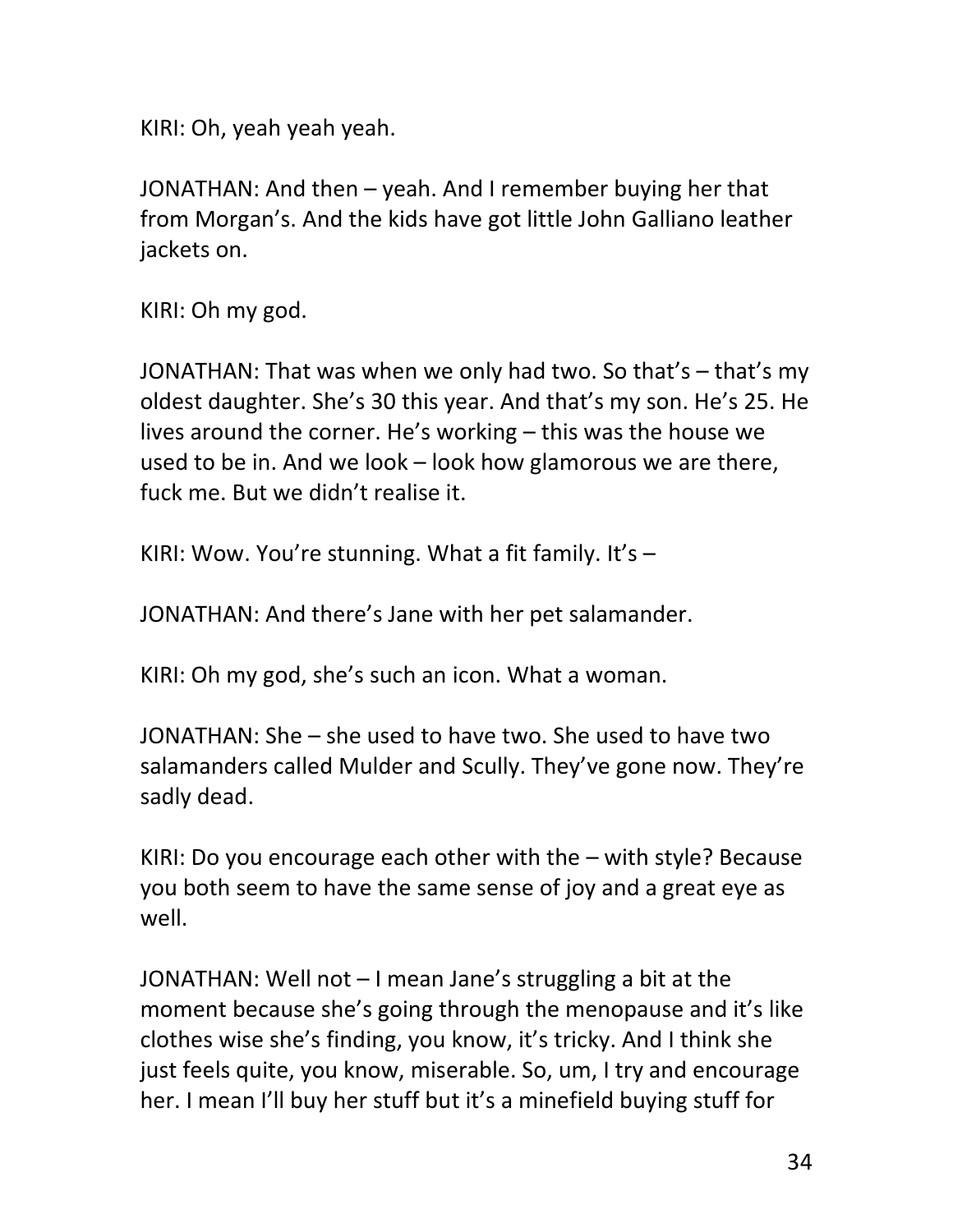KIRI: Oh, yeah yeah yeah.

JONATHAN: And then – yeah. And I remember buying her that from Morgan's. And the kids have got little John Galliano leather jackets on.

KIRI: Oh my god.

JONATHAN: That was when we only had two. So that's – that's my oldest daughter. She's 30 this year. And that's my son. He's 25. He lives around the corner. He's working – this was the house we used to be in. And we look – look how glamorous we are there, fuck me. But we didn't realise it.

KIRI: Wow. You're stunning. What a fit family. It's –

JONATHAN: And there's Jane with her pet salamander.

KIRI: Oh my god, she's such an icon. What a woman.

JONATHAN: She – she used to have two. She used to have two salamanders called Mulder and Scully. They've gone now. They're sadly dead.

KIRI: Do you encourage each other with the – with style? Because you both seem to have the same sense of joy and a great eye as well.

JONATHAN: Well not – I mean Jane's struggling a bit at the moment because she's going through the menopause and it's like clothes wise she's finding, you know, it's tricky. And I think she just feels quite, you know, miserable. So, um, I try and encourage her. I mean I'll buy her stuff but it's a minefield buying stuff for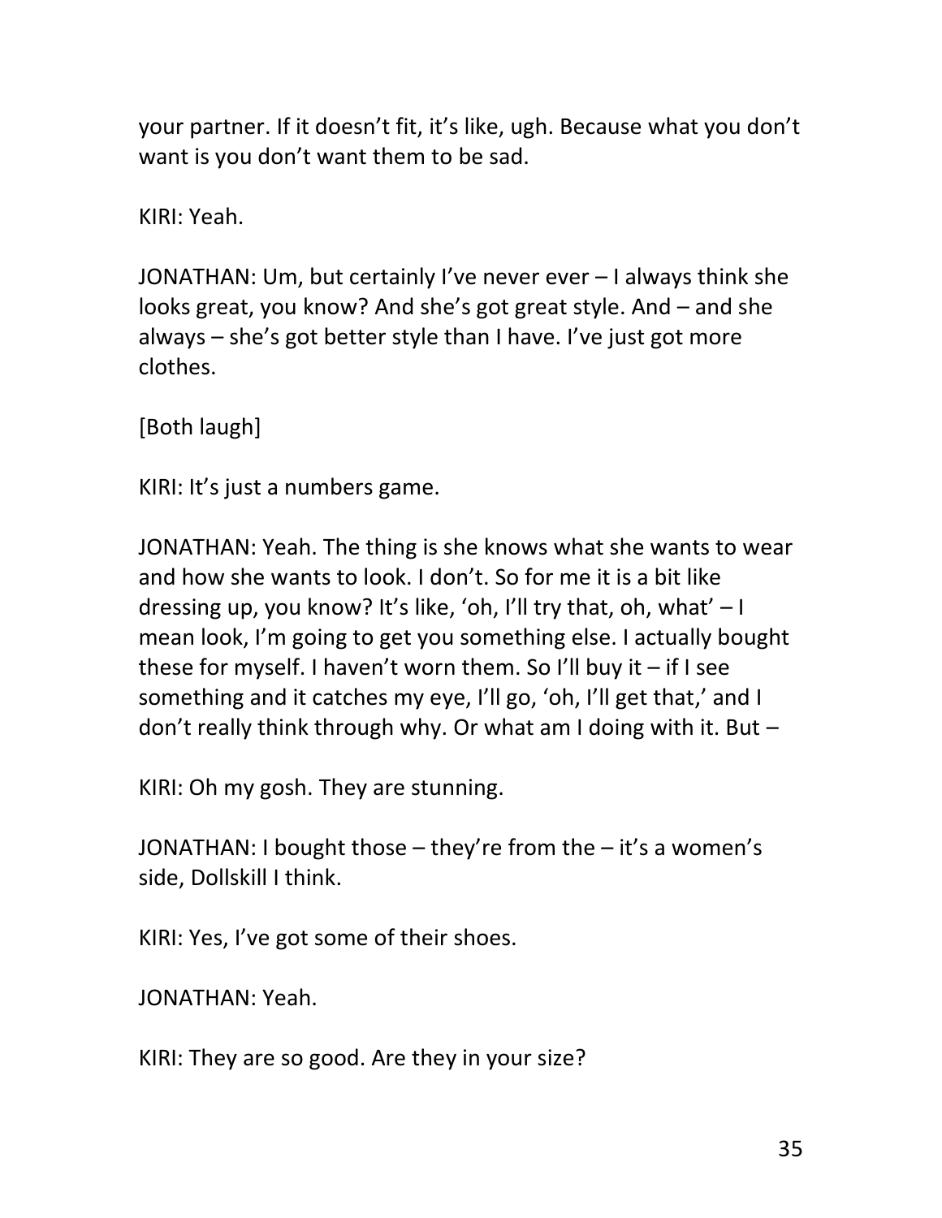your partner. If it doesn't fit, it's like, ugh. Because what you don't want is you don't want them to be sad.

KIRI: Yeah.

JONATHAN: Um, but certainly I've never ever – I always think she looks great, you know? And she's got great style. And – and she always – she's got better style than I have. I've just got more clothes.

[Both laugh]

KIRI: It's just a numbers game.

JONATHAN: Yeah. The thing is she knows what she wants to wear and how she wants to look. I don't. So for me it is a bit like dressing up, you know? It's like, 'oh, I'll try that, oh, what' – I mean look, I'm going to get you something else. I actually bought these for myself. I haven't worn them. So I'll buy it – if I see something and it catches my eye, I'll go, 'oh, I'll get that,' and I don't really think through why. Or what am I doing with it. But –

KIRI: Oh my gosh. They are stunning.

JONATHAN: I bought those – they're from the – it's a women's side, Dollskill I think.

KIRI: Yes, I've got some of their shoes.

JONATHAN: Yeah.

KIRI: They are so good. Are they in your size?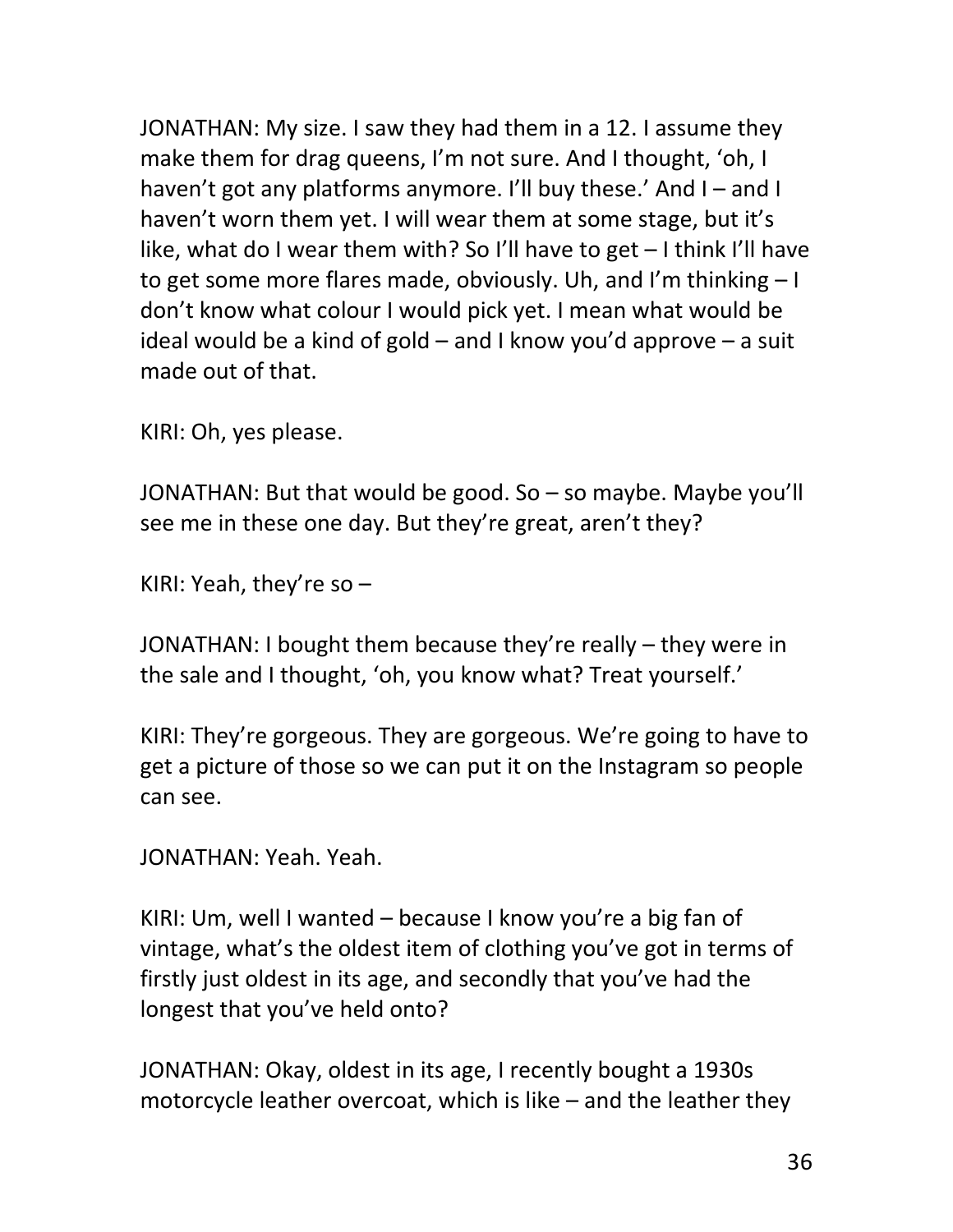JONATHAN: My size. I saw they had them in a 12. I assume they make them for drag queens, I'm not sure. And I thought, 'oh, I haven't got any platforms anymore. I'll buy these.' And I – and I haven't worn them yet. I will wear them at some stage, but it's like, what do I wear them with? So I'll have to get – I think I'll have to get some more flares made, obviously. Uh, and I'm thinking – I don't know what colour I would pick yet. I mean what would be ideal would be a kind of gold – and I know you'd approve – a suit made out of that.

KIRI: Oh, yes please.

JONATHAN: But that would be good. So – so maybe. Maybe you'll see me in these one day. But they're great, aren't they?

KIRI: Yeah, they're so –

JONATHAN: I bought them because they're really – they were in the sale and I thought, 'oh, you know what? Treat yourself.'

KIRI: They're gorgeous. They are gorgeous. We're going to have to get a picture of those so we can put it on the Instagram so people can see.

JONATHAN: Yeah. Yeah.

KIRI: Um, well I wanted – because I know you're a big fan of vintage, what's the oldest item of clothing you've got in terms of firstly just oldest in its age, and secondly that you've had the longest that you've held onto?

JONATHAN: Okay, oldest in its age, I recently bought a 1930s motorcycle leather overcoat, which is like – and the leather they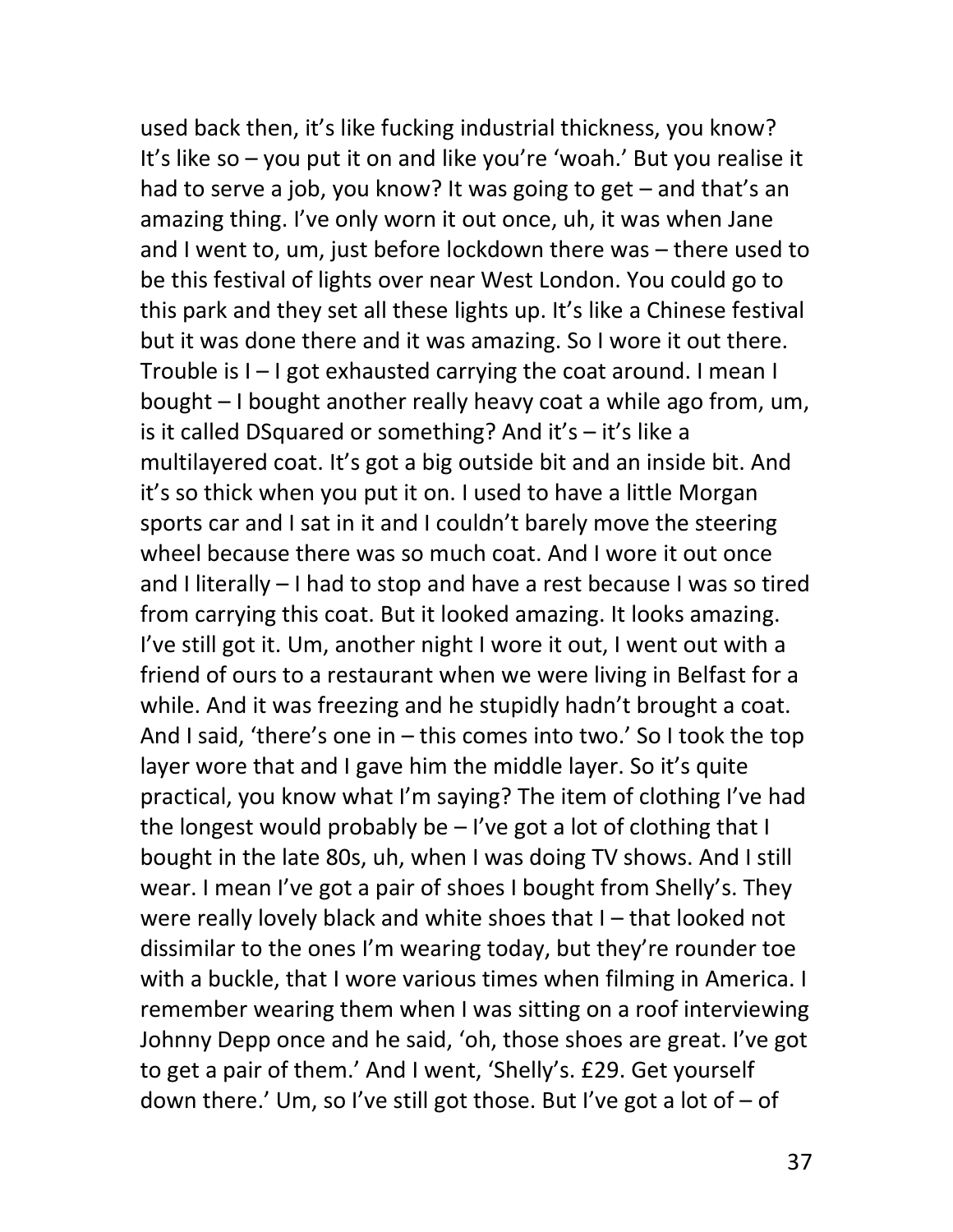used back then, it's like fucking industrial thickness, you know? It's like so – you put it on and like you're 'woah.' But you realise it had to serve a job, you know? It was going to get – and that's an amazing thing. I've only worn it out once, uh, it was when Jane and I went to, um, just before lockdown there was – there used to be this festival of lights over near West London. You could go to this park and they set all these lights up. It's like a Chinese festival but it was done there and it was amazing. So I wore it out there. Trouble is I – I got exhausted carrying the coat around. I mean I bought – I bought another really heavy coat a while ago from, um, is it called DSquared or something? And it's – it's like a multilayered coat. It's got a big outside bit and an inside bit. And it's so thick when you put it on. I used to have a little Morgan sports car and I sat in it and I couldn't barely move the steering wheel because there was so much coat. And I wore it out once and I literally – I had to stop and have a rest because I was so tired from carrying this coat. But it looked amazing. It looks amazing. I've still got it. Um, another night I wore it out, I went out with a friend of ours to a restaurant when we were living in Belfast for a while. And it was freezing and he stupidly hadn't brought a coat. And I said, 'there's one in – this comes into two.' So I took the top layer wore that and I gave him the middle layer. So it's quite practical, you know what I'm saying? The item of clothing I've had the longest would probably be – I've got a lot of clothing that I bought in the late 80s, uh, when I was doing TV shows. And I still wear. I mean I've got a pair of shoes I bought from Shelly's. They were really lovely black and white shoes that I – that looked not dissimilar to the ones I'm wearing today, but they're rounder toe with a buckle, that I wore various times when filming in America. I remember wearing them when I was sitting on a roof interviewing Johnny Depp once and he said, 'oh, those shoes are great. I've got to get a pair of them.' And I went, 'Shelly's. £29. Get yourself down there.' Um, so I've still got those. But I've got a lot of – of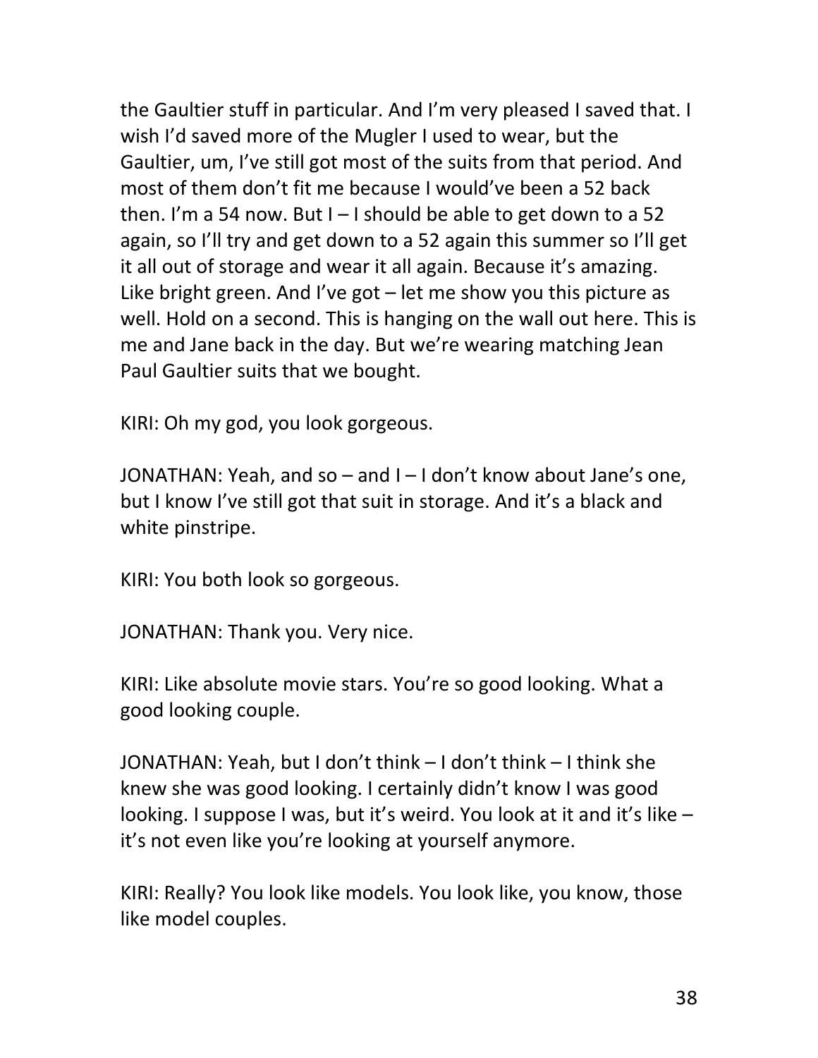the Gaultier stuff in particular. And I'm very pleased I saved that. I wish I'd saved more of the Mugler I used to wear, but the Gaultier, um, I've still got most of the suits from that period. And most of them don't fit me because I would've been a 52 back then. I'm a 54 now. But I – I should be able to get down to a 52 again, so I'll try and get down to a 52 again this summer so I'll get it all out of storage and wear it all again. Because it's amazing. Like bright green. And I've got – let me show you this picture as well. Hold on a second. This is hanging on the wall out here. This is me and Jane back in the day. But we're wearing matching Jean Paul Gaultier suits that we bought.

KIRI: Oh my god, you look gorgeous.

JONATHAN: Yeah, and so – and I – I don't know about Jane's one, but I know I've still got that suit in storage. And it's a black and white pinstripe.

KIRI: You both look so gorgeous.

JONATHAN: Thank you. Very nice.

KIRI: Like absolute movie stars. You're so good looking. What a good looking couple.

JONATHAN: Yeah, but I don't think – I don't think – I think she knew she was good looking. I certainly didn't know I was good looking. I suppose I was, but it's weird. You look at it and it's like – it's not even like you're looking at yourself anymore.

KIRI: Really? You look like models. You look like, you know, those like model couples.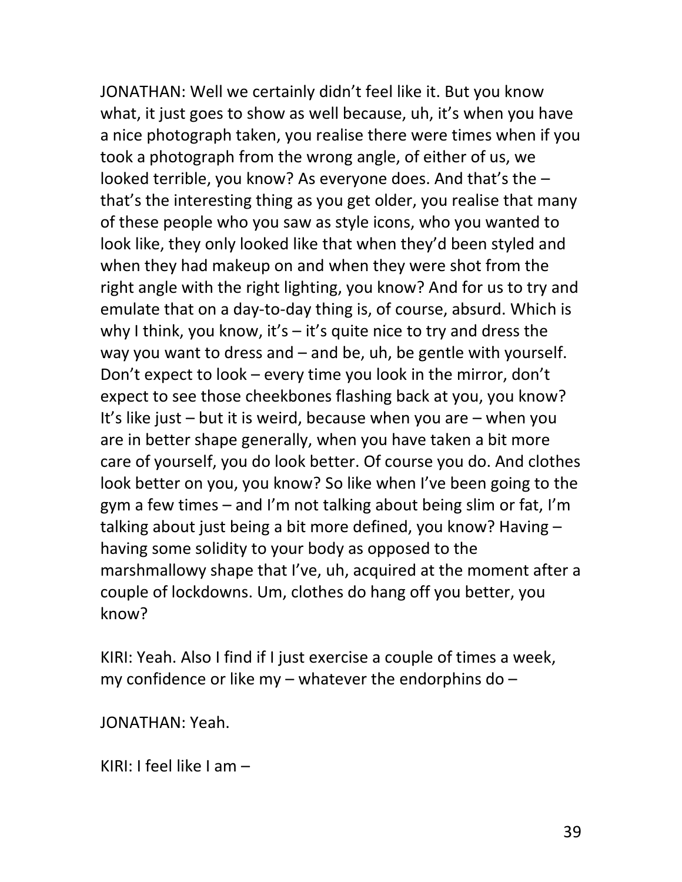JONATHAN: Well we certainly didn't feel like it. But you know what, it just goes to show as well because, uh, it's when you have a nice photograph taken, you realise there were times when if you took a photograph from the wrong angle, of either of us, we looked terrible, you know? As everyone does. And that's the – that's the interesting thing as you get older, you realise that many of these people who you saw as style icons, who you wanted to look like, they only looked like that when they'd been styled and when they had makeup on and when they were shot from the right angle with the right lighting, you know? And for us to try and emulate that on a day-to-day thing is, of course, absurd. Which is why I think, you know, it's – it's quite nice to try and dress the way you want to dress and – and be, uh, be gentle with yourself. Don't expect to look – every time you look in the mirror, don't expect to see those cheekbones flashing back at you, you know? It's like just – but it is weird, because when you are – when you are in better shape generally, when you have taken a bit more care of yourself, you do look better. Of course you do. And clothes look better on you, you know? So like when I've been going to the gym a few times – and I'm not talking about being slim or fat, I'm talking about just being a bit more defined, you know? Having – having some solidity to your body as opposed to the marshmallowy shape that I've, uh, acquired at the moment after a couple of lockdowns. Um, clothes do hang off you better, you know?

KIRI: Yeah. Also I find if I just exercise a couple of times a week, my confidence or like my – whatever the endorphins do –

JONATHAN: Yeah.

KIRI: I feel like I am –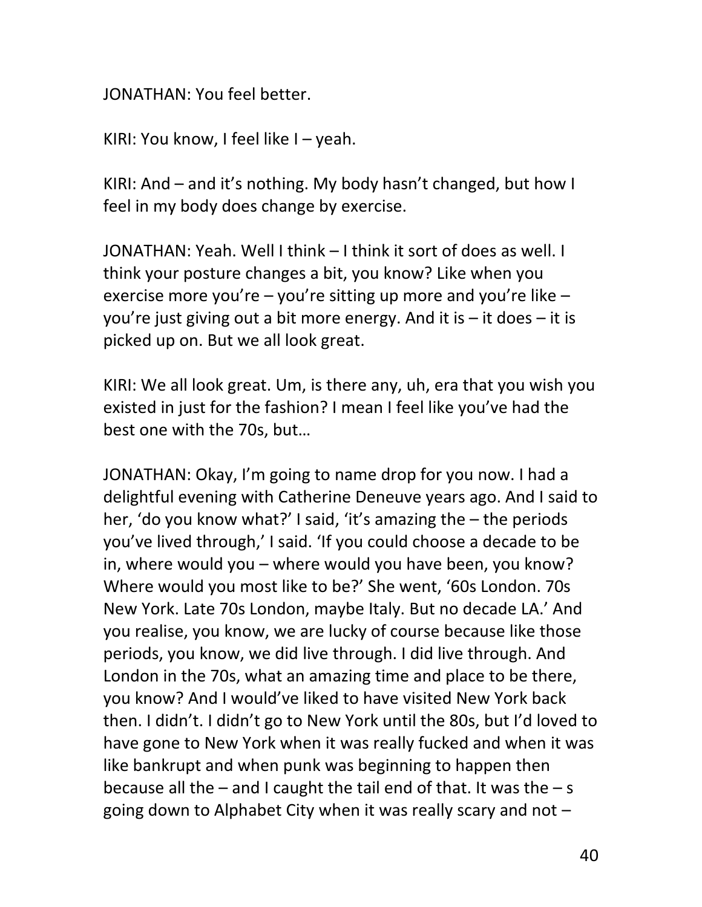JONATHAN: You feel better.

KIRI: You know, I feel like I – yeah.

KIRI: And – and it's nothing. My body hasn't changed, but how I feel in my body does change by exercise.

JONATHAN: Yeah. Well I think – I think it sort of does as well. I think your posture changes a bit, you know? Like when you exercise more you're – you're sitting up more and you're like – you're just giving out a bit more energy. And it is – it does – it is picked up on. But we all look great.

KIRI: We all look great. Um, is there any, uh, era that you wish you existed in just for the fashion? I mean I feel like you've had the best one with the 70s, but…

JONATHAN: Okay, I'm going to name drop for you now. I had a delightful evening with Catherine Deneuve years ago. And I said to her, 'do you know what?' I said, 'it's amazing the – the periods you've lived through,' I said. 'If you could choose a decade to be in, where would you – where would you have been, you know? Where would you most like to be?' She went, '60s London. 70s New York. Late 70s London, maybe Italy. But no decade LA.' And you realise, you know, we are lucky of course because like those periods, you know, we did live through. I did live through. And London in the 70s, what an amazing time and place to be there, you know? And I would've liked to have visited New York back then. I didn't. I didn't go to New York until the 80s, but I'd loved to have gone to New York when it was really fucked and when it was like bankrupt and when punk was beginning to happen then because all the – and I caught the tail end of that. It was the – s going down to Alphabet City when it was really scary and not –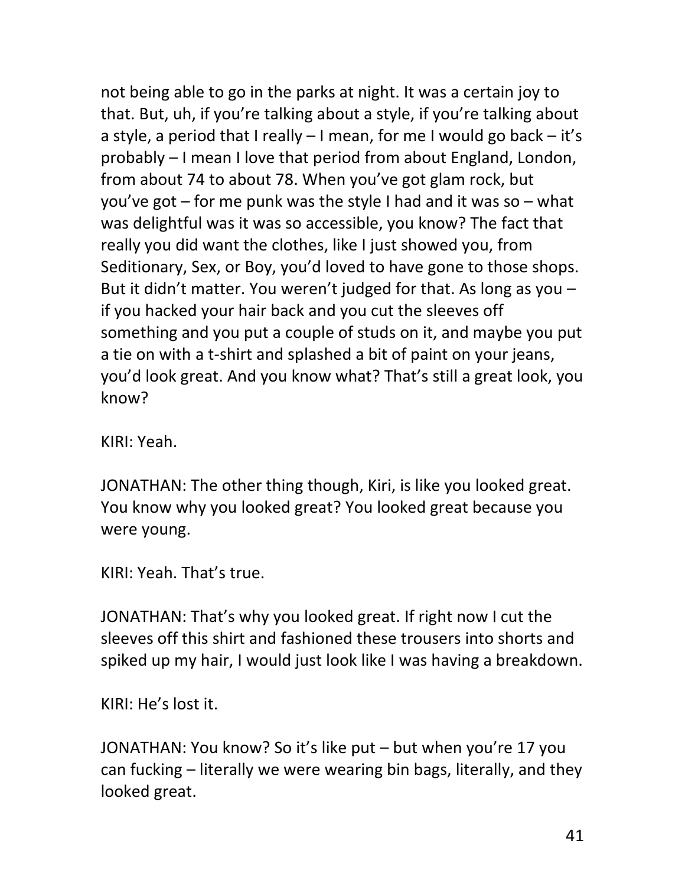not being able to go in the parks at night. It was a certain joy to that. But, uh, if you're talking about a style, if you're talking about a style, a period that I really – I mean, for me I would go back – it's probably – I mean I love that period from about England, London, from about 74 to about 78. When you've got glam rock, but you've got – for me punk was the style I had and it was so – what was delightful was it was so accessible, you know? The fact that really you did want the clothes, like I just showed you, from Seditionary, Sex, or Boy, you'd loved to have gone to those shops. But it didn't matter. You weren't judged for that. As long as you – if you hacked your hair back and you cut the sleeves off something and you put a couple of studs on it, and maybe you put a tie on with a t-shirt and splashed a bit of paint on your jeans, you'd look great. And you know what? That's still a great look, you know?

KIRI: Yeah.

JONATHAN: The other thing though, Kiri, is like you looked great. You know why you looked great? You looked great because you were young.

KIRI: Yeah. That's true.

JONATHAN: That's why you looked great. If right now I cut the sleeves off this shirt and fashioned these trousers into shorts and spiked up my hair, I would just look like I was having a breakdown.

KIRI: He's lost it.

JONATHAN: You know? So it's like put – but when you're 17 you can fucking – literally we were wearing bin bags, literally, and they looked great.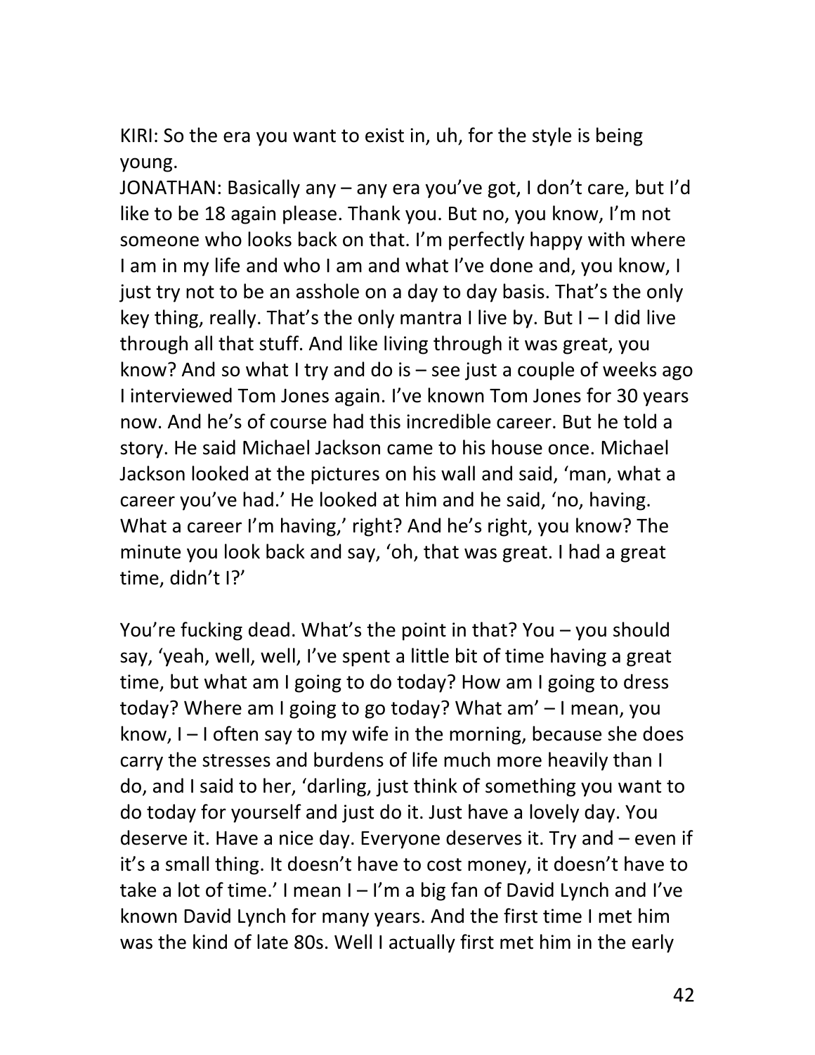KIRI: So the era you want to exist in, uh, for the style is being young.
JONATHAN: Basically any – any era you've got, I don't care, but I'd like to be 18 again please. Thank you. But no, you know, I'm not someone who looks back on that. I'm perfectly happy with where I am in my life and who I am and what I've done and, you know, I just try not to be an asshole on a day to day basis. That's the only key thing, really. That's the only mantra I live by. But I – I did live through all that stuff. And like living through it was great, you know? And so what I try and do is – see just a couple of weeks ago I interviewed Tom Jones again. I've known Tom Jones for 30 years now. And he's of course had this incredible career. But he told a story. He said Michael Jackson came to his house once. Michael Jackson looked at the pictures on his wall and said, 'man, what a career you've had.' He looked at him and he said, 'no, having. What a career I'm having,' right? And he's right, you know? The minute you look back and say, 'oh, that was great. I had a great time, didn't I?'

You're fucking dead. What's the point in that? You – you should say, 'yeah, well, well, I've spent a little bit of time having a great time, but what am I going to do today? How am I going to dress today? Where am I going to go today? What am' – I mean, you know, I – I often say to my wife in the morning, because she does carry the stresses and burdens of life much more heavily than I do, and I said to her, 'darling, just think of something you want to do today for yourself and just do it. Just have a lovely day. You deserve it. Have a nice day. Everyone deserves it. Try and – even if it's a small thing. It doesn't have to cost money, it doesn't have to take a lot of time.' I mean I – I'm a big fan of David Lynch and I've known David Lynch for many years. And the first time I met him was the kind of late 80s. Well I actually first met him in the early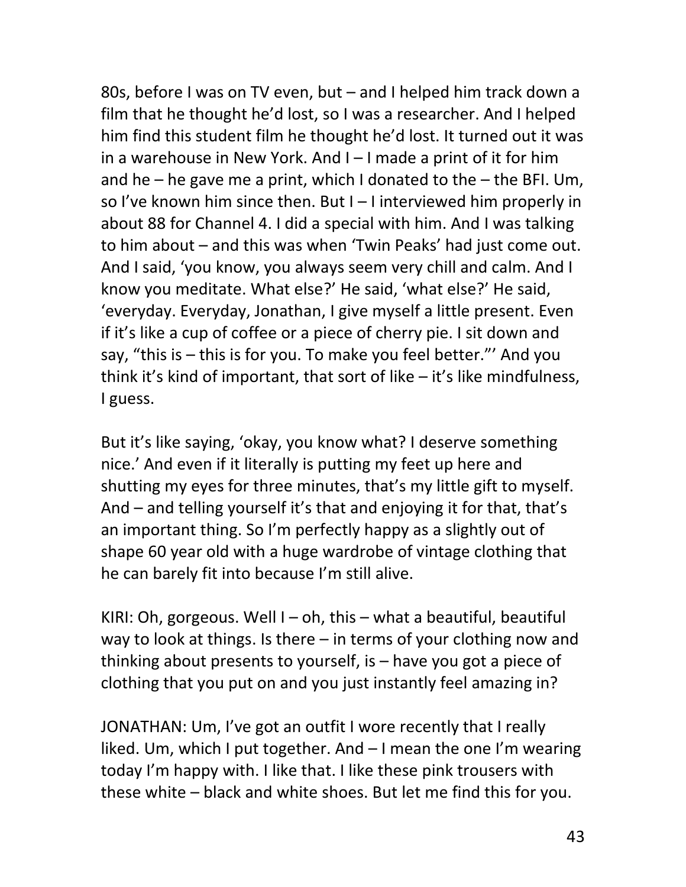80s, before I was on TV even, but – and I helped him track down a film that he thought he'd lost, so I was a researcher. And I helped him find this student film he thought he'd lost. It turned out it was in a warehouse in New York. And I – I made a print of it for him and he – he gave me a print, which I donated to the – the BFI. Um, so I've known him since then. But I – I interviewed him properly in about 88 for Channel 4. I did a special with him. And I was talking to him about – and this was when 'Twin Peaks' had just come out. And I said, 'you know, you always seem very chill and calm. And I know you meditate. What else?' He said, 'what else?' He said, 'everyday. Everyday, Jonathan, I give myself a little present. Even if it's like a cup of coffee or a piece of cherry pie. I sit down and say, "this is – this is for you. To make you feel better."' And you think it's kind of important, that sort of like – it's like mindfulness, I guess.

But it's like saying, 'okay, you know what? I deserve something nice.' And even if it literally is putting my feet up here and shutting my eyes for three minutes, that's my little gift to myself. And – and telling yourself it's that and enjoying it for that, that's an important thing. So I'm perfectly happy as a slightly out of shape 60 year old with a huge wardrobe of vintage clothing that he can barely fit into because I'm still alive.

KIRI: Oh, gorgeous. Well I – oh, this – what a beautiful, beautiful way to look at things. Is there – in terms of your clothing now and thinking about presents to yourself, is – have you got a piece of clothing that you put on and you just instantly feel amazing in?

JONATHAN: Um, I've got an outfit I wore recently that I really liked. Um, which I put together. And – I mean the one I'm wearing today I'm happy with. I like that. I like these pink trousers with these white – black and white shoes. But let me find this for you.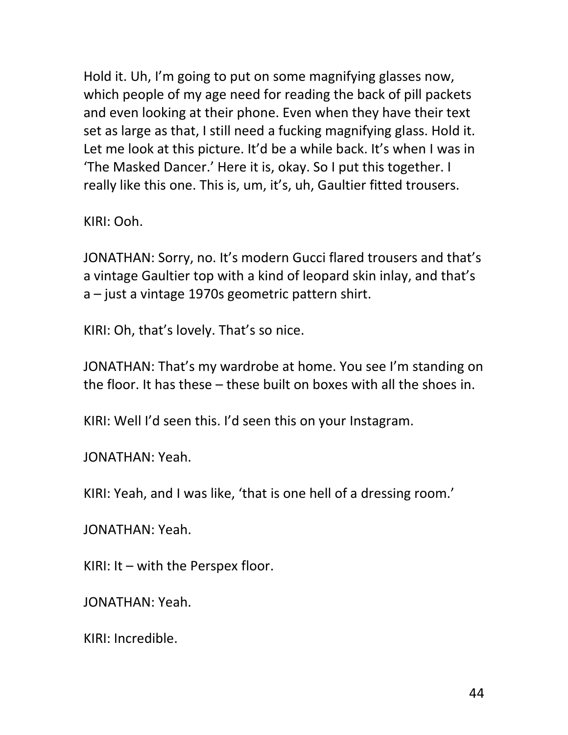Hold it. Uh, I'm going to put on some magnifying glasses now, which people of my age need for reading the back of pill packets and even looking at their phone. Even when they have their text set as large as that, I still need a fucking magnifying glass. Hold it. Let me look at this picture. It'd be a while back. It's when I was in 'The Masked Dancer.' Here it is, okay. So I put this together. I really like this one. This is, um, it's, uh, Gaultier fitted trousers.

KIRI: Ooh.

JONATHAN: Sorry, no. It's modern Gucci flared trousers and that's a vintage Gaultier top with a kind of leopard skin inlay, and that's a – just a vintage 1970s geometric pattern shirt.

KIRI: Oh, that's lovely. That's so nice.

JONATHAN: That's my wardrobe at home. You see I'm standing on the floor. It has these – these built on boxes with all the shoes in.

KIRI: Well I'd seen this. I'd seen this on your Instagram.

JONATHAN: Yeah.

KIRI: Yeah, and I was like, 'that is one hell of a dressing room.'

JONATHAN: Yeah.

KIRI: It – with the Perspex floor.

JONATHAN: Yeah.

KIRI: Incredible.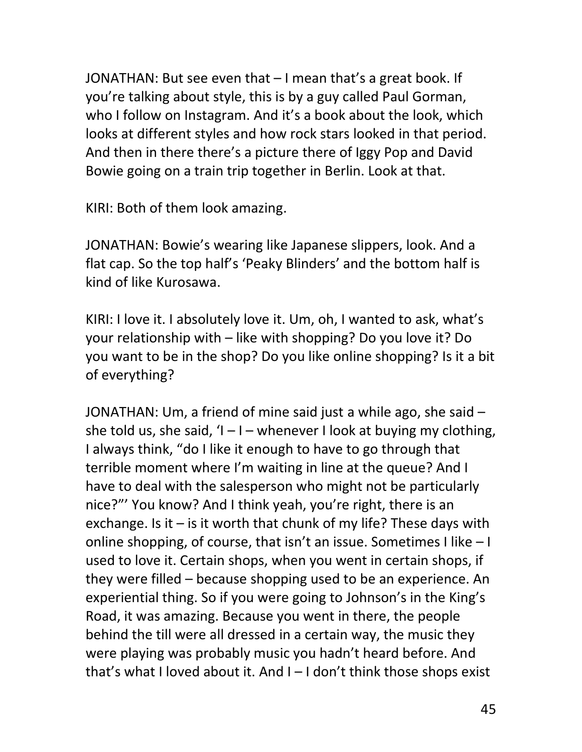JONATHAN: But see even that – I mean that's a great book. If you're talking about style, this is by a guy called Paul Gorman, who I follow on Instagram. And it's a book about the look, which looks at different styles and how rock stars looked in that period. And then in there there's a picture there of Iggy Pop and David Bowie going on a train trip together in Berlin. Look at that.

KIRI: Both of them look amazing.

JONATHAN: Bowie's wearing like Japanese slippers, look. And a flat cap. So the top half's 'Peaky Blinders' and the bottom half is kind of like Kurosawa.

KIRI: I love it. I absolutely love it. Um, oh, I wanted to ask, what's your relationship with – like with shopping? Do you love it? Do you want to be in the shop? Do you like online shopping? Is it a bit of everything?

JONATHAN: Um, a friend of mine said just a while ago, she said – she told us, she said, 'I – I – whenever I look at buying my clothing, I always think, "do I like it enough to have to go through that terrible moment where I'm waiting in line at the queue? And I have to deal with the salesperson who might not be particularly nice?"' You know? And I think yeah, you're right, there is an exchange. Is it – is it worth that chunk of my life? These days with online shopping, of course, that isn't an issue. Sometimes I like – I used to love it. Certain shops, when you went in certain shops, if they were filled – because shopping used to be an experience. An experiential thing. So if you were going to Johnson's in the King's Road, it was amazing. Because you went in there, the people behind the till were all dressed in a certain way, the music they were playing was probably music you hadn't heard before. And that's what I loved about it. And I – I don't think those shops exist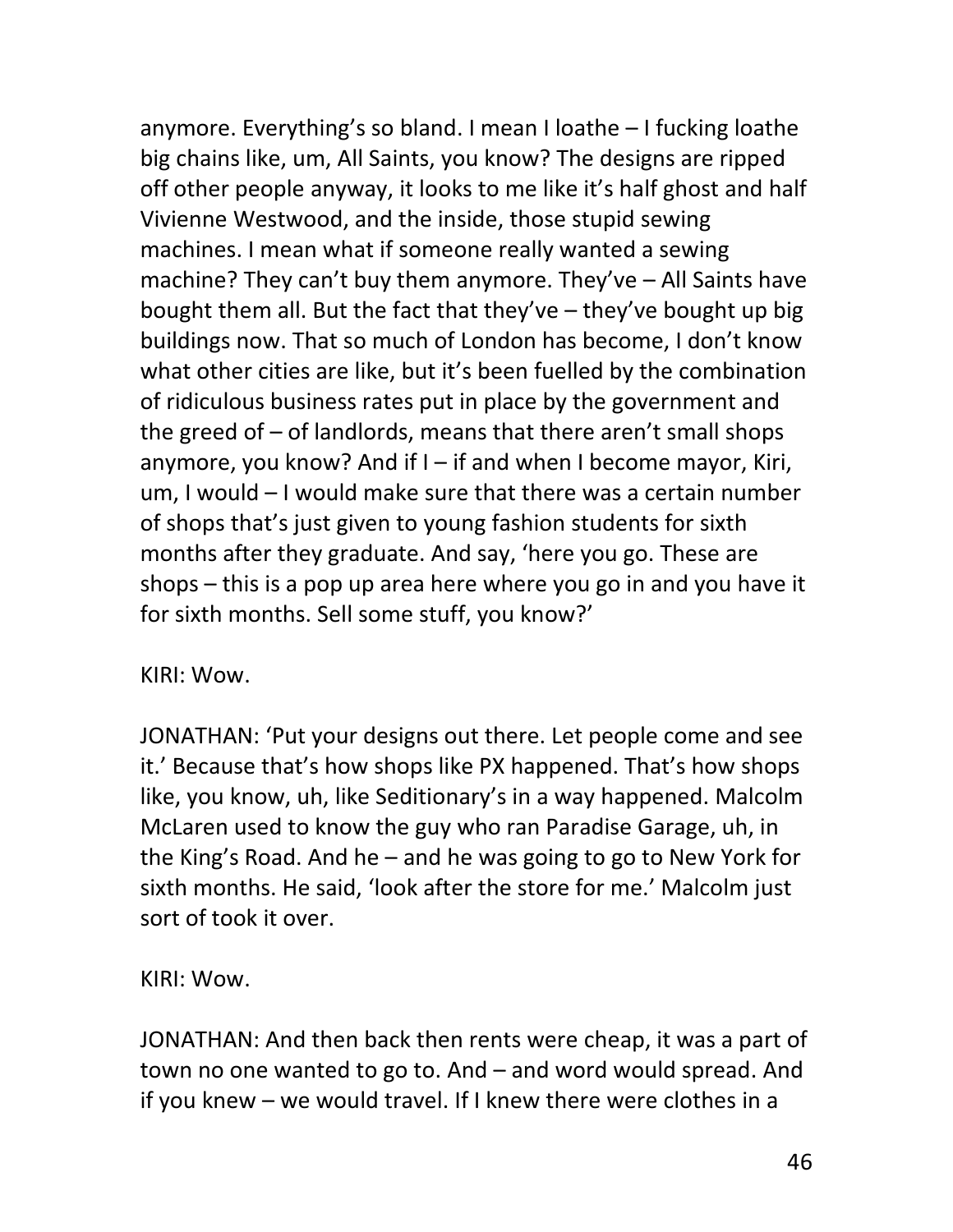anymore. Everything's so bland. I mean I loathe – I fucking loathe big chains like, um, All Saints, you know? The designs are ripped off other people anyway, it looks to me like it's half ghost and half Vivienne Westwood, and the inside, those stupid sewing machines. I mean what if someone really wanted a sewing machine? They can't buy them anymore. They've – All Saints have bought them all. But the fact that they've – they've bought up big buildings now. That so much of London has become, I don't know what other cities are like, but it's been fuelled by the combination of ridiculous business rates put in place by the government and the greed of – of landlords, means that there aren't small shops anymore, you know? And if I – if and when I become mayor, Kiri, um, I would – I would make sure that there was a certain number of shops that's just given to young fashion students for sixth months after they graduate. And say, 'here you go. These are shops – this is a pop up area here where you go in and you have it for sixth months. Sell some stuff, you know?'

KIRI: Wow.

JONATHAN: 'Put your designs out there. Let people come and see it.' Because that's how shops like PX happened. That's how shops like, you know, uh, like Seditionary's in a way happened. Malcolm McLaren used to know the guy who ran Paradise Garage, uh, in the King's Road. And he – and he was going to go to New York for sixth months. He said, 'look after the store for me.' Malcolm just sort of took it over.

KIRI: Wow.

JONATHAN: And then back then rents were cheap, it was a part of town no one wanted to go to. And – and word would spread. And if you knew – we would travel. If I knew there were clothes in a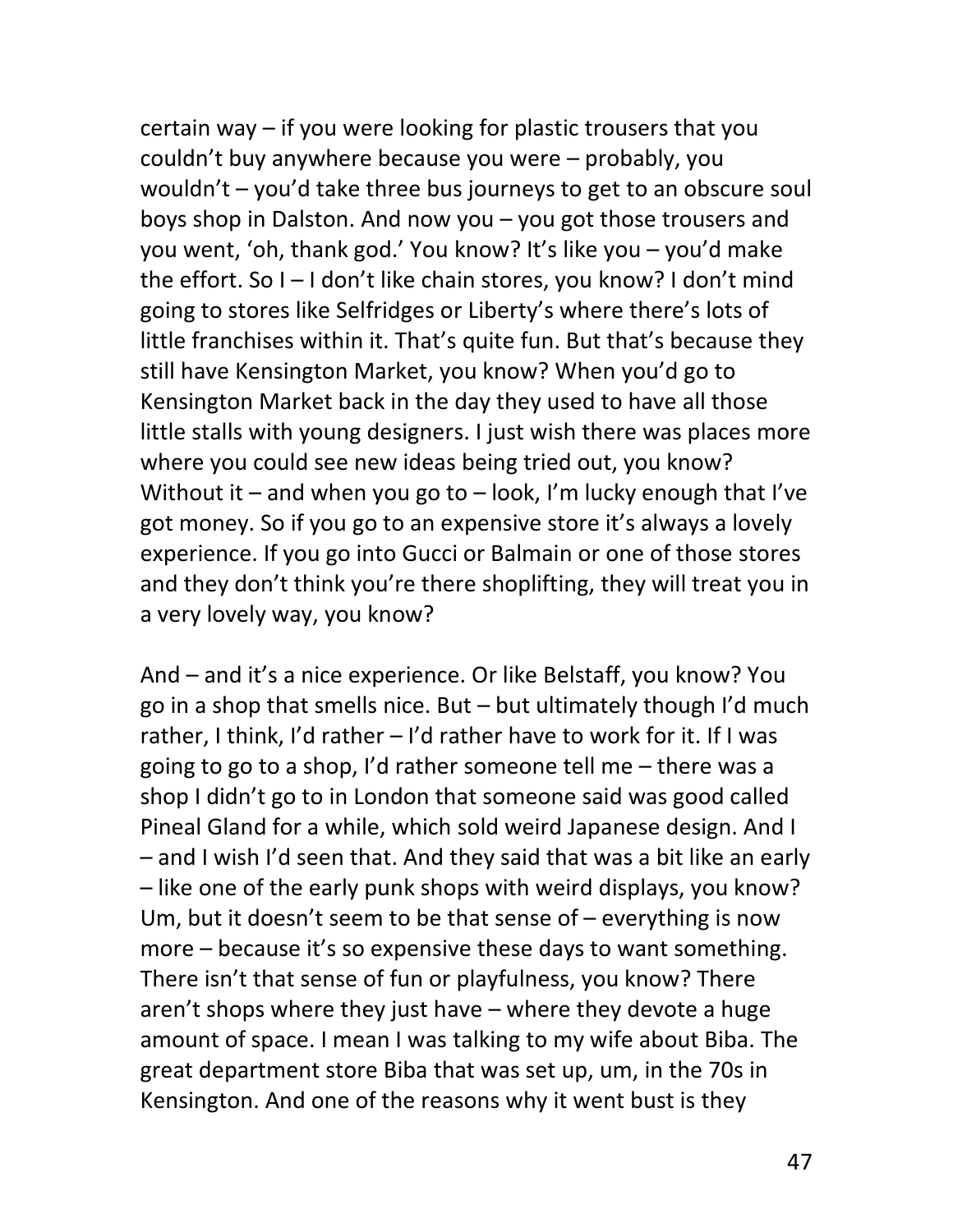certain way – if you were looking for plastic trousers that you couldn't buy anywhere because you were – probably, you wouldn't – you'd take three bus journeys to get to an obscure soul boys shop in Dalston. And now you – you got those trousers and you went, 'oh, thank god.' You know? It's like you – you'd make the effort. So I – I don't like chain stores, you know? I don't mind going to stores like Selfridges or Liberty's where there's lots of little franchises within it. That's quite fun. But that's because they still have Kensington Market, you know? When you'd go to Kensington Market back in the day they used to have all those little stalls with young designers. I just wish there was places more where you could see new ideas being tried out, you know? Without it – and when you go to – look, I'm lucky enough that I've got money. So if you go to an expensive store it's always a lovely experience. If you go into Gucci or Balmain or one of those stores and they don't think you're there shoplifting, they will treat you in a very lovely way, you know?

And – and it's a nice experience. Or like Belstaff, you know? You go in a shop that smells nice. But – but ultimately though I'd much rather, I think, I'd rather – I'd rather have to work for it. If I was going to go to a shop, I'd rather someone tell me – there was a shop I didn't go to in London that someone said was good called Pineal Gland for a while, which sold weird Japanese design. And I – and I wish I'd seen that. And they said that was a bit like an early – like one of the early punk shops with weird displays, you know? Um, but it doesn't seem to be that sense of – everything is now more – because it's so expensive these days to want something. There isn't that sense of fun or playfulness, you know? There aren't shops where they just have – where they devote a huge amount of space. I mean I was talking to my wife about Biba. The great department store Biba that was set up, um, in the 70s in Kensington. And one of the reasons why it went bust is they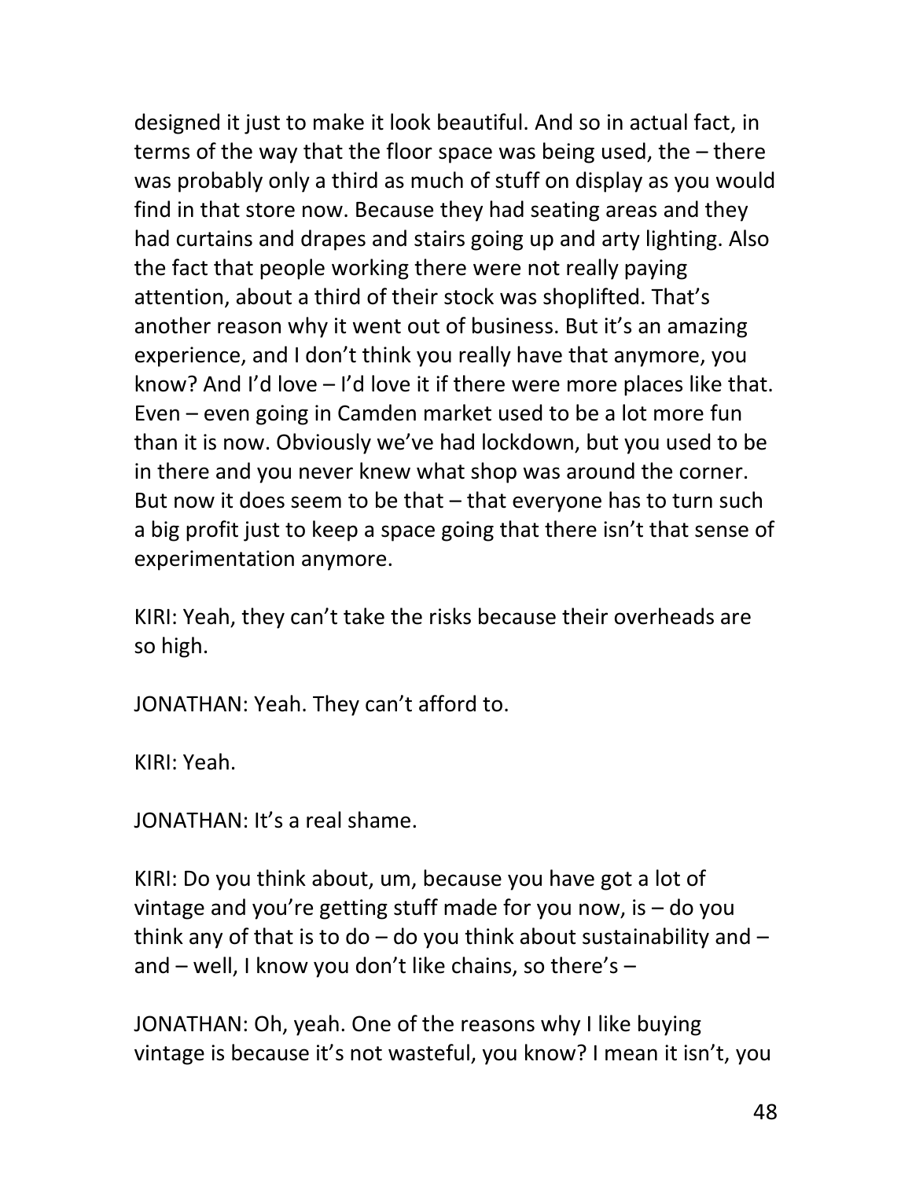designed it just to make it look beautiful. And so in actual fact, in terms of the way that the floor space was being used, the – there was probably only a third as much of stuff on display as you would find in that store now. Because they had seating areas and they had curtains and drapes and stairs going up and arty lighting. Also the fact that people working there were not really paying attention, about a third of their stock was shoplifted. That's another reason why it went out of business. But it's an amazing experience, and I don't think you really have that anymore, you know? And I'd love – I'd love it if there were more places like that. Even – even going in Camden market used to be a lot more fun than it is now. Obviously we've had lockdown, but you used to be in there and you never knew what shop was around the corner. But now it does seem to be that – that everyone has to turn such a big profit just to keep a space going that there isn't that sense of experimentation anymore.

KIRI: Yeah, they can't take the risks because their overheads are so high.

JONATHAN: Yeah. They can't afford to.

KIRI: Yeah.

JONATHAN: It's a real shame.

KIRI: Do you think about, um, because you have got a lot of vintage and you're getting stuff made for you now, is – do you think any of that is to do – do you think about sustainability and – and – well, I know you don't like chains, so there's –

JONATHAN: Oh, yeah. One of the reasons why I like buying vintage is because it's not wasteful, you know? I mean it isn't, you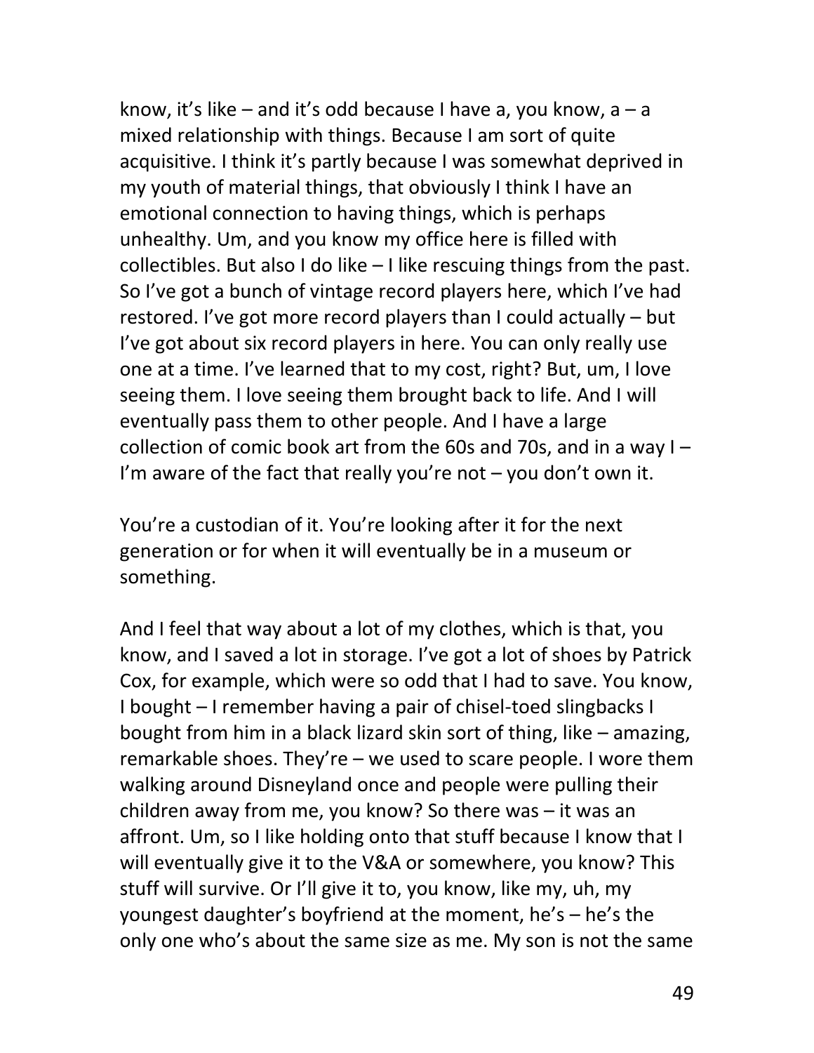know, it's like – and it's odd because I have a, you know, a – a mixed relationship with things. Because I am sort of quite acquisitive. I think it's partly because I was somewhat deprived in my youth of material things, that obviously I think I have an emotional connection to having things, which is perhaps unhealthy. Um, and you know my office here is filled with collectibles. But also I do like – I like rescuing things from the past. So I've got a bunch of vintage record players here, which I've had restored. I've got more record players than I could actually – but I've got about six record players in here. You can only really use one at a time. I've learned that to my cost, right? But, um, I love seeing them. I love seeing them brought back to life. And I will eventually pass them to other people. And I have a large collection of comic book art from the 60s and 70s, and in a way I – I'm aware of the fact that really you're not – you don't own it.

You're a custodian of it. You're looking after it for the next generation or for when it will eventually be in a museum or something.

And I feel that way about a lot of my clothes, which is that, you know, and I saved a lot in storage. I've got a lot of shoes by Patrick Cox, for example, which were so odd that I had to save. You know, I bought – I remember having a pair of chisel-toed slingbacks I bought from him in a black lizard skin sort of thing, like – amazing, remarkable shoes. They're – we used to scare people. I wore them walking around Disneyland once and people were pulling their children away from me, you know? So there was – it was an affront. Um, so I like holding onto that stuff because I know that I will eventually give it to the V&A or somewhere, you know? This stuff will survive. Or I'll give it to, you know, like my, uh, my youngest daughter's boyfriend at the moment, he's – he's the only one who's about the same size as me. My son is not the same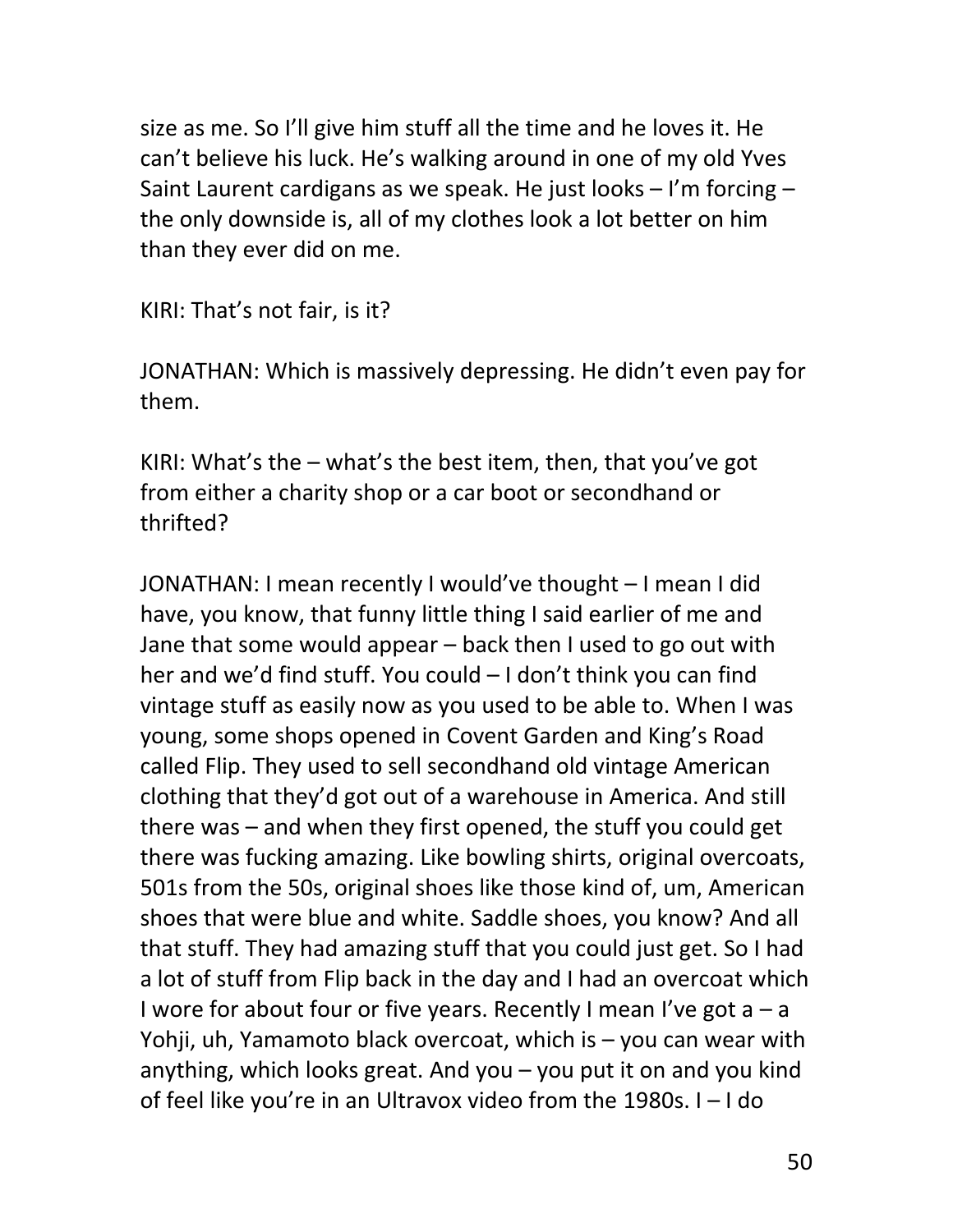size as me. So I'll give him stuff all the time and he loves it. He can't believe his luck. He's walking around in one of my old Yves Saint Laurent cardigans as we speak. He just looks – I'm forcing – the only downside is, all of my clothes look a lot better on him than they ever did on me.

KIRI: That's not fair, is it?

JONATHAN: Which is massively depressing. He didn't even pay for them.

KIRI: What's the – what's the best item, then, that you've got from either a charity shop or a car boot or secondhand or thrifted?

JONATHAN: I mean recently I would've thought – I mean I did have, you know, that funny little thing I said earlier of me and Jane that some would appear – back then I used to go out with her and we'd find stuff. You could – I don't think you can find vintage stuff as easily now as you used to be able to. When I was young, some shops opened in Covent Garden and King's Road called Flip. They used to sell secondhand old vintage American clothing that they'd got out of a warehouse in America. And still there was – and when they first opened, the stuff you could get there was fucking amazing. Like bowling shirts, original overcoats, 501s from the 50s, original shoes like those kind of, um, American shoes that were blue and white. Saddle shoes, you know? And all that stuff. They had amazing stuff that you could just get. So I had a lot of stuff from Flip back in the day and I had an overcoat which I wore for about four or five years. Recently I mean I've got a – a Yohji, uh, Yamamoto black overcoat, which is – you can wear with anything, which looks great. And you – you put it on and you kind of feel like you're in an Ultravox video from the 1980s. I – I do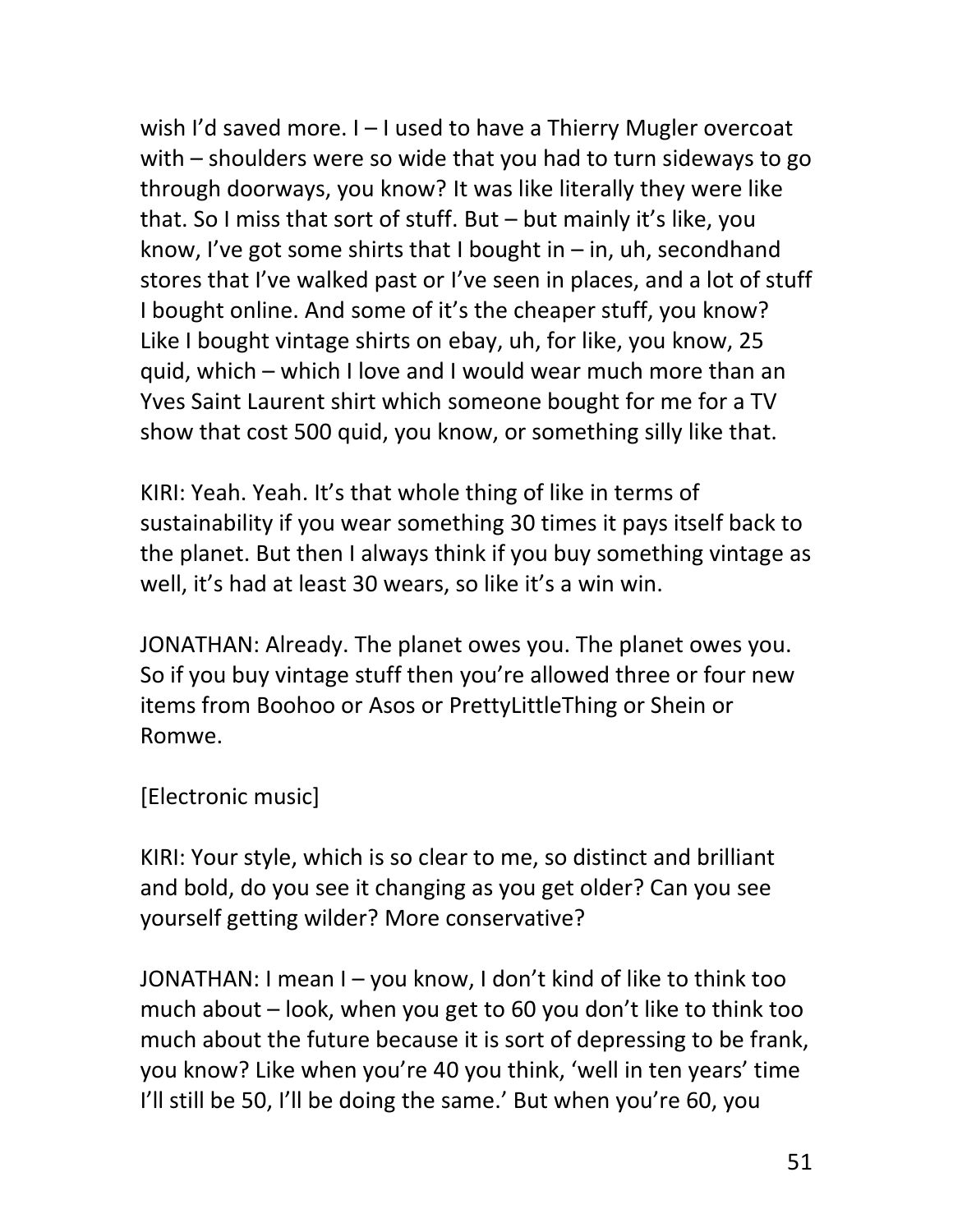wish I'd saved more. I – I used to have a Thierry Mugler overcoat with – shoulders were so wide that you had to turn sideways to go through doorways, you know? It was like literally they were like that. So I miss that sort of stuff. But – but mainly it's like, you know, I've got some shirts that I bought in – in, uh, secondhand stores that I've walked past or I've seen in places, and a lot of stuff I bought online. And some of it's the cheaper stuff, you know? Like I bought vintage shirts on ebay, uh, for like, you know, 25 quid, which – which I love and I would wear much more than an Yves Saint Laurent shirt which someone bought for me for a TV show that cost 500 quid, you know, or something silly like that.

KIRI: Yeah. Yeah. It's that whole thing of like in terms of sustainability if you wear something 30 times it pays itself back to the planet. But then I always think if you buy something vintage as well, it's had at least 30 wears, so like it's a win win.

JONATHAN: Already. The planet owes you. The planet owes you. So if you buy vintage stuff then you're allowed three or four new items from Boohoo or Asos or PrettyLittleThing or Shein or Romwe.

[Electronic music]

KIRI: Your style, which is so clear to me, so distinct and brilliant and bold, do you see it changing as you get older? Can you see yourself getting wilder? More conservative?

JONATHAN: I mean I – you know, I don't kind of like to think too much about – look, when you get to 60 you don't like to think too much about the future because it is sort of depressing to be frank, you know? Like when you're 40 you think, 'well in ten years' time I'll still be 50, I'll be doing the same.' But when you're 60, you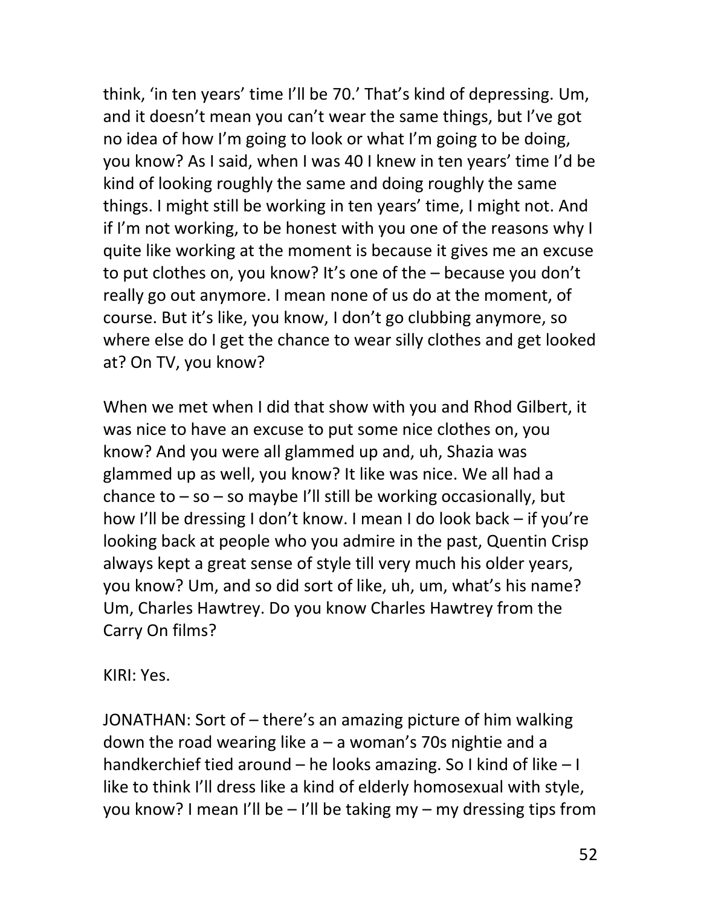think, 'in ten years' time I'll be 70.' That's kind of depressing. Um, and it doesn't mean you can't wear the same things, but I've got no idea of how I'm going to look or what I'm going to be doing, you know? As I said, when I was 40 I knew in ten years' time I'd be kind of looking roughly the same and doing roughly the same things. I might still be working in ten years' time, I might not. And if I'm not working, to be honest with you one of the reasons why I quite like working at the moment is because it gives me an excuse to put clothes on, you know? It's one of the – because you don't really go out anymore. I mean none of us do at the moment, of course. But it's like, you know, I don't go clubbing anymore, so where else do I get the chance to wear silly clothes and get looked at? On TV, you know?

When we met when I did that show with you and Rhod Gilbert, it was nice to have an excuse to put some nice clothes on, you know? And you were all glammed up and, uh, Shazia was glammed up as well, you know? It like was nice. We all had a chance to – so – so maybe I'll still be working occasionally, but how I'll be dressing I don't know. I mean I do look back – if you're looking back at people who you admire in the past, Quentin Crisp always kept a great sense of style till very much his older years, you know? Um, and so did sort of like, uh, um, what's his name? Um, Charles Hawtrey. Do you know Charles Hawtrey from the Carry On films?

KIRI: Yes.

JONATHAN: Sort of – there's an amazing picture of him walking down the road wearing like a – a woman's 70s nightie and a handkerchief tied around – he looks amazing. So I kind of like – I like to think I'll dress like a kind of elderly homosexual with style, you know? I mean I'll be – I'll be taking my – my dressing tips from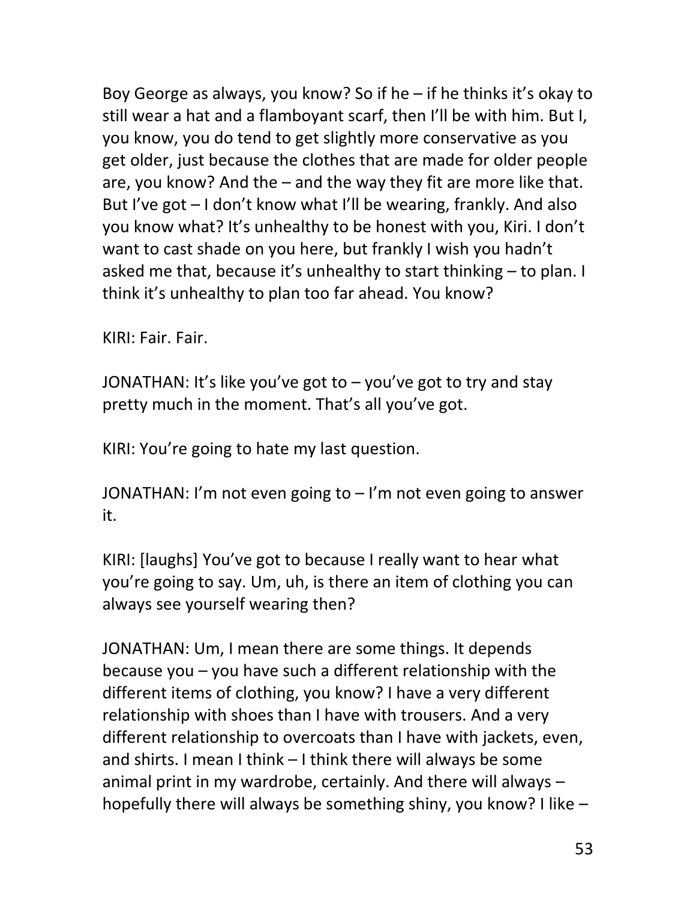Boy George as always, you know? So if he – if he thinks it's okay to still wear a hat and a flamboyant scarf, then I'll be with him. But I, you know, you do tend to get slightly more conservative as you get older, just because the clothes that are made for older people are, you know? And the – and the way they fit are more like that. But I've got – I don't know what I'll be wearing, frankly. And also you know what? It's unhealthy to be honest with you, Kiri. I don't want to cast shade on you here, but frankly I wish you hadn't asked me that, because it's unhealthy to start thinking – to plan. I think it's unhealthy to plan too far ahead. You know?

KIRI: Fair. Fair.

JONATHAN: It's like you've got to – you've got to try and stay pretty much in the moment. That's all you've got.

KIRI: You're going to hate my last question.

JONATHAN: I'm not even going to – I'm not even going to answer it.

KIRI: [laughs] You've got to because I really want to hear what you're going to say. Um, uh, is there an item of clothing you can always see yourself wearing then?

JONATHAN: Um, I mean there are some things. It depends because you – you have such a different relationship with the different items of clothing, you know? I have a very different relationship with shoes than I have with trousers. And a very different relationship to overcoats than I have with jackets, even, and shirts. I mean I think – I think there will always be some animal print in my wardrobe, certainly. And there will always – hopefully there will always be something shiny, you know? I like –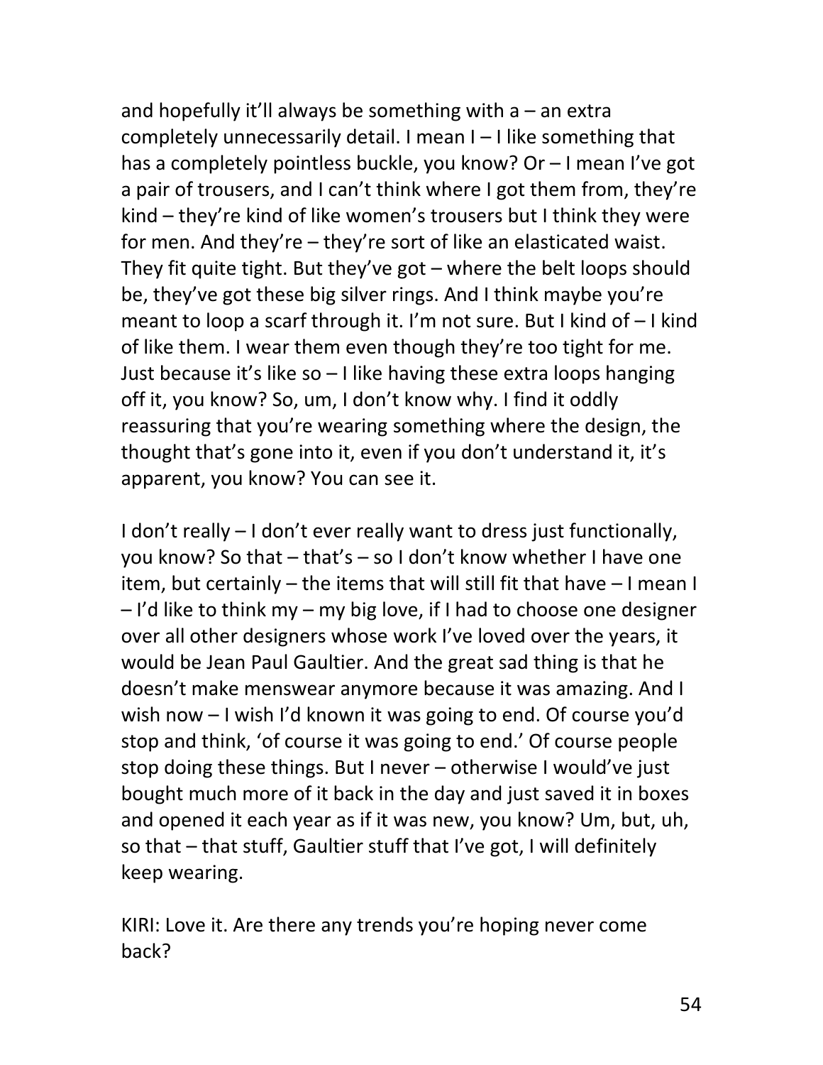and hopefully it'll always be something with a – an extra completely unnecessarily detail. I mean I – I like something that has a completely pointless buckle, you know? Or – I mean I've got a pair of trousers, and I can't think where I got them from, they're kind – they're kind of like women's trousers but I think they were for men. And they're – they're sort of like an elasticated waist. They fit quite tight. But they've got – where the belt loops should be, they've got these big silver rings. And I think maybe you're meant to loop a scarf through it. I'm not sure. But I kind of – I kind of like them. I wear them even though they're too tight for me. Just because it's like so – I like having these extra loops hanging off it, you know? So, um, I don't know why. I find it oddly reassuring that you're wearing something where the design, the thought that's gone into it, even if you don't understand it, it's apparent, you know? You can see it.

I don't really – I don't ever really want to dress just functionally, you know? So that – that's – so I don't know whether I have one item, but certainly – the items that will still fit that have – I mean I – I'd like to think my – my big love, if I had to choose one designer over all other designers whose work I've loved over the years, it would be Jean Paul Gaultier. And the great sad thing is that he doesn't make menswear anymore because it was amazing. And I wish now – I wish I'd known it was going to end. Of course you'd stop and think, 'of course it was going to end.' Of course people stop doing these things. But I never – otherwise I would've just bought much more of it back in the day and just saved it in boxes and opened it each year as if it was new, you know? Um, but, uh, so that – that stuff, Gaultier stuff that I've got, I will definitely keep wearing.

KIRI: Love it. Are there any trends you're hoping never come back?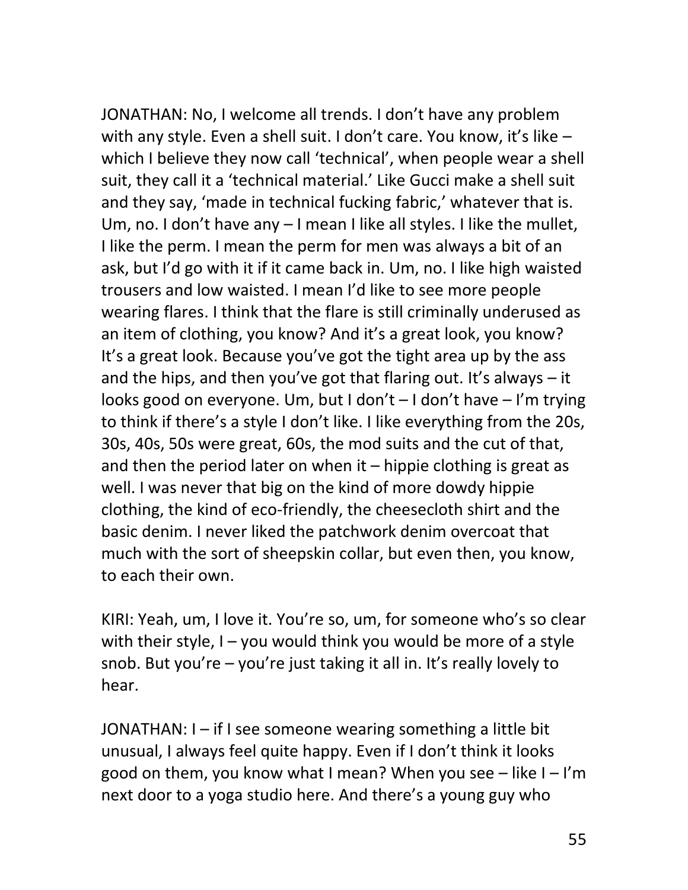JONATHAN: No, I welcome all trends. I don't have any problem with any style. Even a shell suit. I don't care. You know, it's like – which I believe they now call 'technical', when people wear a shell suit, they call it a 'technical material.' Like Gucci make a shell suit and they say, 'made in technical fucking fabric,' whatever that is. Um, no. I don't have any – I mean I like all styles. I like the mullet, I like the perm. I mean the perm for men was always a bit of an ask, but I'd go with it if it came back in. Um, no. I like high waisted trousers and low waisted. I mean I'd like to see more people wearing flares. I think that the flare is still criminally underused as an item of clothing, you know? And it's a great look, you know? It's a great look. Because you've got the tight area up by the ass and the hips, and then you've got that flaring out. It's always – it looks good on everyone. Um, but I don't – I don't have – I'm trying to think if there's a style I don't like. I like everything from the 20s, 30s, 40s, 50s were great, 60s, the mod suits and the cut of that, and then the period later on when it – hippie clothing is great as well. I was never that big on the kind of more dowdy hippie clothing, the kind of eco-friendly, the cheesecloth shirt and the basic denim. I never liked the patchwork denim overcoat that much with the sort of sheepskin collar, but even then, you know, to each their own.

KIRI: Yeah, um, I love it. You're so, um, for someone who's so clear with their style, I – you would think you would be more of a style snob. But you're – you're just taking it all in. It's really lovely to hear.

JONATHAN: I – if I see someone wearing something a little bit unusual, I always feel quite happy. Even if I don't think it looks good on them, you know what I mean? When you see – like I – I'm next door to a yoga studio here. And there's a young guy who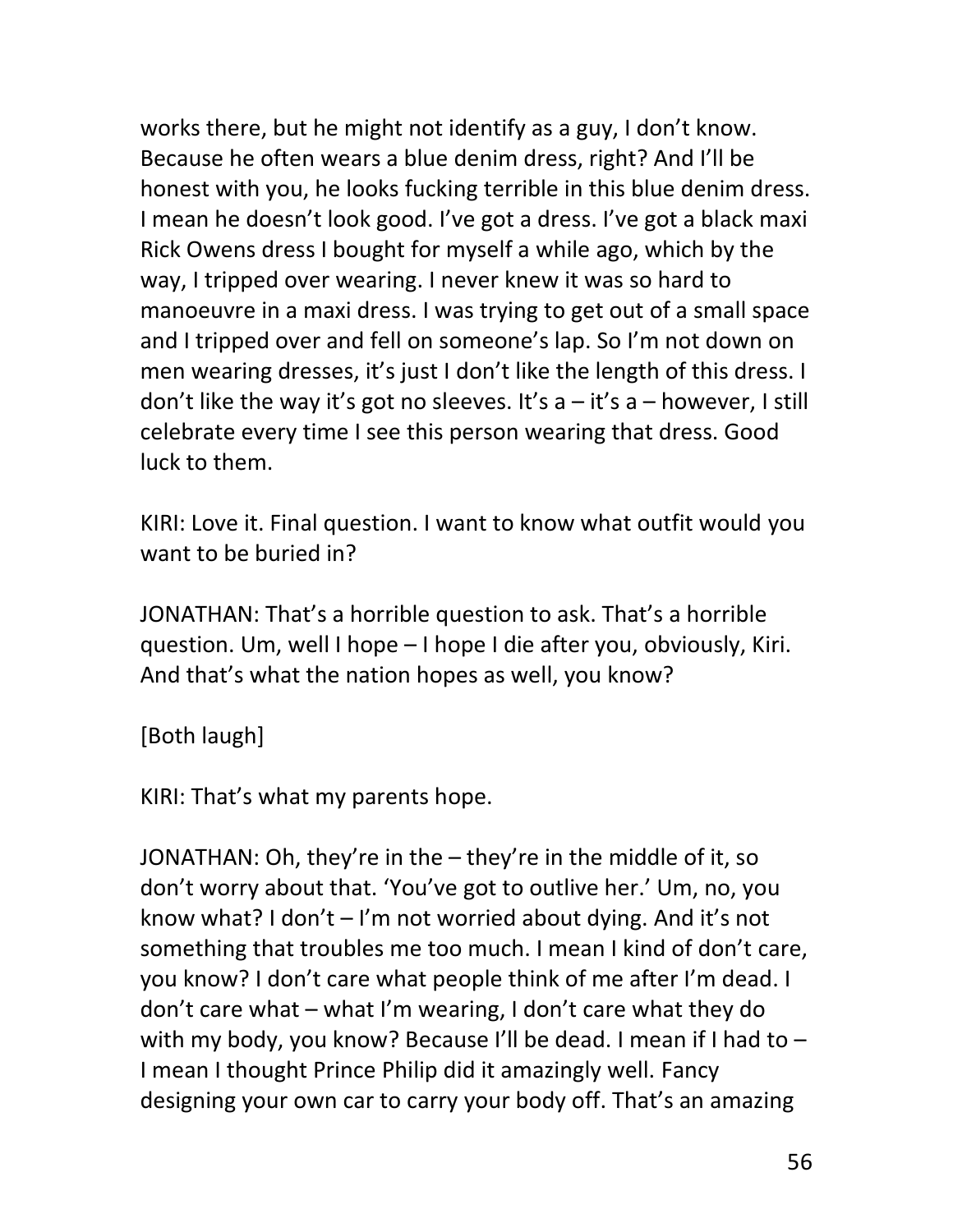works there, but he might not identify as a guy, I don't know. Because he often wears a blue denim dress, right? And I'll be honest with you, he looks fucking terrible in this blue denim dress. I mean he doesn't look good. I've got a dress. I've got a black maxi Rick Owens dress I bought for myself a while ago, which by the way, I tripped over wearing. I never knew it was so hard to manoeuvre in a maxi dress. I was trying to get out of a small space and I tripped over and fell on someone's lap. So I'm not down on men wearing dresses, it's just I don't like the length of this dress. I don't like the way it's got no sleeves. It's a – it's a – however, I still celebrate every time I see this person wearing that dress. Good luck to them.

KIRI: Love it. Final question. I want to know what outfit would you want to be buried in?

JONATHAN: That's a horrible question to ask. That's a horrible question. Um, well I hope – I hope I die after you, obviously, Kiri. And that's what the nation hopes as well, you know?

[Both laugh]

KIRI: That's what my parents hope.

JONATHAN: Oh, they're in the – they're in the middle of it, so don't worry about that. 'You've got to outlive her.' Um, no, you know what? I don't – I'm not worried about dying. And it's not something that troubles me too much. I mean I kind of don't care, you know? I don't care what people think of me after I'm dead. I don't care what – what I'm wearing, I don't care what they do with my body, you know? Because I'll be dead. I mean if I had to – I mean I thought Prince Philip did it amazingly well. Fancy designing your own car to carry your body off. That's an amazing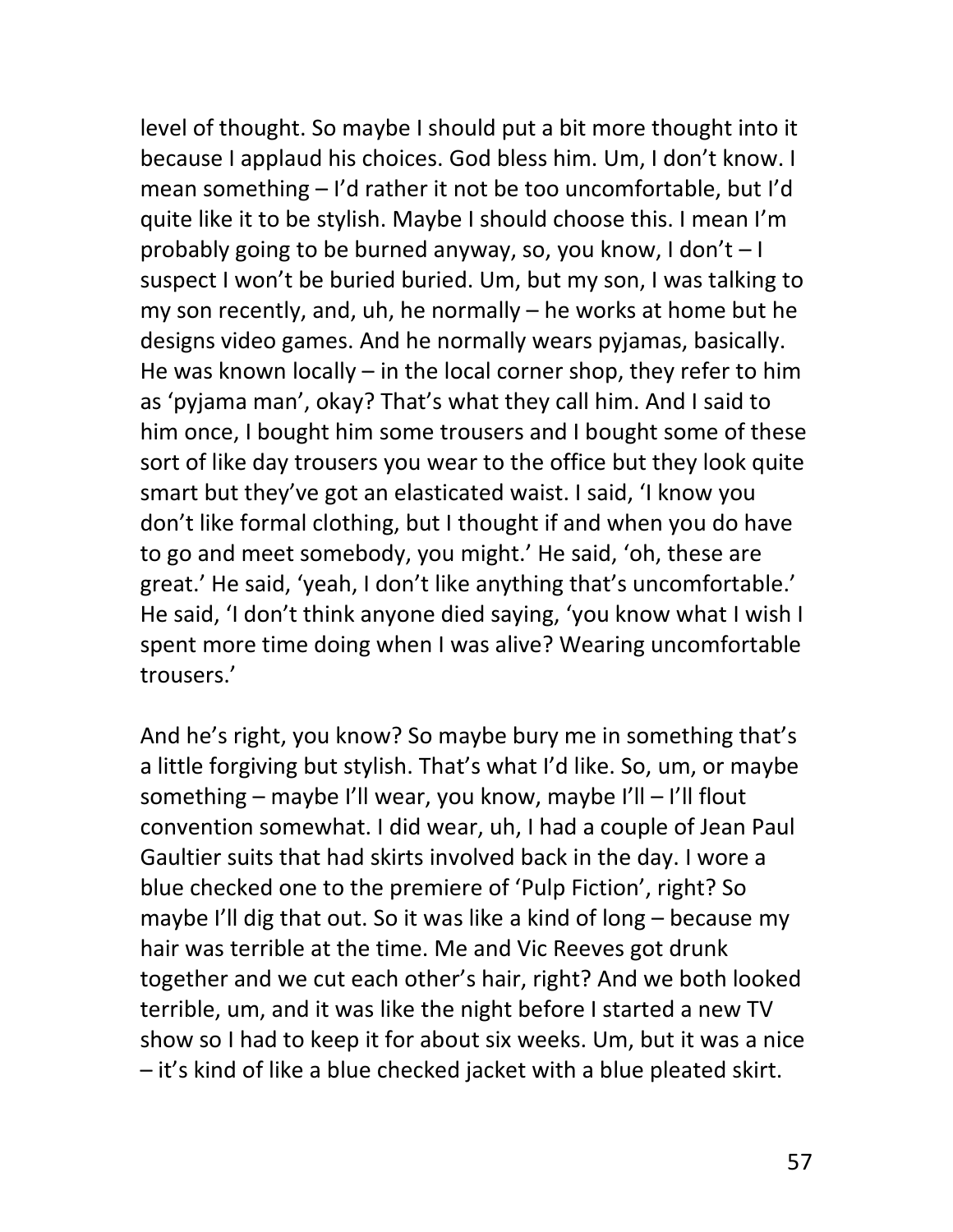level of thought. So maybe I should put a bit more thought into it because I applaud his choices. God bless him. Um, I don't know. I mean something – I'd rather it not be too uncomfortable, but I'd quite like it to be stylish. Maybe I should choose this. I mean I'm probably going to be burned anyway, so, you know, I don't – I suspect I won't be buried buried. Um, but my son, I was talking to my son recently, and, uh, he normally – he works at home but he designs video games. And he normally wears pyjamas, basically. He was known locally – in the local corner shop, they refer to him as 'pyjama man', okay? That's what they call him. And I said to him once, I bought him some trousers and I bought some of these sort of like day trousers you wear to the office but they look quite smart but they've got an elasticated waist. I said, 'I know you don't like formal clothing, but I thought if and when you do have to go and meet somebody, you might.' He said, 'oh, these are great.' He said, 'yeah, I don't like anything that's uncomfortable.' He said, 'I don't think anyone died saying, 'you know what I wish I spent more time doing when I was alive? Wearing uncomfortable trousers.'

And he's right, you know? So maybe bury me in something that's a little forgiving but stylish. That's what I'd like. So, um, or maybe something – maybe I'll wear, you know, maybe I'll – I'll flout convention somewhat. I did wear, uh, I had a couple of Jean Paul Gaultier suits that had skirts involved back in the day. I wore a blue checked one to the premiere of 'Pulp Fiction', right? So maybe I'll dig that out. So it was like a kind of long – because my hair was terrible at the time. Me and Vic Reeves got drunk together and we cut each other's hair, right? And we both looked terrible, um, and it was like the night before I started a new TV show so I had to keep it for about six weeks. Um, but it was a nice – it's kind of like a blue checked jacket with a blue pleated skirt.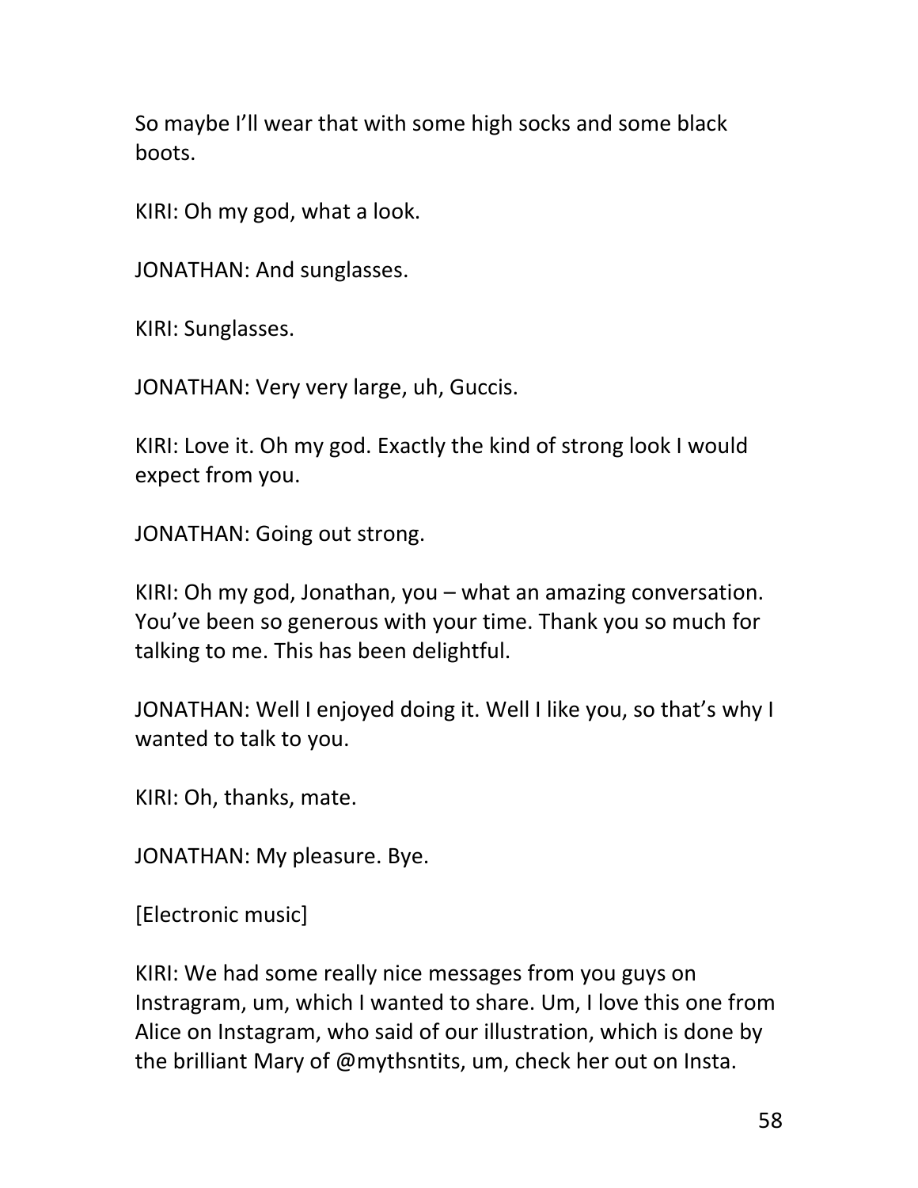So maybe I'll wear that with some high socks and some black boots.

KIRI: Oh my god, what a look.

JONATHAN: And sunglasses.

KIRI: Sunglasses.

JONATHAN: Very very large, uh, Guccis.

KIRI: Love it. Oh my god. Exactly the kind of strong look I would expect from you.

JONATHAN: Going out strong.

KIRI: Oh my god, Jonathan, you – what an amazing conversation. You've been so generous with your time. Thank you so much for talking to me. This has been delightful.

JONATHAN: Well I enjoyed doing it. Well I like you, so that's why I wanted to talk to you.

KIRI: Oh, thanks, mate.

JONATHAN: My pleasure. Bye.

[Electronic music]

KIRI: We had some really nice messages from you guys on Instragram, um, which I wanted to share. Um, I love this one from Alice on Instagram, who said of our illustration, which is done by the brilliant Mary of @mythsntits, um, check her out on Insta.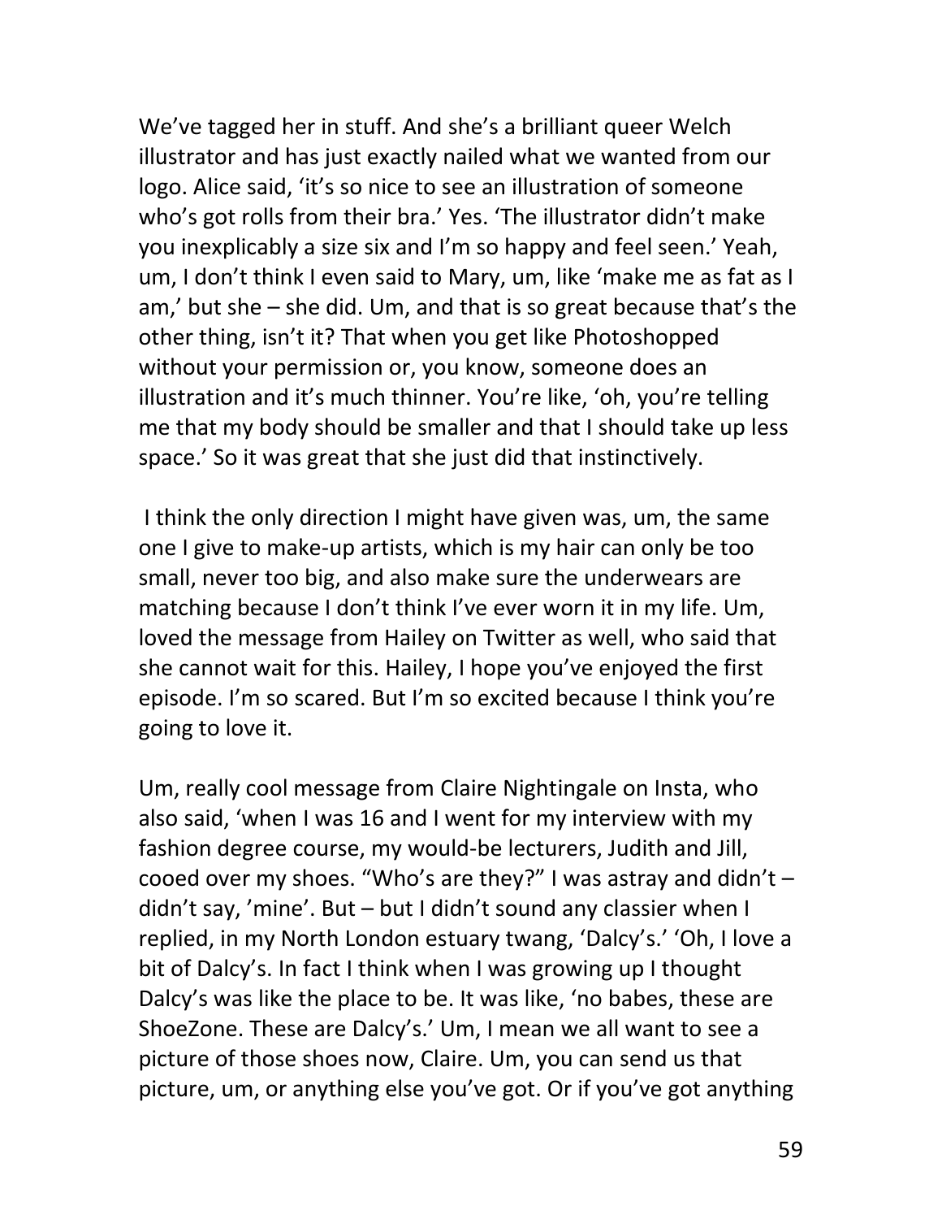We've tagged her in stuff. And she's a brilliant queer Welch illustrator and has just exactly nailed what we wanted from our logo. Alice said, 'it's so nice to see an illustration of someone who's got rolls from their bra.' Yes. 'The illustrator didn't make you inexplicably a size six and I'm so happy and feel seen.' Yeah, um, I don't think I even said to Mary, um, like 'make me as fat as I am,' but she – she did. Um, and that is so great because that's the other thing, isn't it? That when you get like Photoshopped without your permission or, you know, someone does an illustration and it's much thinner. You're like, 'oh, you're telling me that my body should be smaller and that I should take up less space.' So it was great that she just did that instinctively.

I think the only direction I might have given was, um, the same one I give to make-up artists, which is my hair can only be too small, never too big, and also make sure the underwears are matching because I don't think I've ever worn it in my life. Um, loved the message from Hailey on Twitter as well, who said that she cannot wait for this. Hailey, I hope you've enjoyed the first episode. I'm so scared. But I'm so excited because I think you're going to love it.

Um, really cool message from Claire Nightingale on Insta, who also said, 'when I was 16 and I went for my interview with my fashion degree course, my would-be lecturers, Judith and Jill, cooed over my shoes. "Who's are they?" I was astray and didn't – didn't say, 'mine'. But – but I didn't sound any classier when I replied, in my North London estuary twang, 'Dalcy's.' 'Oh, I love a bit of Dalcy's. In fact I think when I was growing up I thought Dalcy's was like the place to be. It was like, 'no babes, these are ShoeZone. These are Dalcy's.' Um, I mean we all want to see a picture of those shoes now, Claire. Um, you can send us that picture, um, or anything else you've got. Or if you've got anything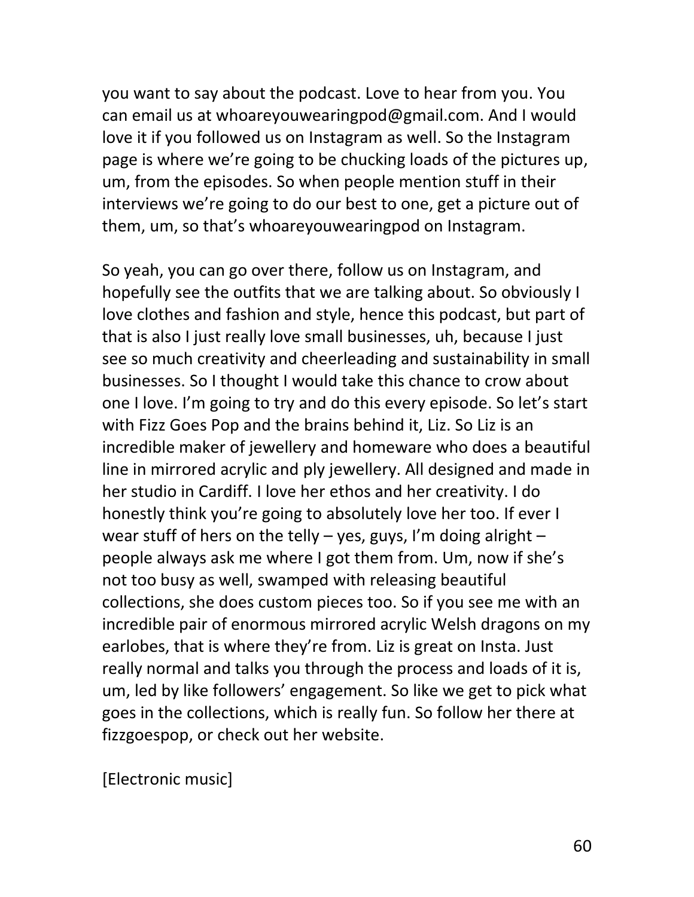you want to say about the podcast. Love to hear from you. You can email us at whoareyouwearingpod@gmail.com. And I would love it if you followed us on Instagram as well. So the Instagram page is where we're going to be chucking loads of the pictures up, um, from the episodes. So when people mention stuff in their interviews we're going to do our best to one, get a picture out of them, um, so that's whoareyouwearingpod on Instagram.

So yeah, you can go over there, follow us on Instagram, and hopefully see the outfits that we are talking about. So obviously I love clothes and fashion and style, hence this podcast, but part of that is also I just really love small businesses, uh, because I just see so much creativity and cheerleading and sustainability in small businesses. So I thought I would take this chance to crow about one I love. I'm going to try and do this every episode. So let's start with Fizz Goes Pop and the brains behind it, Liz. So Liz is an incredible maker of jewellery and homeware who does a beautiful line in mirrored acrylic and ply jewellery. All designed and made in her studio in Cardiff. I love her ethos and her creativity. I do honestly think you're going to absolutely love her too. If ever I wear stuff of hers on the telly – yes, guys, I'm doing alright – people always ask me where I got them from. Um, now if she's not too busy as well, swamped with releasing beautiful collections, she does custom pieces too. So if you see me with an incredible pair of enormous mirrored acrylic Welsh dragons on my earlobes, that is where they're from. Liz is great on Insta. Just really normal and talks you through the process and loads of it is, um, led by like followers' engagement. So like we get to pick what goes in the collections, which is really fun. So follow her there at fizzgoespop, or check out her website.

[Electronic music]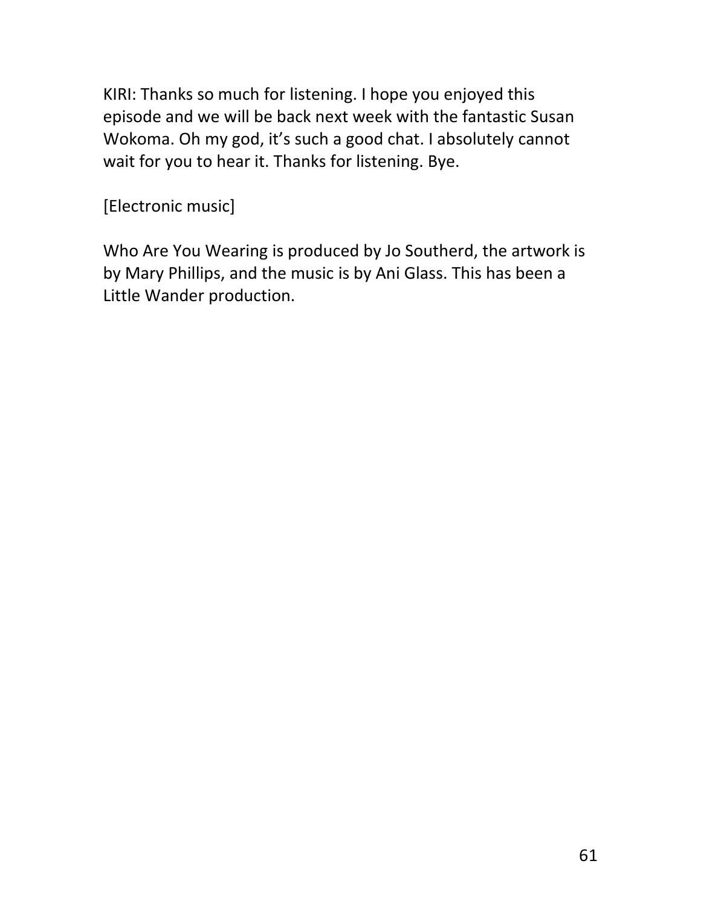KIRI: Thanks so much for listening. I hope you enjoyed this episode and we will be back next week with the fantastic Susan Wokoma. Oh my god, it's such a good chat. I absolutely cannot wait for you to hear it. Thanks for listening. Bye.

[Electronic music]

Who Are You Wearing is produced by Jo Southerd, the artwork is by Mary Phillips, and the music is by Ani Glass. This has been a Little Wander production.